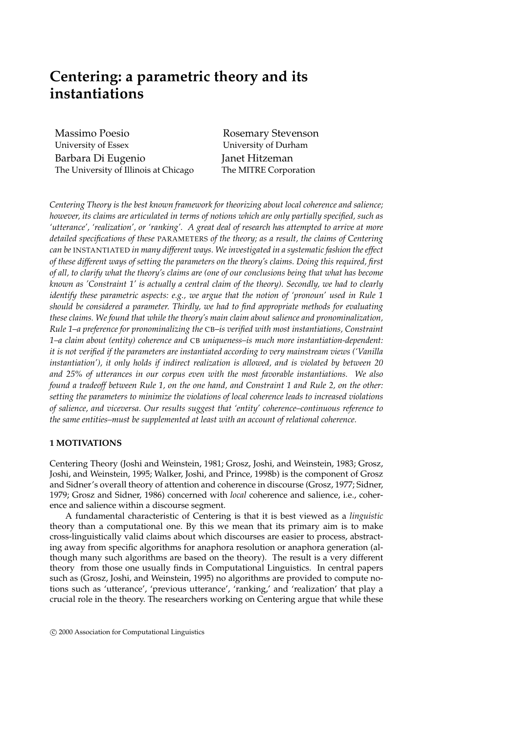# Centering: a parametric theory and its instantiations

Massimo Poesio
University of Essex

Rosemary Stevenson
University of Durham

Barbara Di Eugenio
The University of Illinois at Chicago

Janet Hitzeman
The MITRE Corporation

*Centering Theory is the best known framework for theorizing about local coherence and salience; however, its claims are articulated in terms of notions which are only partially specified, such as 'utterance', 'realization', or 'ranking'. A great deal of research has attempted to arrive at more detailed specifications of these* PARAMETERS *of the theory; as a result, the claims of Centering can be* INSTANTIATED *in many different ways. We investigated in a systematic fashion the effect of these different ways of setting the parameters on the theory's claims. Doing this required, first of all, to clarify what the theory's claims are (one of our conclusions being that what has become known as 'Constraint 1' is actually a central claim of the theory). Secondly, we had to clearly identify these parametric aspects: e.g., we argue that the notion of 'pronoun' used in Rule 1 should be considered a parameter. Thirdly, we had to find appropriate methods for evaluating these claims. We found that while the theory's main claim about salience and pronominalization, Rule 1–a preference for pronominalizing the* CB*–is verified with most instantiations, Constraint 1–a claim about (entity) coherence and* CB *uniqueness–is much more instantiation-dependent: it is not verified if the parameters are instantiated according to very mainstream views ('Vanilla instantiation'), it only holds if indirect realization is allowed, and is violated by between 20 and 25% of utterances in our corpus even with the most favorable instantiations. We also found a tradeoff between Rule 1, on the one hand, and Constraint 1 and Rule 2, on the other: setting the parameters to minimize the violations of local coherence leads to increased violations of salience, and viceversa. Our results suggest that 'entity' coherence–continuous reference to the same entities–must be supplemented at least with an account of relational coherence.*

## 1 MOTIVATIONS

Centering Theory (Joshi and Weinstein, 1981; Grosz, Joshi, and Weinstein, 1983; Grosz, Joshi, and Weinstein, 1995; Walker, Joshi, and Prince, 1998b) is the component of Grosz and Sidner's overall theory of attention and coherence in discourse (Grosz, 1977; Sidner, 1979; Grosz and Sidner, 1986) concerned with *local* coherence and salience, i.e., coherence and salience within a discourse segment.

A fundamental characteristic of Centering is that it is best viewed as a *linguistic* theory than a computational one. By this we mean that its primary aim is to make cross-linguistically valid claims about which discourses are easier to process, abstracting away from specific algorithms for anaphora resolution or anaphora generation (although many such algorithms are based on the theory). The result is a very different theory from those one usually finds in Computational Linguistics. In central papers such as (Grosz, Joshi, and Weinstein, 1995) no algorithms are provided to compute notions such as 'utterance', 'previous utterance', 'ranking,' and 'realization' that play a crucial role in the theory. The researchers working on Centering argue that while these

© 2000 Association for Computational Linguistics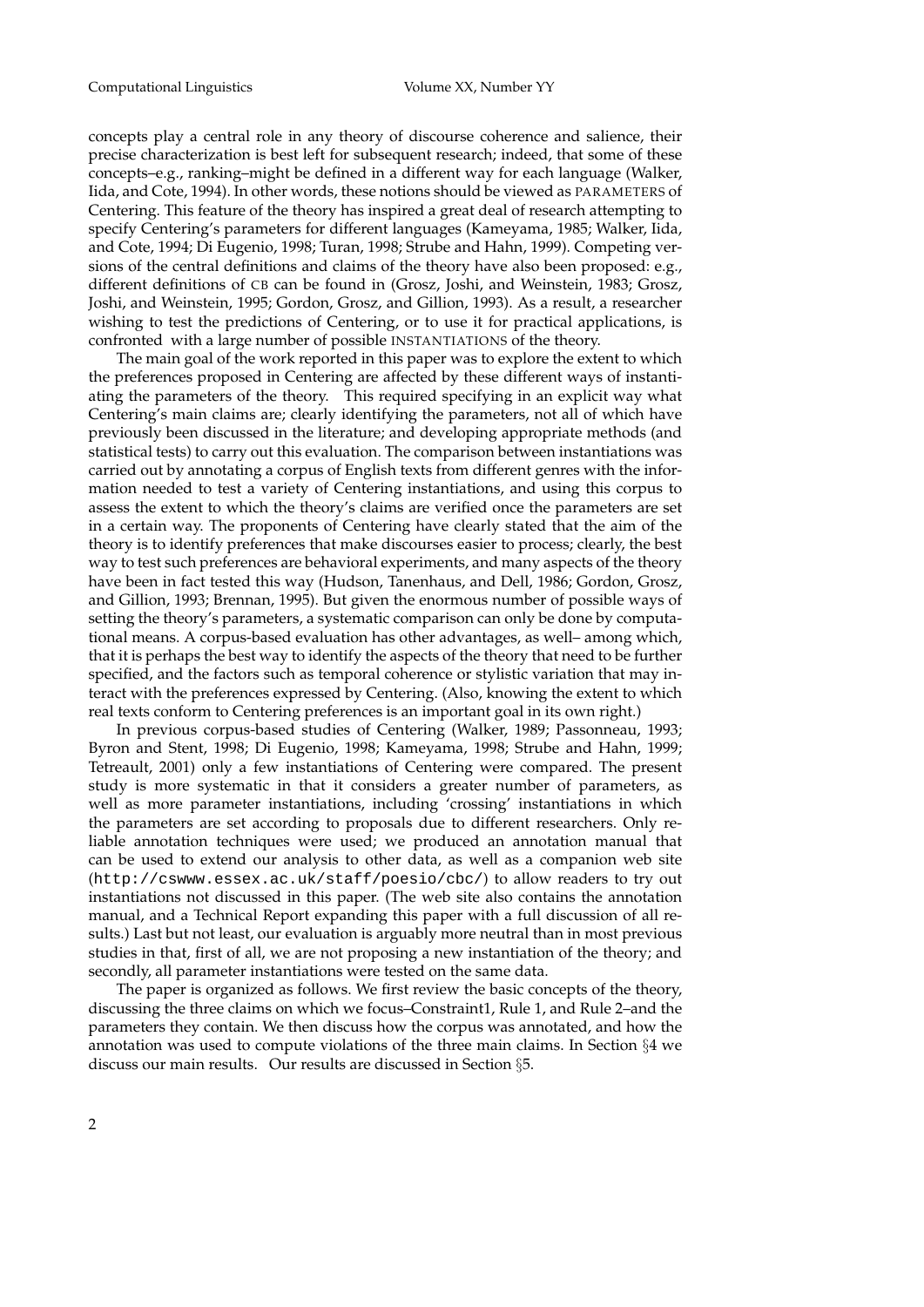concepts play a central role in any theory of discourse coherence and salience, their precise characterization is best left for subsequent research; indeed, that some of these concepts–e.g., ranking–might be defined in a different way for each language (Walker, Iida, and Cote, 1994). In other words, these notions should be viewed as PARAMETERS of Centering. This feature of the theory has inspired a great deal of research attempting to specify Centering's parameters for different languages (Kameyama, 1985; Walker, Iida, and Cote, 1994; Di Eugenio, 1998; Turan, 1998; Strube and Hahn, 1999). Competing versions of the central definitions and claims of the theory have also been proposed: e.g., different definitions of CB can be found in (Grosz, Joshi, and Weinstein, 1983; Grosz, Joshi, and Weinstein, 1995; Gordon, Grosz, and Gillion, 1993). As a result, a researcher wishing to test the predictions of Centering, or to use it for practical applications, is confronted with a large number of possible INSTANTIATIONS of the theory.

The main goal of the work reported in this paper was to explore the extent to which the preferences proposed in Centering are affected by these different ways of instantiating the parameters of the theory. This required specifying in an explicit way what Centering's main claims are; clearly identifying the parameters, not all of which have previously been discussed in the literature; and developing appropriate methods (and statistical tests) to carry out this evaluation. The comparison between instantiations was carried out by annotating a corpus of English texts from different genres with the information needed to test a variety of Centering instantiations, and using this corpus to assess the extent to which the theory's claims are verified once the parameters are set in a certain way. The proponents of Centering have clearly stated that the aim of the theory is to identify preferences that make discourses easier to process; clearly, the best way to test such preferences are behavioral experiments, and many aspects of the theory have been in fact tested this way (Hudson, Tanenhaus, and Dell, 1986; Gordon, Grosz, and Gillion, 1993; Brennan, 1995). But given the enormous number of possible ways of setting the theory's parameters, a systematic comparison can only be done by computational means. A corpus-based evaluation has other advantages, as well– among which, that it is perhaps the best way to identify the aspects of the theory that need to be further specified, and the factors such as temporal coherence or stylistic variation that may interact with the preferences expressed by Centering. (Also, knowing the extent to which real texts conform to Centering preferences is an important goal in its own right.)

In previous corpus-based studies of Centering (Walker, 1989; Passonneau, 1993; Byron and Stent, 1998; Di Eugenio, 1998; Kameyama, 1998; Strube and Hahn, 1999; Tetreault, 2001) only a few instantiations of Centering were compared. The present study is more systematic in that it considers a greater number of parameters, as well as more parameter instantiations, including 'crossing' instantiations in which the parameters are set according to proposals due to different researchers. Only reliable annotation techniques were used; we produced an annotation manual that can be used to extend our analysis to other data, as well as a companion web site (http://cswww.essex.ac.uk/staff/poesio/cbc/) to allow readers to try out instantiations not discussed in this paper. (The web site also contains the annotation manual, and a Technical Report expanding this paper with a full discussion of all results.) Last but not least, our evaluation is arguably more neutral than in most previous studies in that, first of all, we are not proposing a new instantiation of the theory; and secondly, all parameter instantiations were tested on the same data.

The paper is organized as follows. We first review the basic concepts of the theory, discussing the three claims on which we focus–Constraint1, Rule 1, and Rule 2–and the parameters they contain. We then discuss how the corpus was annotated, and how the annotation was used to compute violations of the three main claims. In Section §4 we discuss our main results. Our results are discussed in Section §5.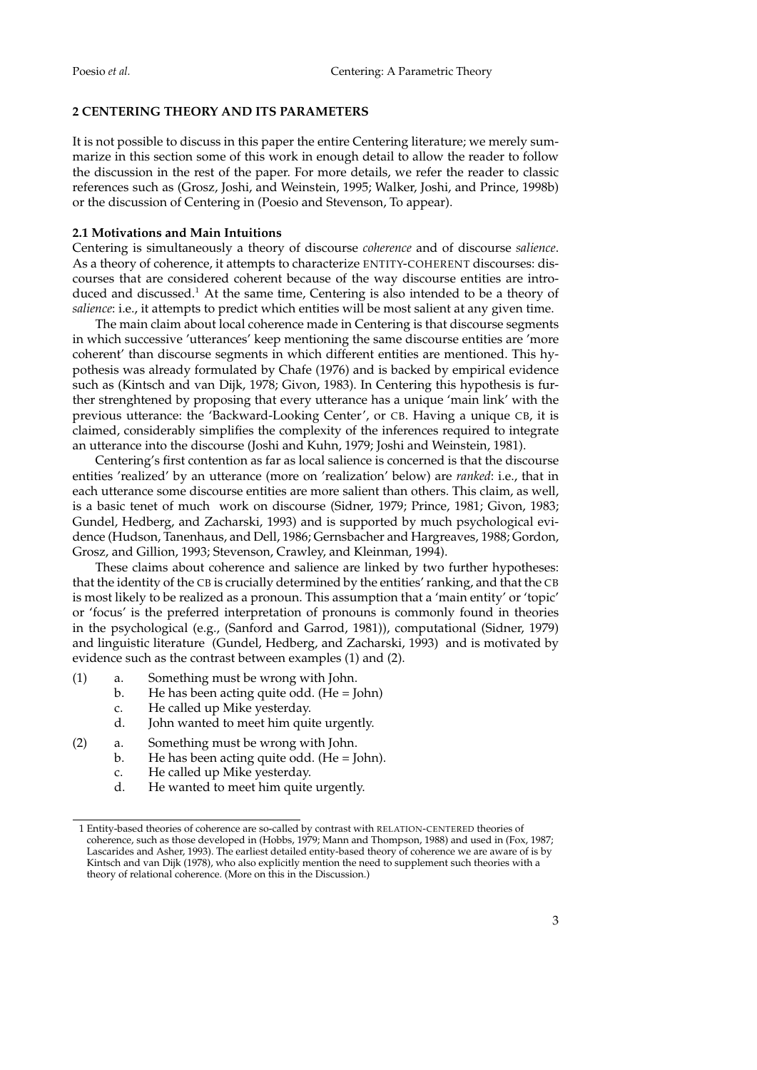## 2 CENTERING THEORY AND ITS PARAMETERS

It is not possible to discuss in this paper the entire Centering literature; we merely summarize in this section some of this work in enough detail to allow the reader to follow the discussion in the rest of the paper. For more details, we refer the reader to classic references such as (Grosz, Joshi, and Weinstein, 1995; Walker, Joshi, and Prince, 1998b) or the discussion of Centering in (Poesio and Stevenson, To appear).

### 2.1 Motivations and Main Intuitions

Centering is simultaneously a theory of discourse *coherence* and of discourse *salience*. As a theory of coherence, it attempts to characterize ENTITY-COHERENT discourses: discourses that are considered coherent because of the way discourse entities are introduced and discussed.[1] At the same time, Centering is also intended to be a theory of *salience*: i.e., it attempts to predict which entities will be most salient at any given time.

The main claim about local coherence made in Centering is that discourse segments in which successive 'utterances' keep mentioning the same discourse entities are 'more coherent' than discourse segments in which different entities are mentioned. This hypothesis was already formulated by Chafe (1976) and is backed by empirical evidence such as (Kintsch and van Dijk, 1978; Givon, 1983). In Centering this hypothesis is further strenghtened by proposing that every utterance has a unique 'main link' with the previous utterance: the 'Backward-Looking Center', or CB. Having a unique CB, it is claimed, considerably simplifies the complexity of the inferences required to integrate an utterance into the discourse (Joshi and Kuhn, 1979; Joshi and Weinstein, 1981).

Centering's first contention as far as local salience is concerned is that the discourse entities 'realized' by an utterance (more on 'realization' below) are *ranked*: i.e., that in each utterance some discourse entities are more salient than others. This claim, as well, is a basic tenet of much work on discourse (Sidner, 1979; Prince, 1981; Givon, 1983; Gundel, Hedberg, and Zacharski, 1993) and is supported by much psychological evidence (Hudson, Tanenhaus, and Dell, 1986; Gernsbacher and Hargreaves, 1988; Gordon, Grosz, and Gillion, 1993; Stevenson, Crawley, and Kleinman, 1994).

These claims about coherence and salience are linked by two further hypotheses: that the identity of the CB is crucially determined by the entities' ranking, and that the CB is most likely to be realized as a pronoun. This assumption that a 'main entity' or 'topic' or 'focus' is the preferred interpretation of pronouns is commonly found in theories in the psychological (e.g., (Sanford and Garrod, 1981)), computational (Sidner, 1979) and linguistic literature (Gundel, Hedberg, and Zacharski, 1993) and is motivated by evidence such as the contrast between examples (1) and (2).

(1) a. Something must be wrong with John.
    b. He has been acting quite odd. (He = John)
    c. He called up Mike yesterday.
    d. John wanted to meet him quite urgently.

(2) a. Something must be wrong with John.
    b. He has been acting quite odd. (He = John).
    c. He called up Mike yesterday.
    d. He wanted to meet him quite urgently.

---

1 Entity-based theories of coherence are so-called by contrast with RELATION-CENTERED theories of coherence, such as those developed in (Hobbs, 1979; Mann and Thompson, 1988) and used in (Fox, 1987; Lascarides and Asher, 1993). The earliest detailed entity-based theory of coherence we are aware of is by Kintsch and van Dijk (1978), who also explicitly mention the need to supplement such theories with a theory of relational coherence. (More on this in the Discussion.)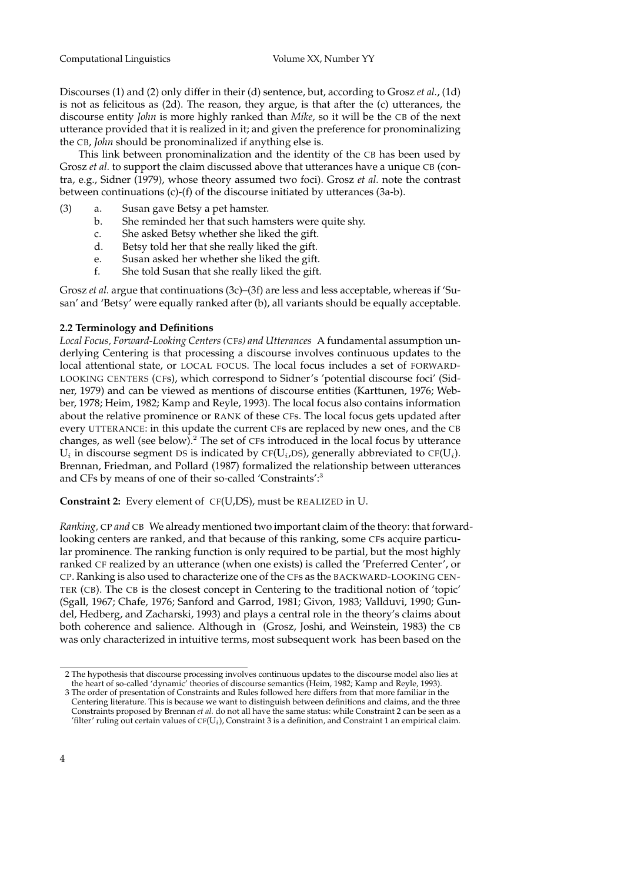Discourses (1) and (2) only differ in their (d) sentence, but, according to Grosz *et al.*, (1d) is not as felicitous as (2d). The reason, they argue, is that after the (c) utterances, the discourse entity *John* is more highly ranked than *Mike*, so it will be the CB of the next utterance provided that it is realized in it; and given the preference for pronominalizing the CB, *John* should be pronominalized if anything else is.

This link between pronominalization and the identity of the CB has been used by Grosz *et al.* to support the claim discussed above that utterances have a unique CB (contra, e.g., Sidner (1979), whose theory assumed two foci). Grosz *et al.* note the contrast between continuations (c)-(f) of the discourse initiated by utterances (3a-b).

(3)
- a. Susan gave Betsy a pet hamster.
- b. She reminded her that such hamsters were quite shy.
- c. She asked Betsy whether she liked the gift.
- d. Betsy told her that she really liked the gift.
- e. Susan asked her whether she liked the gift.
- f. She told Susan that she really liked the gift.

Grosz *et al.* argue that continuations (3c)–(3f) are less and less acceptable, whereas if 'Susan' and 'Betsy' were equally ranked after (b), all variants should be equally acceptable.

### 2.2 Terminology and Definitions

*Local Focus, Forward-Looking Centers (*CFs*) and Utterances* A fundamental assumption underlying Centering is that processing a discourse involves continuous updates to the local attentional state, or LOCAL FOCUS. The local focus includes a set of FORWARD-LOOKING CENTERS (CFs), which correspond to Sidner's 'potential discourse foci' (Sidner, 1979) and can be viewed as mentions of discourse entities (Karttunen, 1976; Webber, 1978; Heim, 1982; Kamp and Reyle, 1993). The local focus also contains information about the relative prominence or RANK of these CFs. The local focus gets updated after every UTTERANCE: in this update the current CFs are replaced by new ones, and the CB changes, as well (see below).[2] The set of CFs introduced in the local focus by utterance $U_i$ in discourse segment DS is indicated by CF($U_i$,DS), generally abbreviated to CF($U_i$). Brennan, Friedman, and Pollard (1987) formalized the relationship between utterances and CFs by means of one of their so-called 'Constraints':[3]

**Constraint 2:** Every element of CF(U,DS), must be REALIZED in U.

*Ranking,* CP *and* CB We already mentioned two important claim of the theory: that forward-looking centers are ranked, and that because of this ranking, some CFs acquire particular prominence. The ranking function is only required to be partial, but the most highly ranked CF realized by an utterance (when one exists) is called the 'Preferred Center', or CP. Ranking is also used to characterize one of the CFs as the BACKWARD-LOOKING CENTER (CB). The CB is the closest concept in Centering to the traditional notion of 'topic' (Sgall, 1967; Chafe, 1976; Sanford and Garrod, 1981; Givon, 1983; Vallduvi, 1990; Gundel, Hedberg, and Zacharski, 1993) and plays a central role in the theory's claims about both coherence and salience. Although in (Grosz, Joshi, and Weinstein, 1983) the CB was only characterized in intuitive terms, most subsequent work has been based on the

---

2 The hypothesis that discourse processing involves continuous updates to the discourse model also lies at the heart of so-called 'dynamic' theories of discourse semantics (Heim, 1982; Kamp and Reyle, 1993).

3 The order of presentation of Constraints and Rules followed here differs from that more familiar in the Centering literature. This is because we want to distinguish between definitions and claims, and the three Constraints proposed by Brennan *et al.* do not all have the same status: while Constraint 2 can be seen as a 'filter' ruling out certain values of CF($U_i$), Constraint 3 is a definition, and Constraint 1 an empirical claim.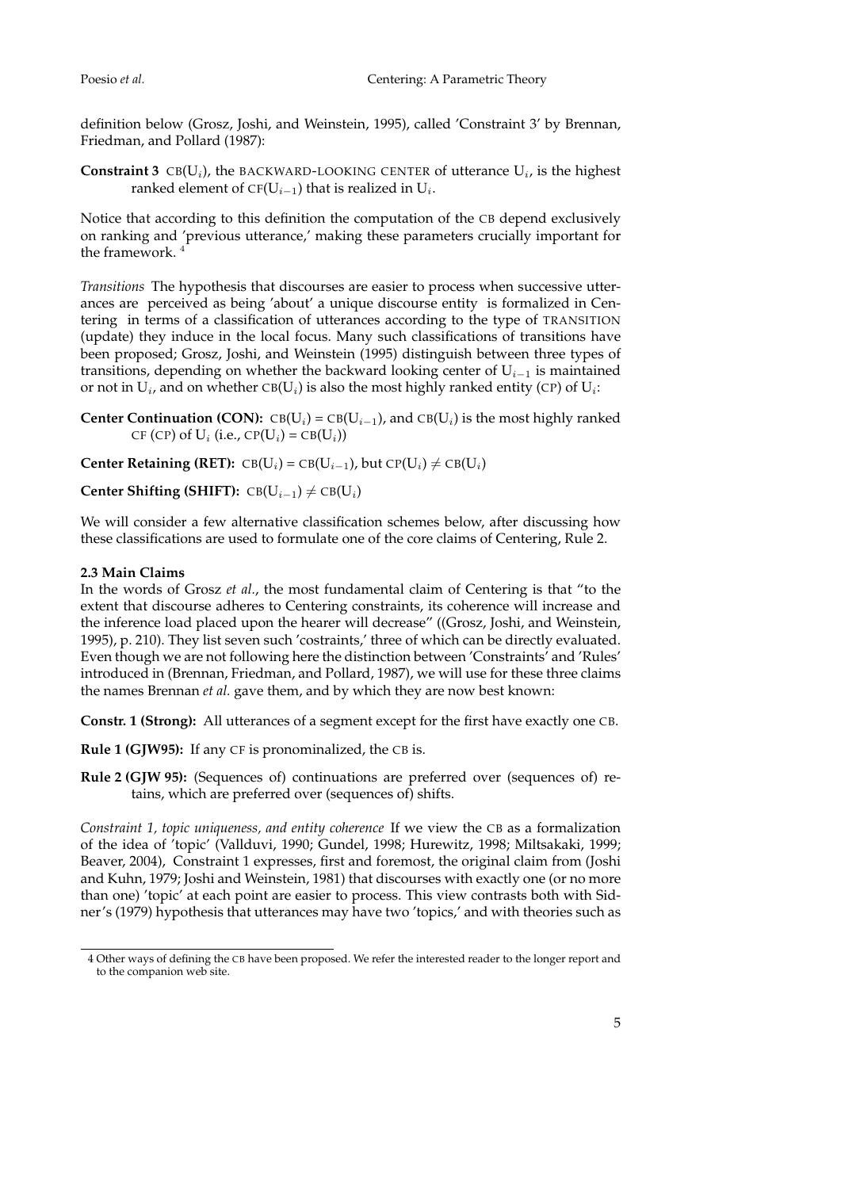definition below (Grosz, Joshi, and Weinstein, 1995), called 'Constraint 3' by Brennan, Friedman, and Pollard (1987):

**Constraint 3** CB($U_i$), the BACKWARD-LOOKING CENTER of utterance $U_i$, is the highest ranked element of CF($U_{i-1}$) that is realized in $U_i$.

Notice that according to this definition the computation of the CB depend exclusively on ranking and 'previous utterance,' making these parameters crucially important for the framework. [4]

*Transitions* The hypothesis that discourses are easier to process when successive utterances are perceived as being 'about' a unique discourse entity is formalized in Centering in terms of a classification of utterances according to the type of TRANSITION (update) they induce in the local focus. Many such classifications of transitions have been proposed; Grosz, Joshi, and Weinstein (1995) distinguish between three types of transitions, depending on whether the backward looking center of $U_{i-1}$ is maintained or not in $U_i$, and on whether CB($U_i$) is also the most highly ranked entity (CP) of $U_i$:

**Center Continuation (CON):** CB($U_i$) = CB($U_{i-1}$), and CB($U_i$) is the most highly ranked CF (CP) of $U_i$ (i.e., CP($U_i$) = CB($U_i$))

**Center Retaining (RET):** CB($U_i$) = CB($U_{i-1}$), but CP($U_i$) $\neq$ CB($U_i$)

**Center Shifting (SHIFT):** CB($U_{i-1}$) $\neq$ CB($U_i$)

We will consider a few alternative classification schemes below, after discussing how these classifications are used to formulate one of the core claims of Centering, Rule 2.

### 2.3 Main Claims

In the words of Grosz *et al.*, the most fundamental claim of Centering is that "to the extent that discourse adheres to Centering constraints, its coherence will increase and the inference load placed upon the hearer will decrease" ((Grosz, Joshi, and Weinstein, 1995), p. 210). They list seven such 'costraints,' three of which can be directly evaluated. Even though we are not following here the distinction between 'Constraints' and 'Rules' introduced in (Brennan, Friedman, and Pollard, 1987), we will use for these three claims the names Brennan *et al.* gave them, and by which they are now best known:

**Constr. 1 (Strong):** All utterances of a segment except for the first have exactly one CB.

**Rule 1 (GJW95):** If any CF is pronominalized, the CB is.

**Rule 2 (GJW 95):** (Sequences of) continuations are preferred over (sequences of) retains, which are preferred over (sequences of) shifts.

*Constraint 1, topic uniqueness, and entity coherence* If we view the CB as a formalization of the idea of 'topic' (Vallduvi, 1990; Gundel, 1998; Hurewitz, 1998; Miltsakaki, 1999; Beaver, 2004), Constraint 1 expresses, first and foremost, the original claim from (Joshi and Kuhn, 1979; Joshi and Weinstein, 1981) that discourses with exactly one (or no more than one) 'topic' at each point are easier to process. This view contrasts both with Sidner's (1979) hypothesis that utterances may have two 'topics,' and with theories such as

4 Other ways of defining the CB have been proposed. We refer the interested reader to the longer report and to the companion web site.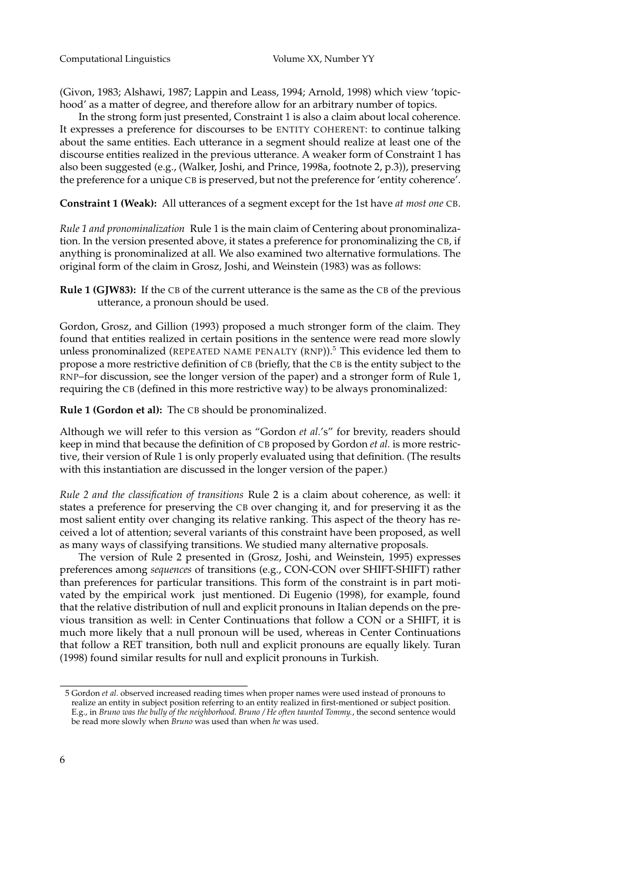(Givon, 1983; Alshawi, 1987; Lappin and Leass, 1994; Arnold, 1998) which view 'topichood' as a matter of degree, and therefore allow for an arbitrary number of topics.

In the strong form just presented, Constraint 1 is also a claim about local coherence. It expresses a preference for discourses to be ENTITY COHERENT: to continue talking about the same entities. Each utterance in a segment should realize at least one of the discourse entities realized in the previous utterance. A weaker form of Constraint 1 has also been suggested (e.g., (Walker, Joshi, and Prince, 1998a, footnote 2, p.3)), preserving the preference for a unique CB is preserved, but not the preference for 'entity coherence'.

**Constraint 1 (Weak):** All utterances of a segment except for the 1st have *at most one* CB.

*Rule 1 and pronominalization* Rule 1 is the main claim of Centering about pronominalization. In the version presented above, it states a preference for pronominalizing the CB, if anything is pronominalized at all. We also examined two alternative formulations. The original form of the claim in Grosz, Joshi, and Weinstein (1983) was as follows:

**Rule 1 (GJW83):** If the CB of the current utterance is the same as the CB of the previous utterance, a pronoun should be used.

Gordon, Grosz, and Gillion (1993) proposed a much stronger form of the claim. They found that entities realized in certain positions in the sentence were read more slowly unless pronominalized (REPEATED NAME PENALTY (RNP)).[5] This evidence led them to propose a more restrictive definition of CB (briefly, that the CB is the entity subject to the RNP–for discussion, see the longer version of the paper) and a stronger form of Rule 1, requiring the CB (defined in this more restrictive way) to be always pronominalized:

**Rule 1 (Gordon et al):** The CB should be pronominalized.

Although we will refer to this version as "Gordon *et al.*'s" for brevity, readers should keep in mind that because the definition of CB proposed by Gordon *et al.* is more restrictive, their version of Rule 1 is only properly evaluated using that definition. (The results with this instantiation are discussed in the longer version of the paper.)

*Rule 2 and the classification of transitions* Rule 2 is a claim about coherence, as well: it states a preference for preserving the CB over changing it, and for preserving it as the most salient entity over changing its relative ranking. This aspect of the theory has received a lot of attention; several variants of this constraint have been proposed, as well as many ways of classifying transitions. We studied many alternative proposals.

The version of Rule 2 presented in (Grosz, Joshi, and Weinstein, 1995) expresses preferences among *sequences* of transitions (e.g., CON-CON over SHIFT-SHIFT) rather than preferences for particular transitions. This form of the constraint is in part motivated by the empirical work just mentioned. Di Eugenio (1998), for example, found that the relative distribution of null and explicit pronouns in Italian depends on the previous transition as well: in Center Continuations that follow a CON or a SHIFT, it is much more likely that a null pronoun will be used, whereas in Center Continuations that follow a RET transition, both null and explicit pronouns are equally likely. Turan (1998) found similar results for null and explicit pronouns in Turkish.

---

5 Gordon *et al.* observed increased reading times when proper names were used instead of pronouns to realize an entity in subject position referring to an entity realized in first-mentioned or subject position. E.g., in *Bruno was the bully of the neighborhood. Bruno / He often taunted Tommy.*, the second sentence would be read more slowly when *Bruno* was used than when *he* was used.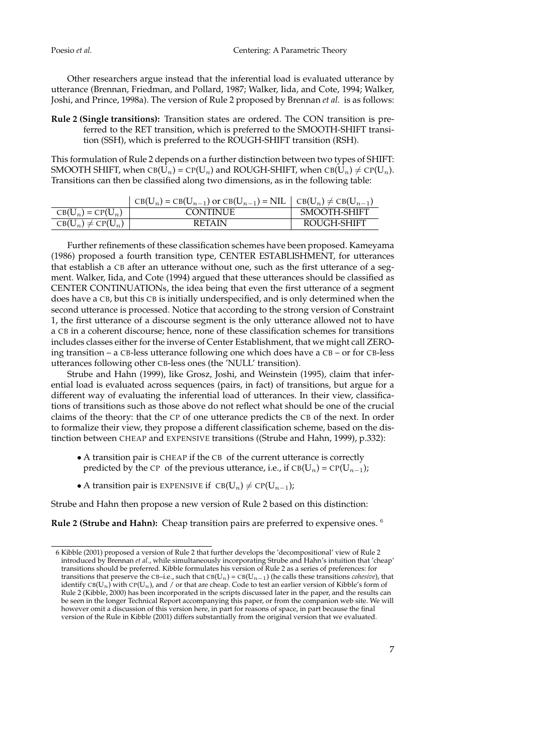Other researchers argue instead that the inferential load is evaluated utterance by utterance (Brennan, Friedman, and Pollard, 1987; Walker, Iida, and Cote, 1994; Walker, Joshi, and Prince, 1998a). The version of Rule 2 proposed by Brennan *et al.* is as follows:

**Rule 2 (Single transitions):** Transition states are ordered. The CON transition is preferred to the RET transition, which is preferred to the SMOOTH-SHIFT transition (SSH), which is preferred to the ROUGH-SHIFT transition (RSH).

This formulation of Rule 2 depends on a further distinction between two types of SHIFT: SMOOTH SHIFT, when $\text{CB}(U_n) = \text{CP}(U_n)$ and ROUGH-SHIFT, when $\text{CB}(U_n) \neq \text{CP}(U_n)$. Transitions can then be classified along two dimensions, as in the following table:

| | $\text{CB}(U_n) = \text{CB}(U_{n-1})$ or $\text{CB}(U_{n-1}) = \text{NIL}$ | $\text{CB}(U_n) \neq \text{CB}(U_{n-1})$ |
|---|---|---|
| $\text{CB}(U_n) = \text{CP}(U_n)$ | CONTINUE | SMOOTH-SHIFT |
| $\text{CB}(U_n) \neq \text{CP}(U_n)$ | RETAIN | ROUGH-SHIFT |

Further refinements of these classification schemes have been proposed. Kameyama (1986) proposed a fourth transition type, CENTER ESTABLISHMENT, for utterances that establish a CB after an utterance without one, such as the first utterance of a segment. Walker, Iida, and Cote (1994) argued that these utterances should be classified as CENTER CONTINUATIONs, the idea being that even the first utterance of a segment does have a CB, but this CB is initially underspecified, and is only determined when the second utterance is processed. Notice that according to the strong version of Constraint 1, the first utterance of a discourse segment is the only utterance allowed not to have a CB in a coherent discourse; hence, none of these classification schemes for transitions includes classes either for the inverse of Center Establishment, that we might call ZERO-ing transition – a CB-less utterance following one which does have a CB – or for CB-less utterances following other CB-less ones (the 'NULL' transition).

Strube and Hahn (1999), like Grosz, Joshi, and Weinstein (1995), claim that inferential load is evaluated across sequences (pairs, in fact) of transitions, but argue for a different way of evaluating the inferential load of utterances. In their view, classifications of transitions such as those above do not reflect what should be one of the crucial claims of the theory: that the CP of one utterance predicts the CB of the next. In order to formalize their view, they propose a different classification scheme, based on the distinction between CHEAP and EXPENSIVE transitions ((Strube and Hahn, 1999), p.332):

- A transition pair is CHEAP if the CB of the current utterance is correctly predicted by the CP of the previous utterance, i.e., if $\text{CB}(U_n) = \text{CP}(U_{n-1})$;
- A transition pair is EXPENSIVE if $\text{CB}(U_n) \neq \text{CP}(U_{n-1})$;

Strube and Hahn then propose a new version of Rule 2 based on this distinction:

**Rule 2 (Strube and Hahn):** Cheap transition pairs are preferred to expensive ones. [6]

---

6 Kibble (2001) proposed a version of Rule 2 that further develops the 'decompositional' view of Rule 2 introduced by Brennan *et al.*, while simultaneously incorporating Strube and Hahn's intuition that 'cheap' transitions should be preferred. Kibble formulates his version of Rule 2 as a series of preferences: for transitions that preserve the CB–i.e., such that $\text{CB}(U_n) = \text{CB}(U_{n-1})$ (he calls these transitions *cohesive*), that identify $\text{CB}(U_n)$ with $\text{CP}(U_n)$, and / or that are cheap. Code to test an earlier version of Kibble's form of Rule 2 (Kibble, 2000) has been incorporated in the scripts discussed later in the paper, and the results can be seen in the longer Technical Report accompanying this paper, or from the companion web site. We will however omit a discussion of this version here, in part for reasons of space, in part because the final version of the Rule in Kibble (2001) differs substantially from the original version that we evaluated.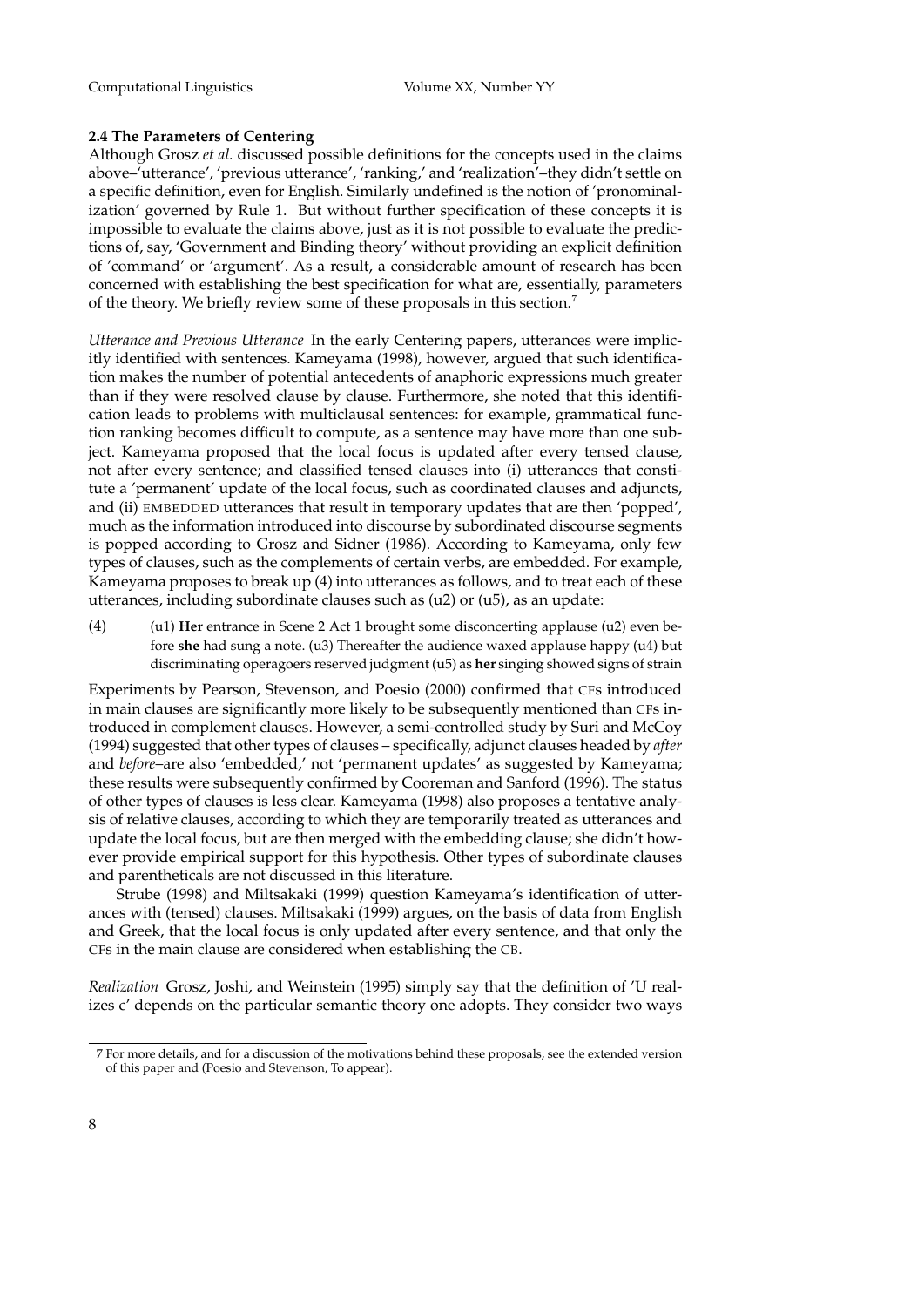### 2.4 The Parameters of Centering

Although Grosz *et al.* discussed possible definitions for the concepts used in the claims above–'utterance', 'previous utterance', 'ranking,' and 'realization'–they didn't settle on a specific definition, even for English. Similarly undefined is the notion of 'pronominalization' governed by Rule 1. But without further specification of these concepts it is impossible to evaluate the claims above, just as it is not possible to evaluate the predictions of, say, 'Government and Binding theory' without providing an explicit definition of 'command' or 'argument'. As a result, a considerable amount of research has been concerned with establishing the best specification for what are, essentially, parameters of the theory. We briefly review some of these proposals in this section.[7]

*Utterance and Previous Utterance* In the early Centering papers, utterances were implicitly identified with sentences. Kameyama (1998), however, argued that such identification makes the number of potential antecedents of anaphoric expressions much greater than if they were resolved clause by clause. Furthermore, she noted that this identification leads to problems with multiclausal sentences: for example, grammatical function ranking becomes difficult to compute, as a sentence may have more than one subject. Kameyama proposed that the local focus is updated after every tensed clause, not after every sentence; and classified tensed clauses into (i) utterances that constitute a 'permanent' update of the local focus, such as coordinated clauses and adjuncts, and (ii) EMBEDDED utterances that result in temporary updates that are then 'popped', much as the information introduced into discourse by subordinated discourse segments is popped according to Grosz and Sidner (1986). According to Kameyama, only few types of clauses, such as the complements of certain verbs, are embedded. For example, Kameyama proposes to break up (4) into utterances as follows, and to treat each of these utterances, including subordinate clauses such as (u2) or (u5), as an update:

(4) (u1) **Her** entrance in Scene 2 Act 1 brought some disconcerting applause (u2) even before **she** had sung a note. (u3) Thereafter the audience waxed applause happy (u4) but discriminating operagoers reserved judgment (u5) as **her** singing showed signs of strain

Experiments by Pearson, Stevenson, and Poesio (2000) confirmed that CFs introduced in main clauses are significantly more likely to be subsequently mentioned than CFs introduced in complement clauses. However, a semi-controlled study by Suri and McCoy (1994) suggested that other types of clauses – specifically, adjunct clauses headed by *after* and *before*–are also 'embedded,' not 'permanent updates' as suggested by Kameyama; these results were subsequently confirmed by Cooreman and Sanford (1996). The status of other types of clauses is less clear. Kameyama (1998) also proposes a tentative analysis of relative clauses, according to which they are temporarily treated as utterances and update the local focus, but are then merged with the embedding clause; she didn't however provide empirical support for this hypothesis. Other types of subordinate clauses and parentheticals are not discussed in this literature.

Strube (1998) and Miltsakaki (1999) question Kameyama's identification of utterances with (tensed) clauses. Miltsakaki (1999) argues, on the basis of data from English and Greek, that the local focus is only updated after every sentence, and that only the CFs in the main clause are considered when establishing the CB.

*Realization* Grosz, Joshi, and Weinstein (1995) simply say that the definition of 'U realizes c' depends on the particular semantic theory one adopts. They consider two ways

7 For more details, and for a discussion of the motivations behind these proposals, see the extended version of this paper and (Poesio and Stevenson, To appear).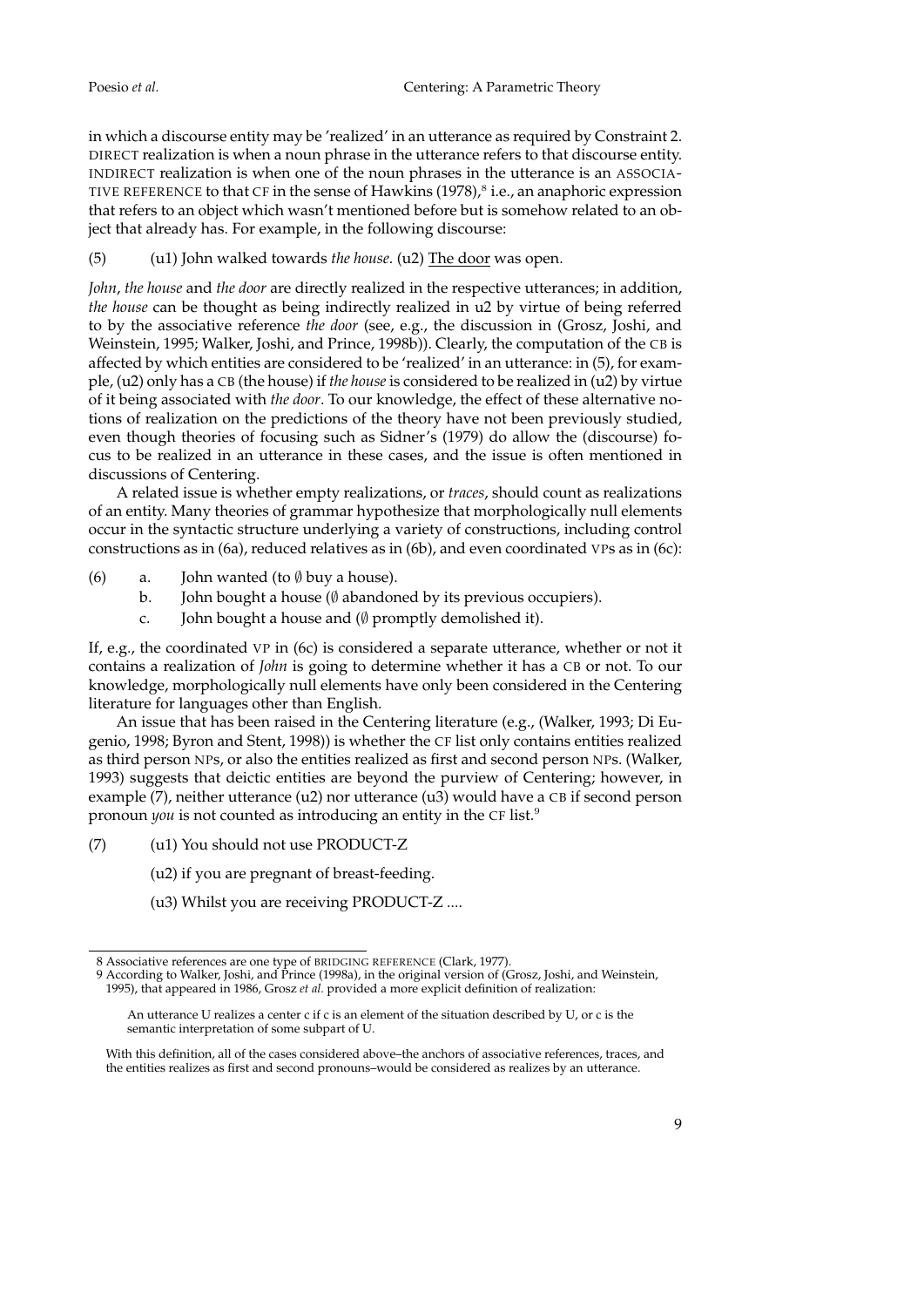in which a discourse entity may be 'realized' in an utterance as required by Constraint 2. DIRECT realization is when a noun phrase in the utterance refers to that discourse entity. INDIRECT realization is when one of the noun phrases in the utterance is an ASSOCIATIVE REFERENCE to that CF in the sense of Hawkins (1978),[8] i.e., an anaphoric expression that refers to an object which wasn't mentioned before but is somehow related to an object that already has. For example, in the following discourse:

(5) (u1) John walked towards *the house*. (u2) <u>The door</u> was open.

*John*, *the house* and *the door* are directly realized in the respective utterances; in addition, *the house* can be thought as being indirectly realized in u2 by virtue of being referred to by the associative reference *the door* (see, e.g., the discussion in (Grosz, Joshi, and Weinstein, 1995; Walker, Joshi, and Prince, 1998b)). Clearly, the computation of the CB is affected by which entities are considered to be 'realized' in an utterance: in (5), for example, (u2) only has a CB (the house) if *the house* is considered to be realized in (u2) by virtue of it being associated with *the door*. To our knowledge, the effect of these alternative notions of realization on the predictions of the theory have not been previously studied, even though theories of focusing such as Sidner's (1979) do allow the (discourse) focus to be realized in an utterance in these cases, and the issue is often mentioned in discussions of Centering.

A related issue is whether empty realizations, or *traces*, should count as realizations of an entity. Many theories of grammar hypothesize that morphologically null elements occur in the syntactic structure underlying a variety of constructions, including control constructions as in (6a), reduced relatives as in (6b), and even coordinated VPs as in (6c):

(6) a. John wanted (to $\emptyset$ buy a house).
 b. John bought a house ($\emptyset$ abandoned by its previous occupiers).
 c. John bought a house and ($\emptyset$ promptly demolished it).

If, e.g., the coordinated VP in (6c) is considered a separate utterance, whether or not it contains a realization of *John* is going to determine whether it has a CB or not. To our knowledge, morphologically null elements have only been considered in the Centering literature for languages other than English.

An issue that has been raised in the Centering literature (e.g., (Walker, 1993; Di Eugenio, 1998; Byron and Stent, 1998)) is whether the CF list only contains entities realized as third person NPs, or also the entities realized as first and second person NPs. (Walker, 1993) suggests that deictic entities are beyond the purview of Centering; however, in example (7), neither utterance (u2) nor utterance (u3) would have a CB if second person pronoun *you* is not counted as introducing an entity in the CF list.[9]

(7) (u1) You should not use PRODUCT-Z

 (u2) if you are pregnant of breast-feeding.

 (u3) Whilst you are receiving PRODUCT-Z ....

---

8 Associative references are one type of BRIDGING REFERENCE (Clark, 1977).

9 According to Walker, Joshi, and Prince (1998a), in the original version of (Grosz, Joshi, and Weinstein, 1995), that appeared in 1986, Grosz *et al.* provided a more explicit definition of realization:

> An utterance U realizes a center c if c is an element of the situation described by U, or c is the semantic interpretation of some subpart of U.

With this definition, all of the cases considered above–the anchors of associative references, traces, and the entities realizes as first and second pronouns–would be considered as realizes by an utterance.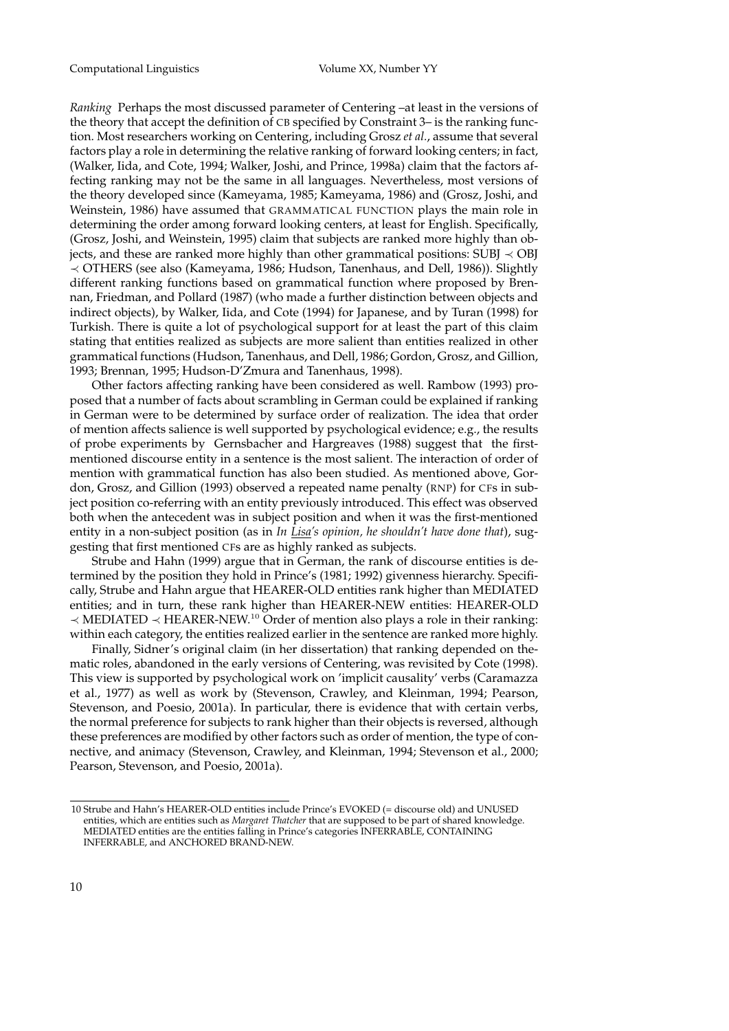*Ranking* Perhaps the most discussed parameter of Centering –at least in the versions of the theory that accept the definition of CB specified by Constraint 3– is the ranking function. Most researchers working on Centering, including Grosz *et al.*, assume that several factors play a role in determining the relative ranking of forward looking centers; in fact, (Walker, Iida, and Cote, 1994; Walker, Joshi, and Prince, 1998a) claim that the factors affecting ranking may not be the same in all languages. Nevertheless, most versions of the theory developed since (Kameyama, 1985; Kameyama, 1986) and (Grosz, Joshi, and Weinstein, 1986) have assumed that GRAMMATICAL FUNCTION plays the main role in determining the order among forward looking centers, at least for English. Specifically, (Grosz, Joshi, and Weinstein, 1995) claim that subjects are ranked more highly than objects, and these are ranked more highly than other grammatical positions: SUBJ $\prec$ OBJ $\prec$ OTHERS (see also (Kameyama, 1986; Hudson, Tanenhaus, and Dell, 1986)). Slightly different ranking functions based on grammatical function where proposed by Brennan, Friedman, and Pollard (1987) (who made a further distinction between objects and indirect objects), by Walker, Iida, and Cote (1994) for Japanese, and by Turan (1998) for Turkish. There is quite a lot of psychological support for at least the part of this claim stating that entities realized as subjects are more salient than entities realized in other grammatical functions (Hudson, Tanenhaus, and Dell, 1986; Gordon, Grosz, and Gillion, 1993; Brennan, 1995; Hudson-D'Zmura and Tanenhaus, 1998).

Other factors affecting ranking have been considered as well. Rambow (1993) proposed that a number of facts about scrambling in German could be explained if ranking in German were to be determined by surface order of realization. The idea that order of mention affects salience is well supported by psychological evidence; e.g., the results of probe experiments by Gernsbacher and Hargreaves (1988) suggest that the first-mentioned discourse entity in a sentence is the most salient. The interaction of order of mention with grammatical function has also been studied. As mentioned above, Gordon, Grosz, and Gillion (1993) observed a repeated name penalty (RNP) for CFs in subject position co-referring with an entity previously introduced. This effect was observed both when the antecedent was in subject position and when it was the first-mentioned entity in a non-subject position (as in *In Lisa's opinion, he shouldn't have done that*), suggesting that first mentioned CFs are as highly ranked as subjects.

Strube and Hahn (1999) argue that in German, the rank of discourse entities is determined by the position they hold in Prince's (1981; 1992) givenness hierarchy. Specifically, Strube and Hahn argue that HEARER-OLD entities rank higher than MEDIATED entities; and in turn, these rank higher than HEARER-NEW entities: HEARER-OLD $\prec$ MEDIATED $\prec$ HEARER-NEW.[10] Order of mention also plays a role in their ranking: within each category, the entities realized earlier in the sentence are ranked more highly.

Finally, Sidner's original claim (in her dissertation) that ranking depended on thematic roles, abandoned in the early versions of Centering, was revisited by Cote (1998). This view is supported by psychological work on 'implicit causality' verbs (Caramazza et al., 1977) as well as work by (Stevenson, Crawley, and Kleinman, 1994; Pearson, Stevenson, and Poesio, 2001a). In particular, there is evidence that with certain verbs, the normal preference for subjects to rank higher than their objects is reversed, although these preferences are modified by other factors such as order of mention, the type of connective, and animacy (Stevenson, Crawley, and Kleinman, 1994; Stevenson et al., 2000; Pearson, Stevenson, and Poesio, 2001a).

[10] Strube and Hahn's HEARER-OLD entities include Prince's EVOKED (= discourse old) and UNUSED entities, which are entities such as *Margaret Thatcher* that are supposed to be part of shared knowledge. MEDIATED entities are the entities falling in Prince's categories INFERRABLE, CONTAINING INFERRABLE, and ANCHORED BRAND-NEW.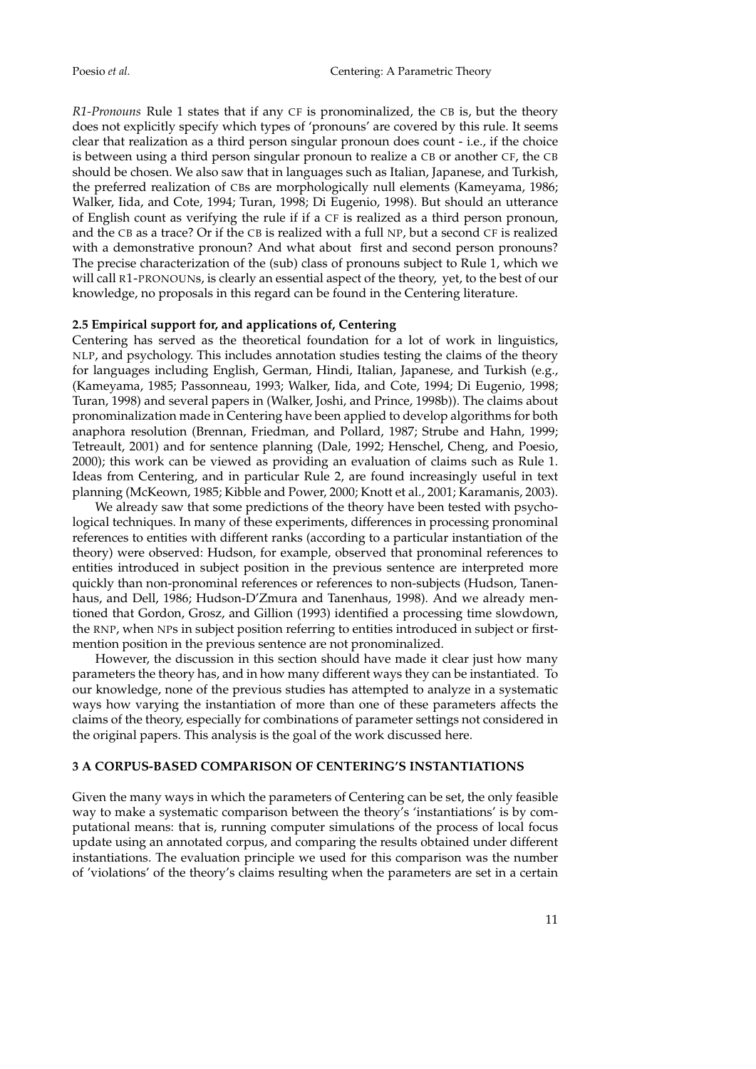*R1-Pronouns* Rule 1 states that if any CF is pronominalized, the CB is, but the theory does not explicitly specify which types of 'pronouns' are covered by this rule. It seems clear that realization as a third person singular pronoun does count - i.e., if the choice is between using a third person singular pronoun to realize a CB or another CF, the CB should be chosen. We also saw that in languages such as Italian, Japanese, and Turkish, the preferred realization of CBs are morphologically null elements (Kameyama, 1986; Walker, Iida, and Cote, 1994; Turan, 1998; Di Eugenio, 1998). But should an utterance of English count as verifying the rule if if a CF is realized as a third person pronoun, and the CB as a trace? Or if the CB is realized with a full NP, but a second CF is realized with a demonstrative pronoun? And what about first and second person pronouns? The precise characterization of the (sub) class of pronouns subject to Rule 1, which we will call R1-PRONOUNs, is clearly an essential aspect of the theory, yet, to the best of our knowledge, no proposals in this regard can be found in the Centering literature.

**2.5 Empirical support for, and applications of, Centering**

Centering has served as the theoretical foundation for a lot of work in linguistics, NLP, and psychology. This includes annotation studies testing the claims of the theory for languages including English, German, Hindi, Italian, Japanese, and Turkish (e.g., (Kameyama, 1985; Passonneau, 1993; Walker, Iida, and Cote, 1994; Di Eugenio, 1998; Turan, 1998) and several papers in (Walker, Joshi, and Prince, 1998b)). The claims about pronominalization made in Centering have been applied to develop algorithms for both anaphora resolution (Brennan, Friedman, and Pollard, 1987; Strube and Hahn, 1999; Tetreault, 2001) and for sentence planning (Dale, 1992; Henschel, Cheng, and Poesio, 2000); this work can be viewed as providing an evaluation of claims such as Rule 1. Ideas from Centering, and in particular Rule 2, are found increasingly useful in text planning (McKeown, 1985; Kibble and Power, 2000; Knott et al., 2001; Karamanis, 2003).

We already saw that some predictions of the theory have been tested with psychological techniques. In many of these experiments, differences in processing pronominal references to entities with different ranks (according to a particular instantiation of the theory) were observed: Hudson, for example, observed that pronominal references to entities introduced in subject position in the previous sentence are interpreted more quickly than non-pronominal references or references to non-subjects (Hudson, Tanenhaus, and Dell, 1986; Hudson-D'Zmura and Tanenhaus, 1998). And we already mentioned that Gordon, Grosz, and Gillion (1993) identified a processing time slowdown, the RNP, when NPs in subject position referring to entities introduced in subject or first-mention position in the previous sentence are not pronominalized.

However, the discussion in this section should have made it clear just how many parameters the theory has, and in how many different ways they can be instantiated. To our knowledge, none of the previous studies has attempted to analyze in a systematic ways how varying the instantiation of more than one of these parameters affects the claims of the theory, especially for combinations of parameter settings not considered in the original papers. This analysis is the goal of the work discussed here.

## 3 A CORPUS-BASED COMPARISON OF CENTERING'S INSTANTIATIONS

Given the many ways in which the parameters of Centering can be set, the only feasible way to make a systematic comparison between the theory's 'instantiations' is by computational means: that is, running computer simulations of the process of local focus update using an annotated corpus, and comparing the results obtained under different instantiations. The evaluation principle we used for this comparison was the number of 'violations' of the theory's claims resulting when the parameters are set in a certain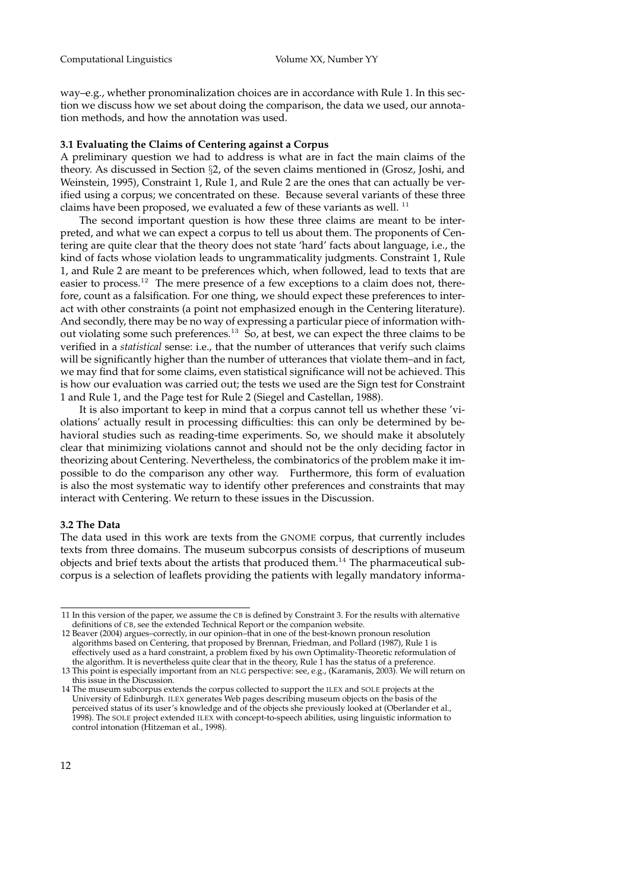way–e.g., whether pronominalization choices are in accordance with Rule 1. In this section we discuss how we set about doing the comparison, the data we used, our annotation methods, and how the annotation was used.

### 3.1 Evaluating the Claims of Centering against a Corpus

A preliminary question we had to address is what are in fact the main claims of the theory. As discussed in Section §2, of the seven claims mentioned in (Grosz, Joshi, and Weinstein, 1995), Constraint 1, Rule 1, and Rule 2 are the ones that can actually be verified using a corpus; we concentrated on these. Because several variants of these three claims have been proposed, we evaluated a few of these variants as well. [11]

The second important question is how these three claims are meant to be interpreted, and what we can expect a corpus to tell us about them. The proponents of Centering are quite clear that the theory does not state 'hard' facts about language, i.e., the kind of facts whose violation leads to ungrammaticality judgments. Constraint 1, Rule 1, and Rule 2 are meant to be preferences which, when followed, lead to texts that are easier to process.[12] The mere presence of a few exceptions to a claim does not, therefore, count as a falsification. For one thing, we should expect these preferences to interact with other constraints (a point not emphasized enough in the Centering literature). And secondly, there may be no way of expressing a particular piece of information without violating some such preferences.[13] So, at best, we can expect the three claims to be verified in a *statistical* sense: i.e., that the number of utterances that verify such claims will be significantly higher than the number of utterances that violate them–and in fact, we may find that for some claims, even statistical significance will not be achieved. This is how our evaluation was carried out; the tests we used are the Sign test for Constraint 1 and Rule 1, and the Page test for Rule 2 (Siegel and Castellan, 1988).

It is also important to keep in mind that a corpus cannot tell us whether these 'violations' actually result in processing difficulties: this can only be determined by behavioral studies such as reading-time experiments. So, we should make it absolutely clear that minimizing violations cannot and should not be the only deciding factor in theorizing about Centering. Nevertheless, the combinatorics of the problem make it impossible to do the comparison any other way. Furthermore, this form of evaluation is also the most systematic way to identify other preferences and constraints that may interact with Centering. We return to these issues in the Discussion.

### 3.2 The Data

The data used in this work are texts from the GNOME corpus, that currently includes texts from three domains. The museum subcorpus consists of descriptions of museum objects and brief texts about the artists that produced them.[14] The pharmaceutical subcorpus is a selection of leaflets providing the patients with legally mandatory informa-

---

[11] In this version of the paper, we assume the CB is defined by Constraint 3. For the results with alternative definitions of CB, see the extended Technical Report or the companion website.

[12] Beaver (2004) argues–correctly, in our opinion–that in one of the best-known pronoun resolution algorithms based on Centering, that proposed by Brennan, Friedman, and Pollard (1987), Rule 1 is effectively used as a hard constraint, a problem fixed by his own Optimality-Theoretic reformulation of the algorithm. It is nevertheless quite clear that in the theory, Rule 1 has the status of a preference.

[13] This point is especially important from an NLG perspective: see, e.g., (Karamanis, 2003). We will return on this issue in the Discussion.

[14] The museum subcorpus extends the corpus collected to support the ILEX and SOLE projects at the University of Edinburgh. ILEX generates Web pages describing museum objects on the basis of the perceived status of its user's knowledge and of the objects she previously looked at (Oberlander et al., 1998). The SOLE project extended ILEX with concept-to-speech abilities, using linguistic information to control intonation (Hitzeman et al., 1998).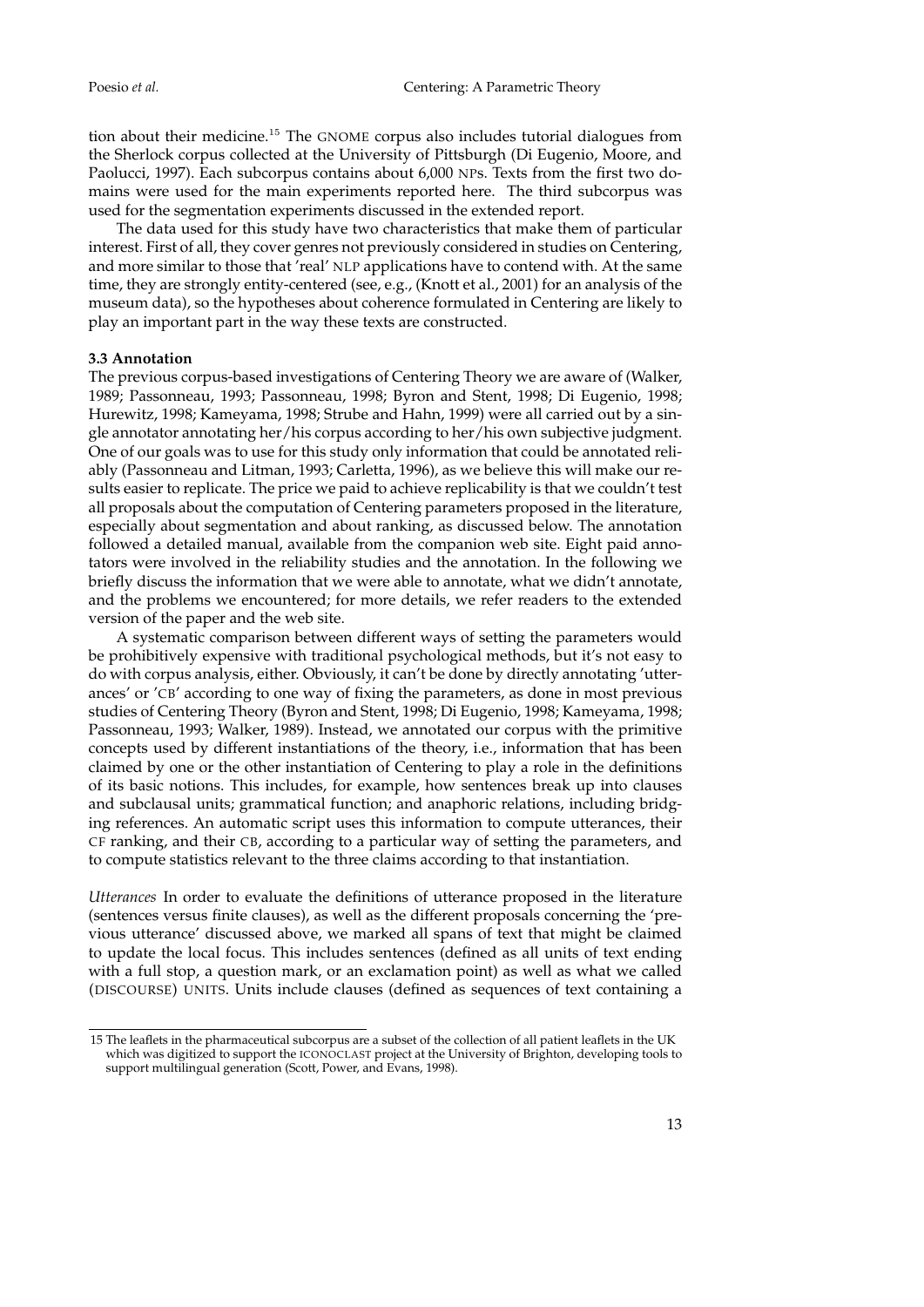tion about their medicine.[15] The GNOME corpus also includes tutorial dialogues from the Sherlock corpus collected at the University of Pittsburgh (Di Eugenio, Moore, and Paolucci, 1997). Each subcorpus contains about 6,000 NPs. Texts from the first two domains were used for the main experiments reported here. The third subcorpus was used for the segmentation experiments discussed in the extended report.

The data used for this study have two characteristics that make them of particular interest. First of all, they cover genres not previously considered in studies on Centering, and more similar to those that 'real' NLP applications have to contend with. At the same time, they are strongly entity-centered (see, e.g., (Knott et al., 2001) for an analysis of the museum data), so the hypotheses about coherence formulated in Centering are likely to play an important part in the way these texts are constructed.

### 3.3 Annotation

The previous corpus-based investigations of Centering Theory we are aware of (Walker, 1989; Passonneau, 1993; Passonneau, 1998; Byron and Stent, 1998; Di Eugenio, 1998; Hurewitz, 1998; Kameyama, 1998; Strube and Hahn, 1999) were all carried out by a single annotator annotating her/his corpus according to her/his own subjective judgment. One of our goals was to use for this study only information that could be annotated reliably (Passonneau and Litman, 1993; Carletta, 1996), as we believe this will make our results easier to replicate. The price we paid to achieve replicability is that we couldn't test all proposals about the computation of Centering parameters proposed in the literature, especially about segmentation and about ranking, as discussed below. The annotation followed a detailed manual, available from the companion web site. Eight paid annotators were involved in the reliability studies and the annotation. In the following we briefly discuss the information that we were able to annotate, what we didn't annotate, and the problems we encountered; for more details, we refer readers to the extended version of the paper and the web site.

A systematic comparison between different ways of setting the parameters would be prohibitively expensive with traditional psychological methods, but it's not easy to do with corpus analysis, either. Obviously, it can't be done by directly annotating 'utterances' or 'CB' according to one way of fixing the parameters, as done in most previous studies of Centering Theory (Byron and Stent, 1998; Di Eugenio, 1998; Kameyama, 1998; Passonneau, 1993; Walker, 1989). Instead, we annotated our corpus with the primitive concepts used by different instantiations of the theory, i.e., information that has been claimed by one or the other instantiation of Centering to play a role in the definitions of its basic notions. This includes, for example, how sentences break up into clauses and subclausal units; grammatical function; and anaphoric relations, including bridging references. An automatic script uses this information to compute utterances, their CF ranking, and their CB, according to a particular way of setting the parameters, and to compute statistics relevant to the three claims according to that instantiation.

*Utterances* In order to evaluate the definitions of utterance proposed in the literature (sentences versus finite clauses), as well as the different proposals concerning the 'previous utterance' discussed above, we marked all spans of text that might be claimed to update the local focus. This includes sentences (defined as all units of text ending with a full stop, a question mark, or an exclamation point) as well as what we called (DISCOURSE) UNITS. Units include clauses (defined as sequences of text containing a

15 The leaflets in the pharmaceutical subcorpus are a subset of the collection of all patient leaflets in the UK which was digitized to support the ICONOCLAST project at the University of Brighton, developing tools to support multilingual generation (Scott, Power, and Evans, 1998).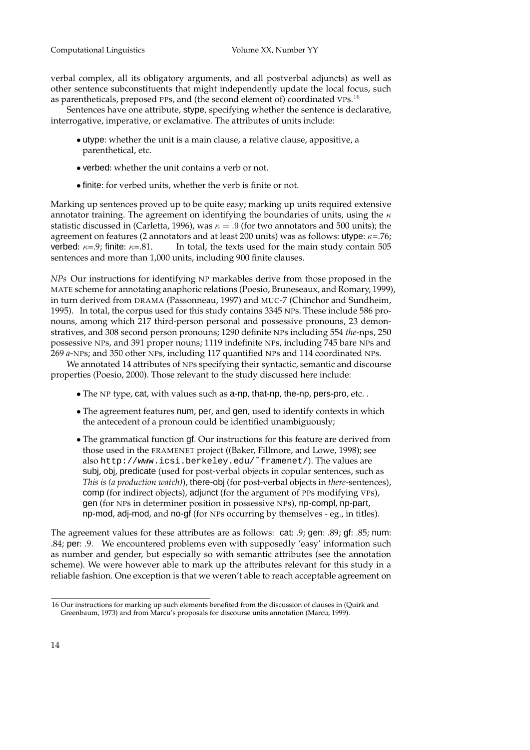verbal complex, all its obligatory arguments, and all postverbal adjuncts) as well as other sentence subconstituents that might independently update the local focus, such as parentheticals, preposed PPs, and (the second element of) coordinated VPs.[16]

Sentences have one attribute, stype, specifying whether the sentence is declarative, interrogative, imperative, or exclamative. The attributes of units include:

- utype: whether the unit is a main clause, a relative clause, appositive, a parenthetical, etc.
- verbed: whether the unit contains a verb or not.
- finite: for verbed units, whether the verb is finite or not.

Marking up sentences proved up to be quite easy; marking up units required extensive annotator training. The agreement on identifying the boundaries of units, using the $\kappa$ statistic discussed in (Carletta, 1996), was $\kappa = .9$ (for two annotators and 500 units); the agreement on features (2 annotators and at least 200 units) was as follows: utype: $\kappa$=.76; verbed: $\kappa$=.9; finite: $\kappa$=.81. In total, the texts used for the main study contain 505 sentences and more than 1,000 units, including 900 finite clauses.

*NPs* Our instructions for identifying NP markables derive from those proposed in the MATE scheme for annotating anaphoric relations (Poesio, Bruneseaux, and Romary, 1999), in turn derived from DRAMA (Passonneau, 1997) and MUC-7 (Chinchor and Sundheim, 1995). In total, the corpus used for this study contains 3345 NPs. These include 586 pronouns, among which 217 third-person personal and possessive pronouns, 23 demonstratives, and 308 second person pronouns; 1290 definite NPs including 554 *the*-nps, 250 possessive NPs, and 391 proper nouns; 1119 indefinite NPs, including 745 bare NPs and 269 *a*-NPs; and 350 other NPs, including 117 quantified NPs and 114 coordinated NPs.

We annotated 14 attributes of NPs specifying their syntactic, semantic and discourse properties (Poesio, 2000). Those relevant to the study discussed here include:

- The NP type, cat, with values such as a-np, that-np, the-np, pers-pro, etc. .
- The agreement features num, per, and gen, used to identify contexts in which the antecedent of a pronoun could be identified unambiguously;
- The grammatical function gf. Our instructions for this feature are derived from those used in the FRAMENET project ((Baker, Fillmore, and Lowe, 1998); see also `http://www.icsi.berkeley.edu/~framenet/`). The values are subj, obj, predicate (used for post-verbal objects in copular sentences, such as *This is (a production watch)*), there-obj (for post-verbal objects in *there*-sentences), comp (for indirect objects), adjunct (for the argument of PPs modifying VPs), gen (for NPs in determiner position in possessive NPs), np-compl, np-part, np-mod, adj-mod, and no-gf (for NPs occurring by themselves - eg., in titles).

The agreement values for these attributes are as follows: cat: .9; gen: .89; gf: .85; num: .84; per: .9. We encountered problems even with supposedly 'easy' information such as number and gender, but especially so with semantic attributes (see the annotation scheme). We were however able to mark up the attributes relevant for this study in a reliable fashion. One exception is that we weren't able to reach acceptable agreement on

16 Our instructions for marking up such elements benefited from the discussion of clauses in (Quirk and Greenbaum, 1973) and from Marcu's proposals for discourse units annotation (Marcu, 1999).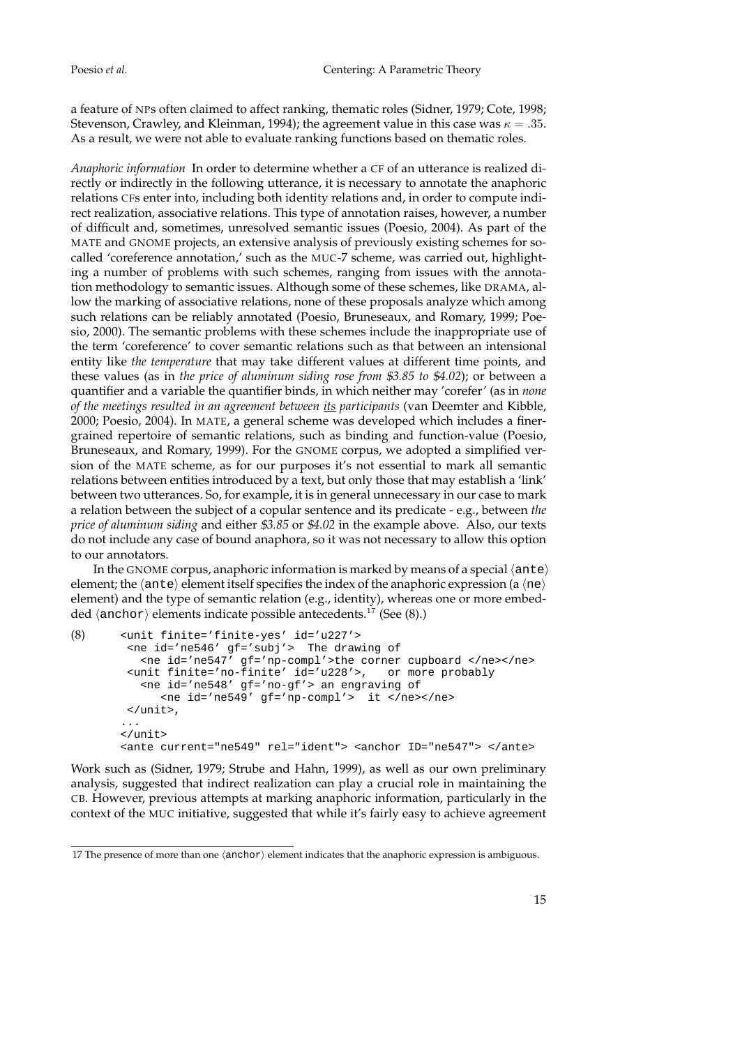a feature of NPs often claimed to affect ranking, thematic roles (Sidner, 1979; Cote, 1998; Stevenson, Crawley, and Kleinman, 1994); the agreement value in this case was $\kappa = .35$. As a result, we were not able to evaluate ranking functions based on thematic roles.

*Anaphoric information* In order to determine whether a CF of an utterance is realized directly or indirectly in the following utterance, it is necessary to annotate the anaphoric relations CFs enter into, including both identity relations and, in order to compute indirect realization, associative relations. This type of annotation raises, however, a number of difficult and, sometimes, unresolved semantic issues (Poesio, 2004). As part of the MATE and GNOME projects, an extensive analysis of previously existing schemes for so-called 'coreference annotation,' such as the MUC-7 scheme, was carried out, highlighting a number of problems with such schemes, ranging from issues with the annotation methodology to semantic issues. Although some of these schemes, like DRAMA, allow the marking of associative relations, none of these proposals analyze which among such relations can be reliably annotated (Poesio, Bruneseaux, and Romary, 1999; Poesio, 2000). The semantic problems with these schemes include the inappropriate use of the term 'coreference' to cover semantic relations such as that between an intensional entity like *the temperature* that may take different values at different time points, and these values (as in *the price of aluminum siding rose from $3.85 to $4.02*); or between a quantifier and a variable the quantifier binds, in which neither may 'corefer' (as in *none of the meetings resulted in an agreement between <u>its</u> participants* (van Deemter and Kibble, 2000; Poesio, 2004). In MATE, a general scheme was developed which includes a finer-grained repertoire of semantic relations, such as binding and function-value (Poesio, Bruneseaux, and Romary, 1999). For the GNOME corpus, we adopted a simplified version of the MATE scheme, as for our purposes it's not essential to mark all semantic relations between entities introduced by a text, but only those that may establish a 'link' between two utterances. So, for example, it is in general unnecessary in our case to mark a relation between the subject of a copular sentence and its predicate - e.g., between *the price of aluminum siding* and either *$3.85* or *$4.02* in the example above. Also, our texts do not include any case of bound anaphora, so it was not necessary to allow this option to our annotators.

In the GNOME corpus, anaphoric information is marked by means of a special ⟨ante⟩ element; the ⟨ante⟩ element itself specifies the index of the anaphoric expression (a ⟨ne⟩ element) and the type of semantic relation (e.g., identity), whereas one or more embedded ⟨anchor⟩ elements indicate possible antecedents.[17] (See (8).)

(8)
```
<unit finite='finite-yes' id='u227'>
 <ne id='ne546' gf='subj'>  The drawing of
   <ne id='ne547' gf='np-compl'>the corner cupboard </ne></ne>
 <unit finite='no-finite' id='u228'>,   or more probably
   <ne id='ne548' gf='no-gf'> an engraving of
      <ne id='ne549' gf='np-compl'>  it </ne></ne>
 </unit>,
...
</unit>
<ante current="ne549" rel="ident"> <anchor ID="ne547"> </ante>
```

Work such as (Sidner, 1979; Strube and Hahn, 1999), as well as our own preliminary analysis, suggested that indirect realization can play a crucial role in maintaining the CB. However, previous attempts at marking anaphoric information, particularly in the context of the MUC initiative, suggested that while it's fairly easy to achieve agreement

17 The presence of more than one ⟨anchor⟩ element indicates that the anaphoric expression is ambiguous.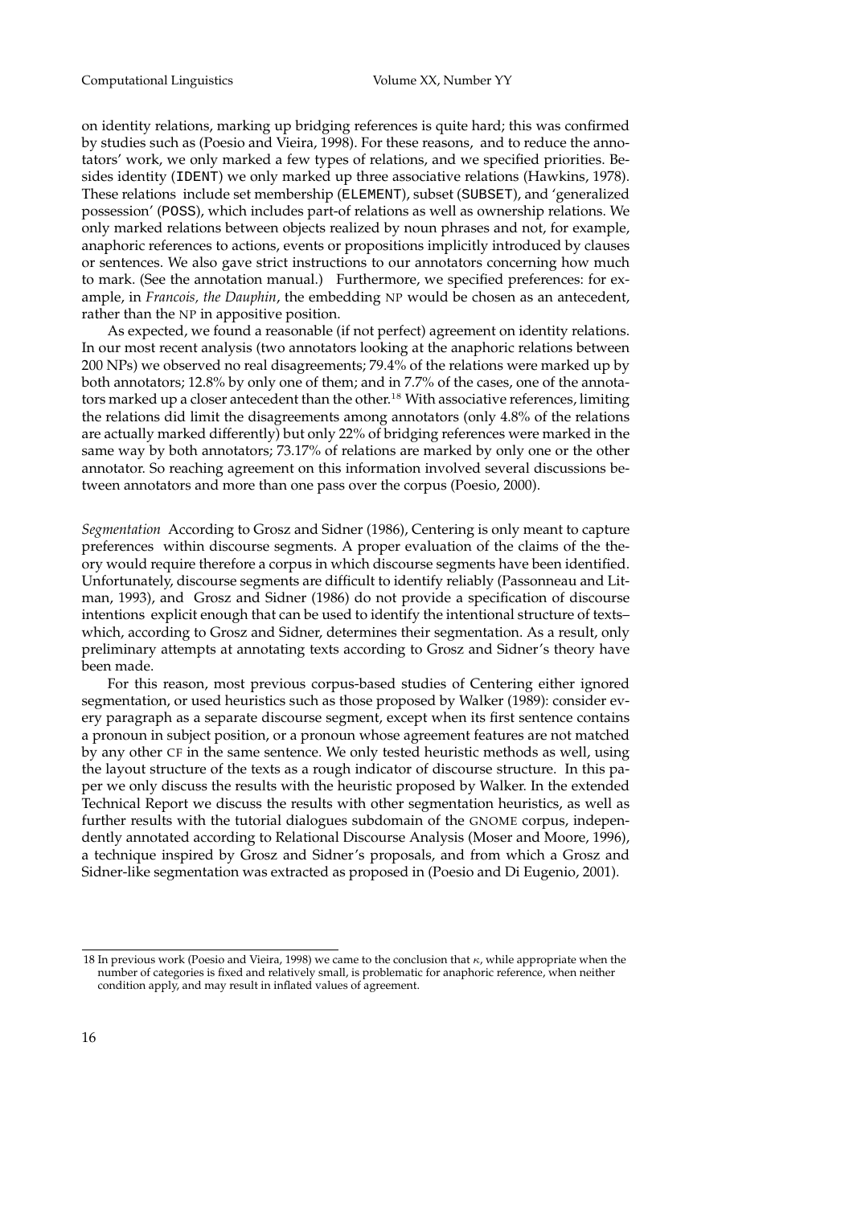on identity relations, marking up bridging references is quite hard; this was confirmed by studies such as (Poesio and Vieira, 1998). For these reasons, and to reduce the annotators' work, we only marked a few types of relations, and we specified priorities. Besides identity (IDENT) we only marked up three associative relations (Hawkins, 1978). These relations include set membership (ELEMENT), subset (SUBSET), and 'generalized possession' (POSS), which includes part-of relations as well as ownership relations. We only marked relations between objects realized by noun phrases and not, for example, anaphoric references to actions, events or propositions implicitly introduced by clauses or sentences. We also gave strict instructions to our annotators concerning how much to mark. (See the annotation manual.) Furthermore, we specified preferences: for example, in *Francois, the Dauphin*, the embedding NP would be chosen as an antecedent, rather than the NP in appositive position.

As expected, we found a reasonable (if not perfect) agreement on identity relations. In our most recent analysis (two annotators looking at the anaphoric relations between 200 NPs) we observed no real disagreements; 79.4% of the relations were marked up by both annotators; 12.8% by only one of them; and in 7.7% of the cases, one of the annotators marked up a closer antecedent than the other.[18] With associative references, limiting the relations did limit the disagreements among annotators (only 4.8% of the relations are actually marked differently) but only 22% of bridging references were marked in the same way by both annotators; 73.17% of relations are marked by only one or the other annotator. So reaching agreement on this information involved several discussions between annotators and more than one pass over the corpus (Poesio, 2000).

*Segmentation* According to Grosz and Sidner (1986), Centering is only meant to capture preferences within discourse segments. A proper evaluation of the claims of the theory would require therefore a corpus in which discourse segments have been identified. Unfortunately, discourse segments are difficult to identify reliably (Passonneau and Litman, 1993), and Grosz and Sidner (1986) do not provide a specification of discourse intentions explicit enough that can be used to identify the intentional structure of texts– which, according to Grosz and Sidner, determines their segmentation. As a result, only preliminary attempts at annotating texts according to Grosz and Sidner's theory have been made.

For this reason, most previous corpus-based studies of Centering either ignored segmentation, or used heuristics such as those proposed by Walker (1989): consider every paragraph as a separate discourse segment, except when its first sentence contains a pronoun in subject position, or a pronoun whose agreement features are not matched by any other CF in the same sentence. We only tested heuristic methods as well, using the layout structure of the texts as a rough indicator of discourse structure. In this paper we only discuss the results with the heuristic proposed by Walker. In the extended Technical Report we discuss the results with other segmentation heuristics, as well as further results with the tutorial dialogues subdomain of the GNOME corpus, independently annotated according to Relational Discourse Analysis (Moser and Moore, 1996), a technique inspired by Grosz and Sidner's proposals, and from which a Grosz and Sidner-like segmentation was extracted as proposed in (Poesio and Di Eugenio, 2001).

18 In previous work (Poesio and Vieira, 1998) we came to the conclusion that $\kappa$, while appropriate when the number of categories is fixed and relatively small, is problematic for anaphoric reference, when neither condition apply, and may result in inflated values of agreement.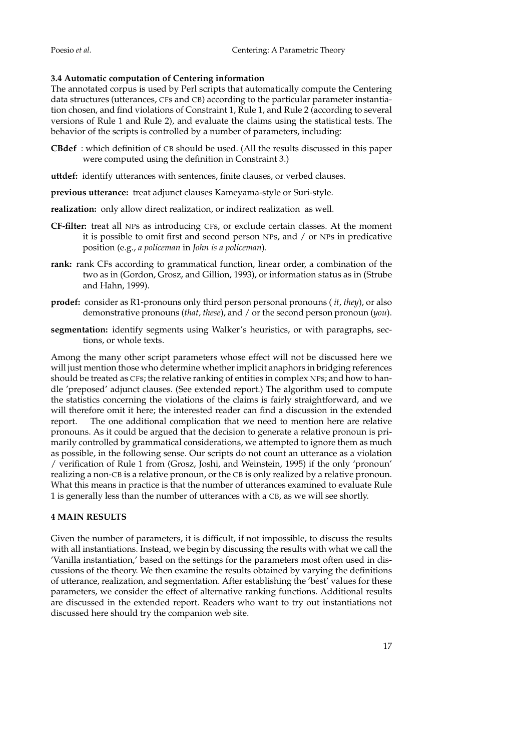### 3.4 Automatic computation of Centering information

The annotated corpus is used by Perl scripts that automatically compute the Centering data structures (utterances, CFs and CB) according to the particular parameter instantiation chosen, and find violations of Constraint 1, Rule 1, and Rule 2 (according to several versions of Rule 1 and Rule 2), and evaluate the claims using the statistical tests. The behavior of the scripts is controlled by a number of parameters, including:

**CBdef** : which definition of CB should be used. (All the results discussed in this paper were computed using the definition in Constraint 3.)

**uttdef:** identify utterances with sentences, finite clauses, or verbed clauses.

**previous utterance:** treat adjunct clauses Kameyama-style or Suri-style.

**realization:** only allow direct realization, or indirect realization as well.

**CF-filter:** treat all NPs as introducing CFs, or exclude certain classes. At the moment it is possible to omit first and second person NPs, and / or NPs in predicative position (e.g., *a policeman* in *John is a policeman*).

**rank:** rank CFs according to grammatical function, linear order, a combination of the two as in (Gordon, Grosz, and Gillion, 1993), or information status as in (Strube and Hahn, 1999).

**prodef:** consider as R1-pronouns only third person personal pronouns ( *it*, *they*), or also demonstrative pronouns (*that, these*), and / or the second person pronoun (*you*).

**segmentation:** identify segments using Walker's heuristics, or with paragraphs, sections, or whole texts.

Among the many other script parameters whose effect will not be discussed here we will just mention those who determine whether implicit anaphors in bridging references should be treated as CFs; the relative ranking of entities in complex NPs; and how to handle 'preposed' adjunct clauses. (See extended report.) The algorithm used to compute the statistics concerning the violations of the claims is fairly straightforward, and we will therefore omit it here; the interested reader can find a discussion in the extended report. The one additional complication that we need to mention here are relative pronouns. As it could be argued that the decision to generate a relative pronoun is primarily controlled by grammatical considerations, we attempted to ignore them as much as possible, in the following sense. Our scripts do not count an utterance as a violation / verification of Rule 1 from (Grosz, Joshi, and Weinstein, 1995) if the only 'pronoun' realizing a non-CB is a relative pronoun, or the CB is only realized by a relative pronoun. What this means in practice is that the number of utterances examined to evaluate Rule 1 is generally less than the number of utterances with a CB, as we will see shortly.

## 4 MAIN RESULTS

Given the number of parameters, it is difficult, if not impossible, to discuss the results with all instantiations. Instead, we begin by discussing the results with what we call the 'Vanilla instantiation,' based on the settings for the parameters most often used in discussions of the theory. We then examine the results obtained by varying the definitions of utterance, realization, and segmentation. After establishing the 'best' values for these parameters, we consider the effect of alternative ranking functions. Additional results are discussed in the extended report. Readers who want to try out instantiations not discussed here should try the companion web site.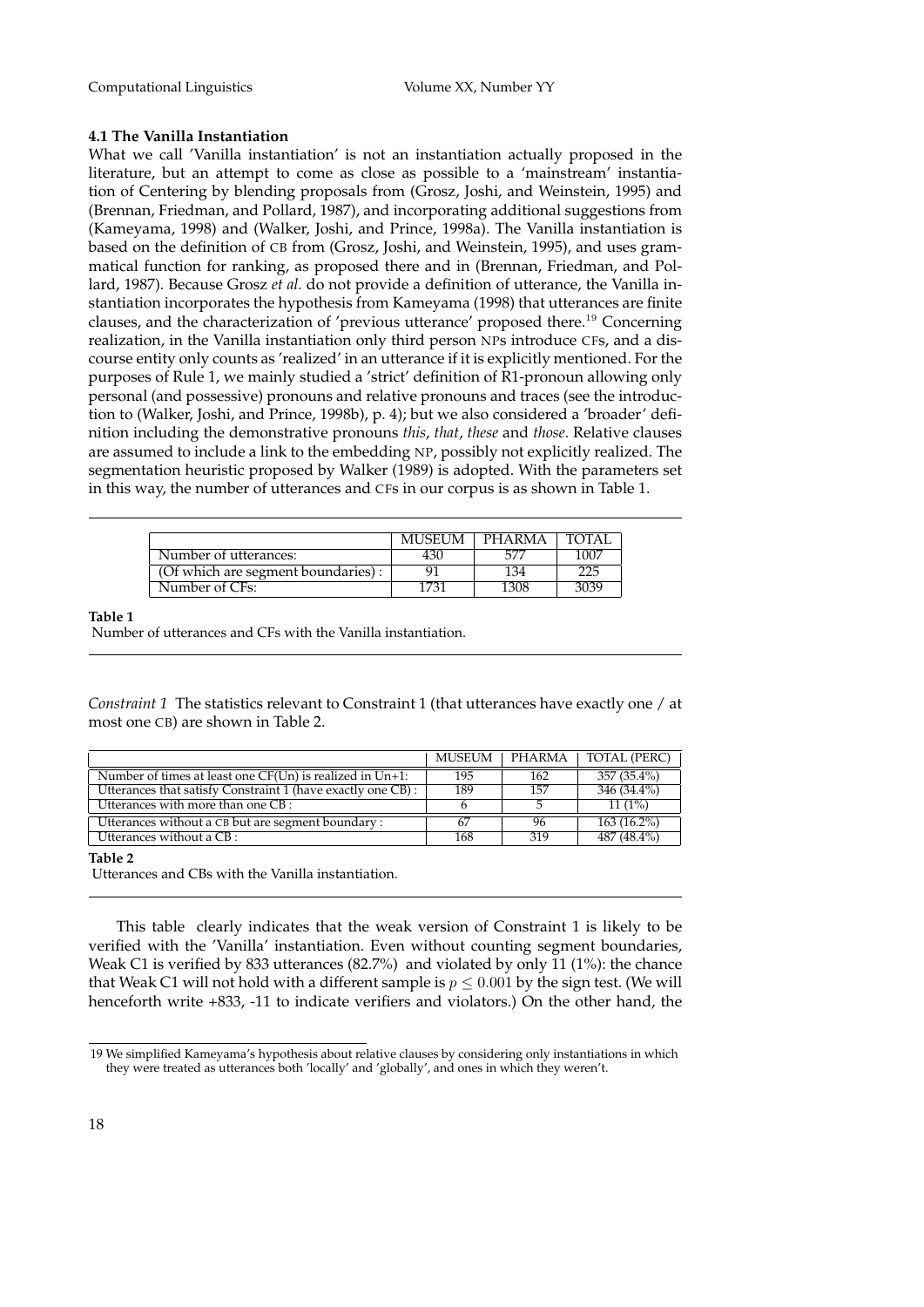### 4.1 The Vanilla Instantiation

What we call 'Vanilla instantiation' is not an instantiation actually proposed in the literature, but an attempt to come as close as possible to a 'mainstream' instantiation of Centering by blending proposals from (Grosz, Joshi, and Weinstein, 1995) and (Brennan, Friedman, and Pollard, 1987), and incorporating additional suggestions from (Kameyama, 1998) and (Walker, Joshi, and Prince, 1998a). The Vanilla instantiation is based on the definition of CB from (Grosz, Joshi, and Weinstein, 1995), and uses grammatical function for ranking, as proposed there and in (Brennan, Friedman, and Pollard, 1987). Because Grosz *et al.* do not provide a definition of utterance, the Vanilla instantiation incorporates the hypothesis from Kameyama (1998) that utterances are finite clauses, and the characterization of 'previous utterance' proposed there.[19] Concerning realization, in the Vanilla instantiation only third person NPs introduce CFs, and a discourse entity only counts as 'realized' in an utterance if it is explicitly mentioned. For the purposes of Rule 1, we mainly studied a 'strict' definition of R1-pronoun allowing only personal (and possessive) pronouns and relative pronouns and traces (see the introduction to (Walker, Joshi, and Prince, 1998b), p. 4); but we also considered a 'broader' definition including the demonstrative pronouns *this*, *that*, *these* and *those*. Relative clauses are assumed to include a link to the embedding NP, possibly not explicitly realized. The segmentation heuristic proposed by Walker (1989) is adopted. With the parameters set in this way, the number of utterances and CFs in our corpus is as shown in Table 1.

| | MUSEUM | PHARMA | TOTAL |
|---|---|---|---|
| Number of utterances: | 430 | 577 | 1007 |
| (Of which are segment boundaries) : | 91 | 134 | 225 |
| Number of CFs: | 1731 | 1308 | 3039 |

**Table 1**
Number of utterances and CFs with the Vanilla instantiation.

*Constraint 1* The statistics relevant to Constraint 1 (that utterances have exactly one / at most one CB) are shown in Table 2.

| | MUSEUM | PHARMA | TOTAL (PERC) |
|---|---|---|---|
| Number of times at least one CF(Un) is realized in Un+1: | 195 | 162 | 357 (35.4%) |
| Utterances that satisfy Constraint 1 (have exactly one CB) : | 189 | 157 | 346 (34.4%) |
| Utterances with more than one CB : | 6 | 5 | 11 (1%) |
| Utterances without a CB but are segment boundary : | 67 | 96 | 163 (16.2%) |
| Utterances without a CB : | 168 | 319 | 487 (48.4%) |

**Table 2**
Utterances and CBs with the Vanilla instantiation.

This table clearly indicates that the weak version of Constraint 1 is likely to be verified with the 'Vanilla' instantiation. Even without counting segment boundaries, Weak C1 is verified by 833 utterances (82.7%) and violated by only 11 (1%): the chance that Weak C1 will not hold with a different sample is $p \leq 0.001$ by the sign test. (We will henceforth write +833, -11 to indicate verifiers and violators.) On the other hand, the

19 We simplified Kameyama's hypothesis about relative clauses by considering only instantiations in which they were treated as utterances both 'locally' and 'globally', and ones in which they weren't.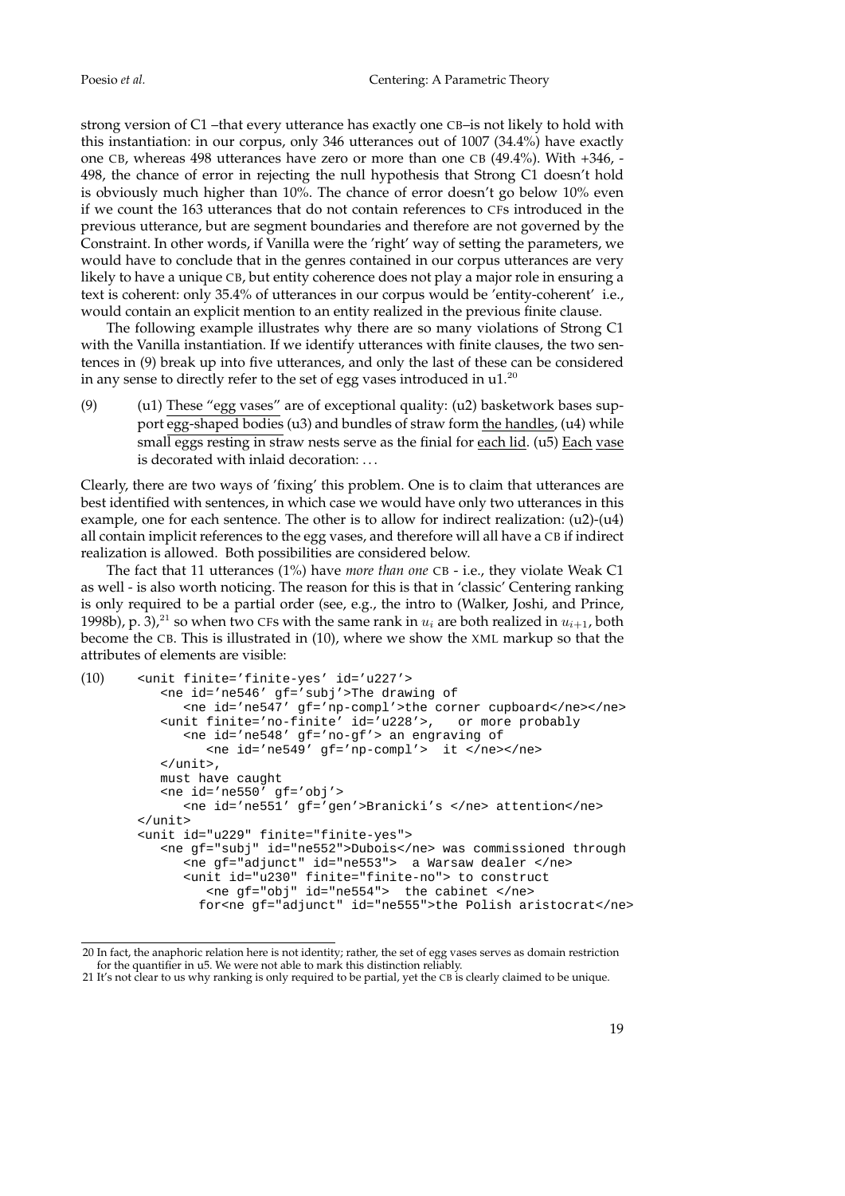strong version of C1 –that every utterance has exactly one CB–is not likely to hold with this instantiation: in our corpus, only 346 utterances out of 1007 (34.4%) have exactly one CB, whereas 498 utterances have zero or more than one CB (49.4%). With +346, -498, the chance of error in rejecting the null hypothesis that Strong C1 doesn't hold is obviously much higher than 10%. The chance of error doesn't go below 10% even if we count the 163 utterances that do not contain references to CFs introduced in the previous utterance, but are segment boundaries and therefore are not governed by the Constraint. In other words, if Vanilla were the 'right' way of setting the parameters, we would have to conclude that in the genres contained in our corpus utterances are very likely to have a unique CB, but entity coherence does not play a major role in ensuring a text is coherent: only 35.4% of utterances in our corpus would be 'entity-coherent' i.e., would contain an explicit mention to an entity realized in the previous finite clause.

The following example illustrates why there are so many violations of Strong C1 with the Vanilla instantiation. If we identify utterances with finite clauses, the two sentences in (9) break up into five utterances, and only the last of these can be considered in any sense to directly refer to the set of egg vases introduced in u1.[20]

(9) (u1) These "egg vases" are of exceptional quality: (u2) basketwork bases support egg-shaped bodies (u3) and bundles of straw form the handles, (u4) while small eggs resting in straw nests serve as the finial for each lid. (u5) Each vase is decorated with inlaid decoration: ...

Clearly, there are two ways of 'fixing' this problem. One is to claim that utterances are best identified with sentences, in which case we would have only two utterances in this example, one for each sentence. The other is to allow for indirect realization: (u2)-(u4) all contain implicit references to the egg vases, and therefore will all have a CB if indirect realization is allowed. Both possibilities are considered below.

The fact that 11 utterances (1%) have *more than one* CB - i.e., they violate Weak C1 as well - is also worth noticing. The reason for this is that in 'classic' Centering ranking is only required to be a partial order (see, e.g., the intro to (Walker, Joshi, and Prince, 1998b), p. 3),[21] so when two CFs with the same rank in $u_i$ are both realized in $u_{i+1}$, both become the CB. This is illustrated in (10), where we show the XML markup so that the attributes of elements are visible:

(10)
```
<unit finite='finite-yes' id='u227'>
   <ne id='ne546' gf='subj'>The drawing of
      <ne id='ne547' gf='np-compl'>the corner cupboard</ne></ne>
   <unit finite='no-finite' id='u228'>,   or more probably
      <ne id='ne548' gf='no-gf'> an engraving of
         <ne id='ne549' gf='np-compl'>  it </ne></ne>
   </unit>,
   must have caught
   <ne id='ne550' gf='obj'>
      <ne id='ne551' gf='gen'>Branicki's </ne> attention</ne>
</unit>
<unit id="u229" finite="finite-yes">
   <ne gf="subj" id="ne552">Dubois</ne> was commissioned through
      <ne gf="adjunct" id="ne553">  a Warsaw dealer </ne>
      <unit id="u230" finite="finite-no"> to construct
         <ne gf="obj" id="ne554">  the cabinet </ne>
        for<ne gf="adjunct" id="ne555">the Polish aristocrat</ne>
```

20 In fact, the anaphoric relation here is not identity; rather, the set of egg vases serves as domain restriction for the quantifier in u5. We were not able to mark this distinction reliably.

21 It's not clear to us why ranking is only required to be partial, yet the CB is clearly claimed to be unique.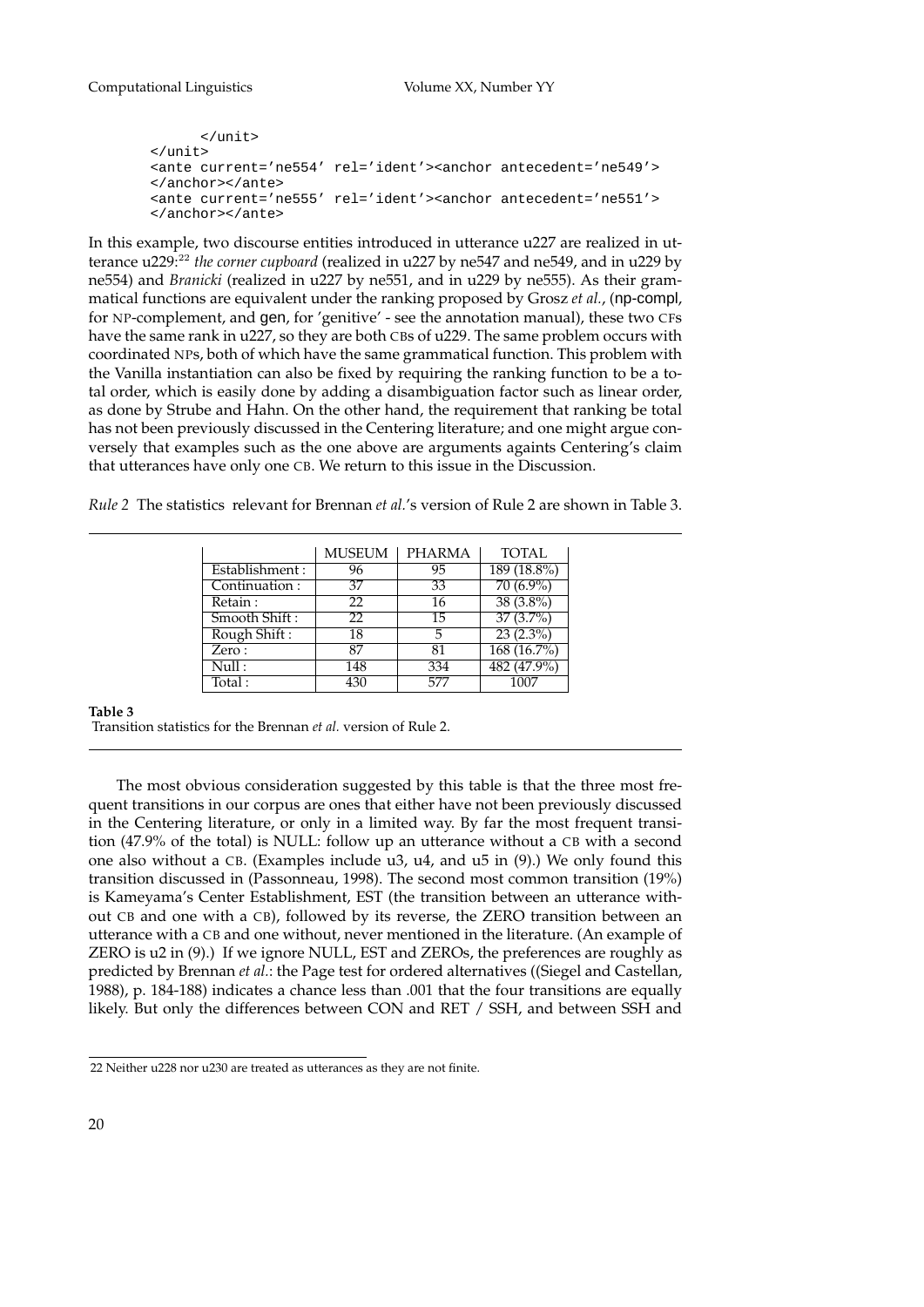```
        </unit>
    </unit>
    <ante current='ne554' rel='ident'><anchor antecedent='ne549'>
    </anchor></ante>
    <ante current='ne555' rel='ident'><anchor antecedent='ne551'>
    </anchor></ante>
```

In this example, two discourse entities introduced in utterance u227 are realized in utterance u229:[22] *the corner cupboard* (realized in u227 by ne547 and ne549, and in u229 by ne554) and *Branicki* (realized in u227 by ne551, and in u229 by ne555). As their grammatical functions are equivalent under the ranking proposed by Grosz *et al.*, (np-compl, for NP-complement, and gen, for 'genitive' - see the annotation manual), these two CFs have the same rank in u227, so they are both CBs of u229. The same problem occurs with coordinated NPs, both of which have the same grammatical function. This problem with the Vanilla instantiation can also be fixed by requiring the ranking function to be a total order, which is easily done by adding a disambiguation factor such as linear order, as done by Strube and Hahn. On the other hand, the requirement that ranking be total has not been previously discussed in the Centering literature; and one might argue conversely that examples such as the one above are arguments againts Centering's claim that utterances have only one CB. We return to this issue in the Discussion.

*Rule 2* The statistics relevant for Brennan *et al.*'s version of Rule 2 are shown in Table 3.

| | MUSEUM | PHARMA | TOTAL |
|---|---|---|---|
| Establishment : | 96 | 95 | 189 (18.8%) |
| Continuation : | 37 | 33 | 70 (6.9%) |
| Retain : | 22 | 16 | 38 (3.8%) |
| Smooth Shift : | 22 | 15 | 37 (3.7%) |
| Rough Shift : | 18 | 5 | 23 (2.3%) |
| Zero : | 87 | 81 | 168 (16.7%) |
| Null : | 148 | 334 | 482 (47.9%) |
| Total : | 430 | 577 | 1007 |

**Table 3**
Transition statistics for the Brennan *et al.* version of Rule 2.

The most obvious consideration suggested by this table is that the three most frequent transitions in our corpus are ones that either have not been previously discussed in the Centering literature, or only in a limited way. By far the most frequent transition (47.9% of the total) is NULL: follow up an utterance without a CB with a second one also without a CB. (Examples include u3, u4, and u5 in (9).) We only found this transition discussed in (Passonneau, 1998). The second most common transition (19%) is Kameyama's Center Establishment, EST (the transition between an utterance without CB and one with a CB), followed by its reverse, the ZERO transition between an utterance with a CB and one without, never mentioned in the literature. (An example of ZERO is u2 in (9).) If we ignore NULL, EST and ZEROs, the preferences are roughly as predicted by Brennan *et al.*: the Page test for ordered alternatives ((Siegel and Castellan, 1988), p. 184-188) indicates a chance less than .001 that the four transitions are equally likely. But only the differences between CON and RET / SSH, and between SSH and

22 Neither u228 nor u230 are treated as utterances as they are not finite.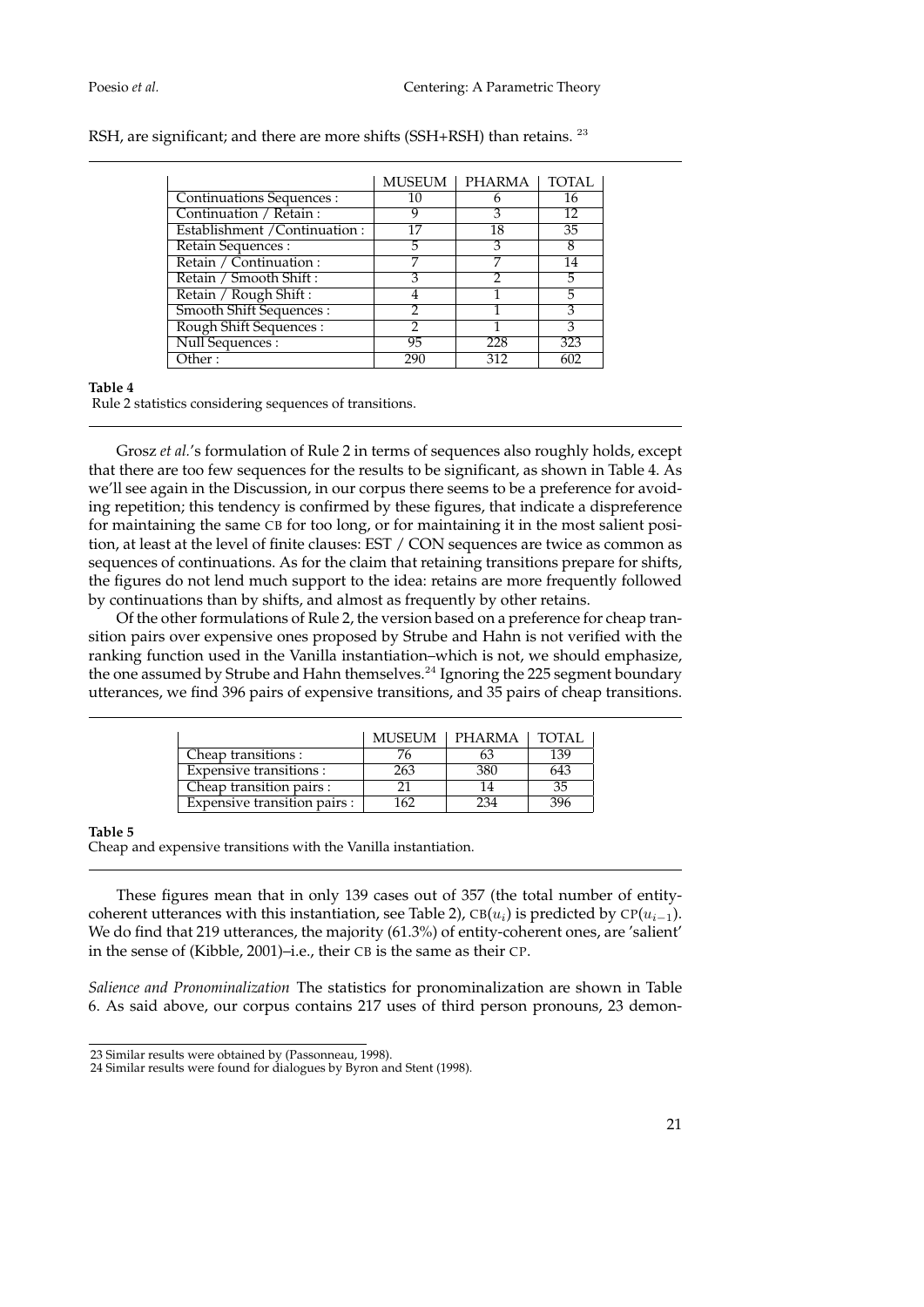RSH, are significant; and there are more shifts (SSH+RSH) than retains. [23]

| | MUSEUM | PHARMA | TOTAL |
|---|---|---|---|
| Continuations Sequences : | 10 | 6 | 16 |
| Continuation / Retain : | 9 | 3 | 12 |
| Establishment /Continuation : | 17 | 18 | 35 |
| Retain Sequences : | 5 | 3 | 8 |
| Retain / Continuation : | 7 | 7 | 14 |
| Retain / Smooth Shift : | 3 | 2 | 5 |
| Retain / Rough Shift : | 4 | 1 | 5 |
| Smooth Shift Sequences : | 2 | 1 | 3 |
| Rough Shift Sequences : | 2 | 1 | 3 |
| Null Sequences : | 95 | 228 | 323 |
| Other : | 290 | 312 | 602 |

**Table 4**
Rule 2 statistics considering sequences of transitions.

Grosz *et al.*'s formulation of Rule 2 in terms of sequences also roughly holds, except that there are too few sequences for the results to be significant, as shown in Table 4. As we'll see again in the Discussion, in our corpus there seems to be a preference for avoiding repetition; this tendency is confirmed by these figures, that indicate a dispreference for maintaining the same CB for too long, or for maintaining it in the most salient position, at least at the level of finite clauses: EST / CON sequences are twice as common as sequences of continuations. As for the claim that retaining transitions prepare for shifts, the figures do not lend much support to the idea: retains are more frequently followed by continuations than by shifts, and almost as frequently by other retains.

Of the other formulations of Rule 2, the version based on a preference for cheap transition pairs over expensive ones proposed by Strube and Hahn is not verified with the ranking function used in the Vanilla instantiation–which is not, we should emphasize, the one assumed by Strube and Hahn themselves.[24] Ignoring the 225 segment boundary utterances, we find 396 pairs of expensive transitions, and 35 pairs of cheap transitions.

| | MUSEUM | PHARMA | TOTAL |
|---|---|---|---|
| Cheap transitions : | 76 | 63 | 139 |
| Expensive transitions : | 263 | 380 | 643 |
| Cheap transition pairs : | 21 | 14 | 35 |
| Expensive transition pairs : | 162 | 234 | 396 |

**Table 5**
Cheap and expensive transitions with the Vanilla instantiation.

These figures mean that in only 139 cases out of 357 (the total number of entity-coherent utterances with this instantiation, see Table 2), CB($u_i$) is predicted by CP($u_{i-1}$). We do find that 219 utterances, the majority (61.3%) of entity-coherent ones, are 'salient' in the sense of (Kibble, 2001)–i.e., their CB is the same as their CP.

*Salience and Pronominalization* The statistics for pronominalization are shown in Table 6. As said above, our corpus contains 217 uses of third person pronouns, 23 demon-

23 Similar results were obtained by (Passonneau, 1998).
24 Similar results were found for dialogues by Byron and Stent (1998).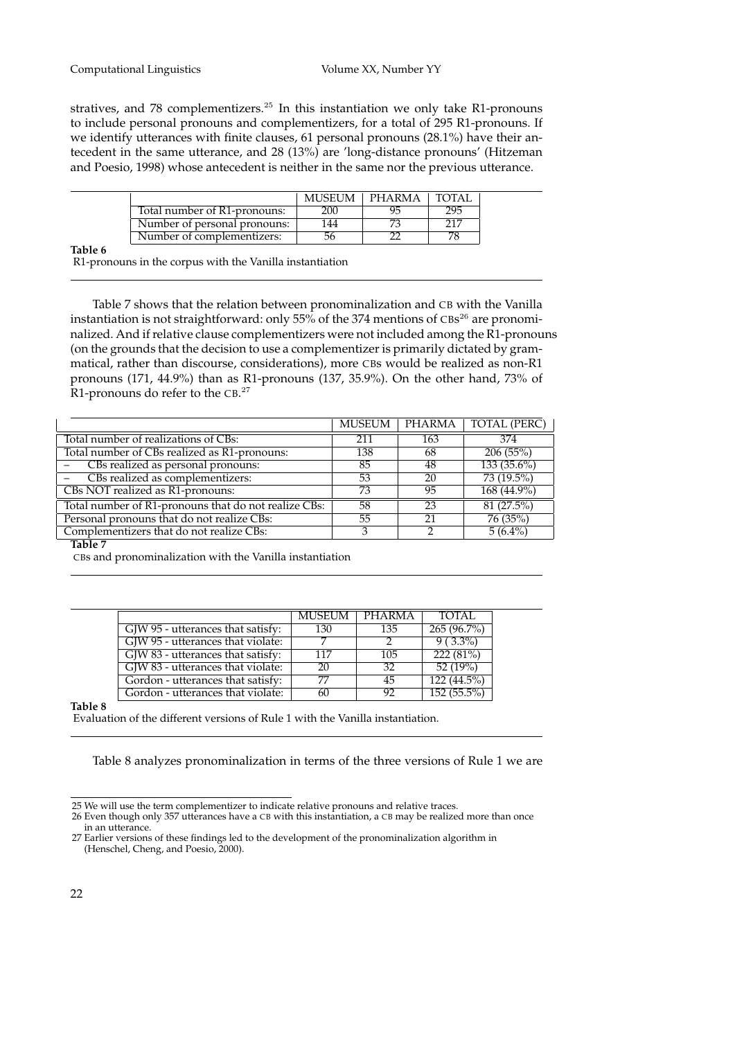stratives, and 78 complementizers.[25] In this instantiation we only take R1-pronouns to include personal pronouns and complementizers, for a total of 295 R1-pronouns. If we identify utterances with finite clauses, 61 personal pronouns (28.1%) have their antecedent in the same utterance, and 28 (13%) are 'long-distance pronouns' (Hitzeman and Poesio, 1998) whose antecedent is neither in the same nor the previous utterance.

| | MUSEUM | PHARMA | TOTAL |
|---|---|---|---|
| Total number of R1-pronouns: | 200 | 95 | 295 |
| Number of personal pronouns: | 144 | 73 | 217 |
| Number of complementizers: | 56 | 22 | 78 |

**Table 6**
R1-pronouns in the corpus with the Vanilla instantiation

Table 7 shows that the relation between pronominalization and CB with the Vanilla instantiation is not straightforward: only 55% of the 374 mentions of CBs[26] are pronominalized. And if relative clause complementizers were not included among the R1-pronouns (on the grounds that the decision to use a complementizer is primarily dictated by grammatical, rather than discourse, considerations), more CBs would be realized as non-R1 pronouns (171, 44.9%) than as R1-pronouns (137, 35.9%). On the other hand, 73% of R1-pronouns do refer to the CB.[27]

| | MUSEUM | PHARMA | TOTAL (PERC) |
|---|---|---|---|
| Total number of realizations of CBs: | 211 | 163 | 374 |
| Total number of CBs realized as R1-pronouns: | 138 | 68 | 206 (55%) |
| – CBs realized as personal pronouns: | 85 | 48 | 133 (35.6%) |
| – CBs realized as complementizers: | 53 | 20 | 73 (19.5%) |
| CBs NOT realized as R1-pronouns: | 73 | 95 | 168 (44.9%) |
| Total number of R1-pronouns that do not realize CBs: | 58 | 23 | 81 (27.5%) |
| Personal pronouns that do not realize CBs: | 55 | 21 | 76 (35%) |
| Complementizers that do not realize CBs: | 3 | 2 | 5 (6.4%) |

**Table 7**
CBs and pronominalization with the Vanilla instantiation

| | MUSEUM | PHARMA | TOTAL |
|---|---|---|---|
| GJW 95 - utterances that satisfy: | 130 | 135 | 265 (96.7%) |
| GJW 95 - utterances that violate: | 7 | 2 | 9 ( 3.3%) |
| GJW 83 - utterances that satisfy: | 117 | 105 | 222 (81%) |
| GJW 83 - utterances that violate: | 20 | 32 | 52 (19%) |
| Gordon - utterances that satisfy: | 77 | 45 | 122 (44.5%) |
| Gordon - utterances that violate: | 60 | 92 | 152 (55.5%) |

**Table 8**
Evaluation of the different versions of Rule 1 with the Vanilla instantiation.

Table 8 analyzes pronominalization in terms of the three versions of Rule 1 we are

25 We will use the term complementizer to indicate relative pronouns and relative traces.

26 Even though only 357 utterances have a CB with this instantiation, a CB may be realized more than once in an utterance.

27 Earlier versions of these findings led to the development of the pronominalization algorithm in (Henschel, Cheng, and Poesio, 2000).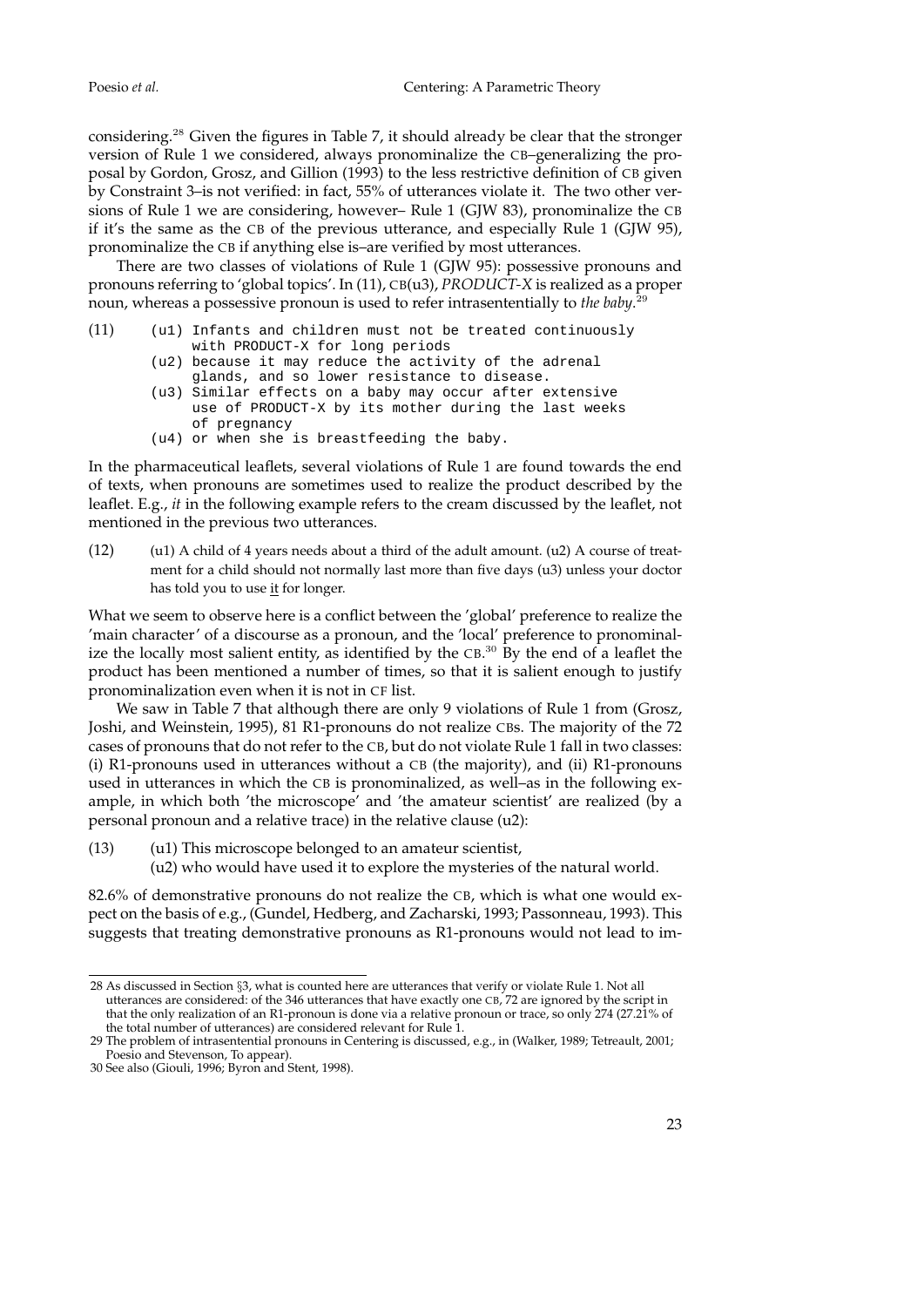considering.[28] Given the figures in Table 7, it should already be clear that the stronger version of Rule 1 we considered, always pronominalize the CB–generalizing the proposal by Gordon, Grosz, and Gillion (1993) to the less restrictive definition of CB given by Constraint 3–is not verified: in fact, 55% of utterances violate it. The two other versions of Rule 1 we are considering, however– Rule 1 (GJW 83), pronominalize the CB if it's the same as the CB of the previous utterance, and especially Rule 1 (GJW 95), pronominalize the CB if anything else is–are verified by most utterances.

There are two classes of violations of Rule 1 (GJW 95): possessive pronouns and pronouns referring to 'global topics'. In (11), CB(u3), *PRODUCT-X* is realized as a proper noun, whereas a possessive pronoun is used to refer intrasententially to *the baby*.[29]

(11)
```
(u1) Infants and children must not be treated continuously
     with PRODUCT-X for long periods
(u2) because it may reduce the activity of the adrenal
     glands, and so lower resistance to disease.
(u3) Similar effects on a baby may occur after extensive
     use of PRODUCT-X by its mother during the last weeks
     of pregnancy
(u4) or when she is breastfeeding the baby.
```

In the pharmaceutical leaflets, several violations of Rule 1 are found towards the end of texts, when pronouns are sometimes used to realize the product described by the leaflet. E.g., *it* in the following example refers to the cream discussed by the leaflet, not mentioned in the previous two utterances.

(12) (u1) A child of 4 years needs about a third of the adult amount. (u2) A course of treatment for a child should not normally last more than five days (u3) unless your doctor has told you to use it for longer.

What we seem to observe here is a conflict between the 'global' preference to realize the 'main character' of a discourse as a pronoun, and the 'local' preference to pronominalize the locally most salient entity, as identified by the CB.[30] By the end of a leaflet the product has been mentioned a number of times, so that it is salient enough to justify pronominalization even when it is not in CF list.

We saw in Table 7 that although there are only 9 violations of Rule 1 from (Grosz, Joshi, and Weinstein, 1995), 81 R1-pronouns do not realize CBs. The majority of the 72 cases of pronouns that do not refer to the CB, but do not violate Rule 1 fall in two classes: (i) R1-pronouns used in utterances without a CB (the majority), and (ii) R1-pronouns used in utterances in which the CB is pronominalized, as well–as in the following example, in which both 'the microscope' and 'the amateur scientist' are realized (by a personal pronoun and a relative trace) in the relative clause (u2):

(13) (u1) This microscope belonged to an amateur scientist,
(u2) who would have used it to explore the mysteries of the natural world.

82.6% of demonstrative pronouns do not realize the CB, which is what one would expect on the basis of e.g., (Gundel, Hedberg, and Zacharski, 1993; Passonneau, 1993). This suggests that treating demonstrative pronouns as R1-pronouns would not lead to im-

---

28 As discussed in Section §3, what is counted here are utterances that verify or violate Rule 1. Not all utterances are considered: of the 346 utterances that have exactly one CB, 72 are ignored by the script in that the only realization of an R1-pronoun is done via a relative pronoun or trace, so only 274 (27.21% of the total number of utterances) are considered relevant for Rule 1.

29 The problem of intrasentential pronouns in Centering is discussed, e.g., in (Walker, 1989; Tetreault, 2001; Poesio and Stevenson, To appear).

30 See also (Giouli, 1996; Byron and Stent, 1998).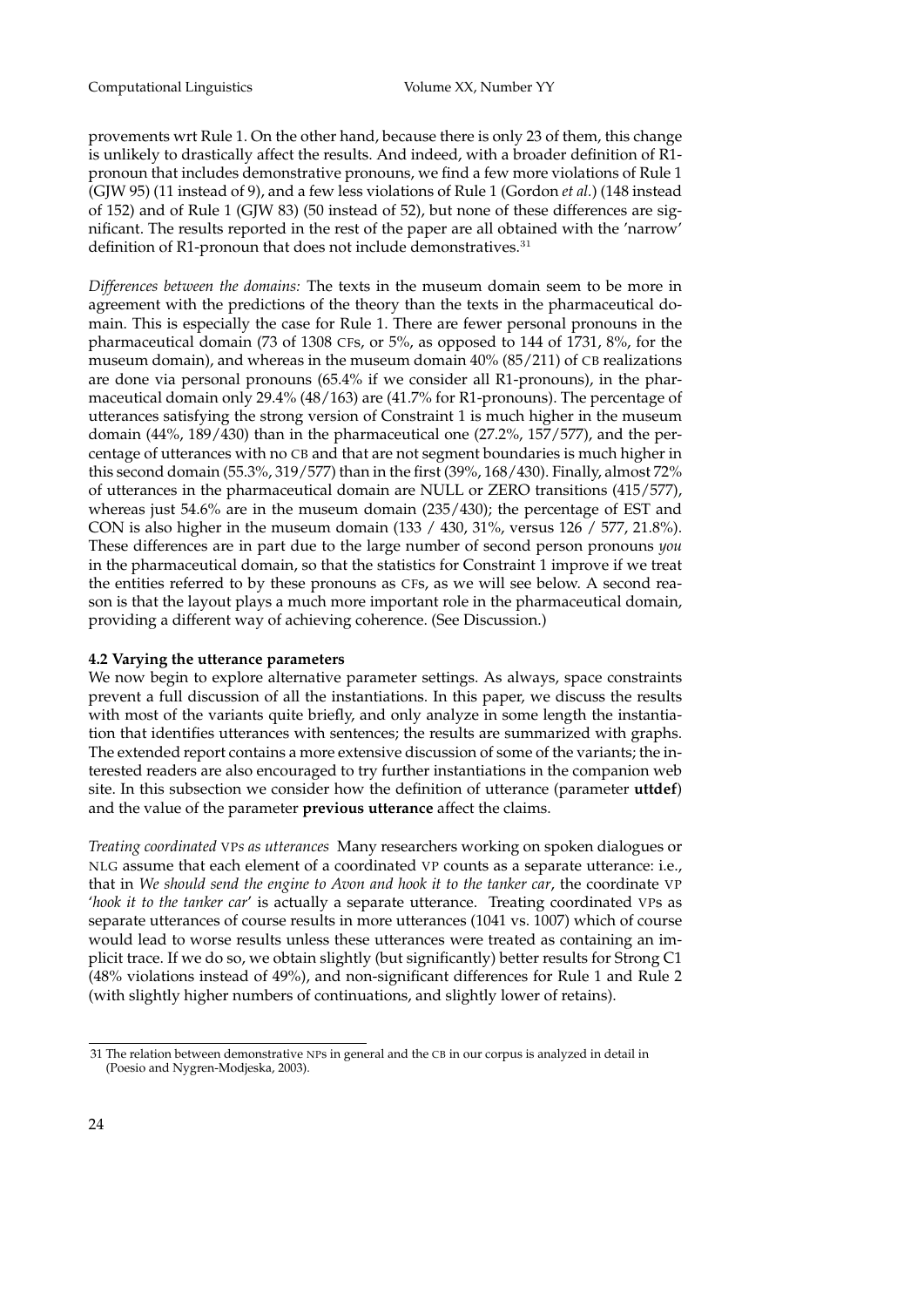provements wrt Rule 1. On the other hand, because there is only 23 of them, this change is unlikely to drastically affect the results. And indeed, with a broader definition of R1-pronoun that includes demonstrative pronouns, we find a few more violations of Rule 1 (GJW 95) (11 instead of 9), and a few less violations of Rule 1 (Gordon *et al.*) (148 instead of 152) and of Rule 1 (GJW 83) (50 instead of 52), but none of these differences are significant. The results reported in the rest of the paper are all obtained with the 'narrow' definition of R1-pronoun that does not include demonstratives.[31]

*Differences between the domains:* The texts in the museum domain seem to be more in agreement with the predictions of the theory than the texts in the pharmaceutical domain. This is especially the case for Rule 1. There are fewer personal pronouns in the pharmaceutical domain (73 of 1308 CFs, or 5%, as opposed to 144 of 1731, 8%, for the museum domain), and whereas in the museum domain 40% (85/211) of CB realizations are done via personal pronouns (65.4% if we consider all R1-pronouns), in the pharmaceutical domain only 29.4% (48/163) are (41.7% for R1-pronouns). The percentage of utterances satisfying the strong version of Constraint 1 is much higher in the museum domain (44%, 189/430) than in the pharmaceutical one (27.2%, 157/577), and the percentage of utterances with no CB and that are not segment boundaries is much higher in this second domain (55.3%, 319/577) than in the first (39%, 168/430). Finally, almost 72% of utterances in the pharmaceutical domain are NULL or ZERO transitions (415/577), whereas just 54.6% are in the museum domain (235/430); the percentage of EST and CON is also higher in the museum domain (133 / 430, 31%, versus 126 / 577, 21.8%). These differences are in part due to the large number of second person pronouns *you* in the pharmaceutical domain, so that the statistics for Constraint 1 improve if we treat the entities referred to by these pronouns as CFs, as we will see below. A second reason is that the layout plays a much more important role in the pharmaceutical domain, providing a different way of achieving coherence. (See Discussion.)

### 4.2 Varying the utterance parameters

We now begin to explore alternative parameter settings. As always, space constraints prevent a full discussion of all the instantiations. In this paper, we discuss the results with most of the variants quite briefly, and only analyze in some length the instantiation that identifies utterances with sentences; the results are summarized with graphs. The extended report contains a more extensive discussion of some of the variants; the interested readers are also encouraged to try further instantiations in the companion web site. In this subsection we consider how the definition of utterance (parameter **uttdef**) and the value of the parameter **previous utterance** affect the claims.

*Treating coordinated VPs as utterances* Many researchers working on spoken dialogues or NLG assume that each element of a coordinated VP counts as a separate utterance: i.e., that in *We should send the engine to Avon and hook it to the tanker car*, the coordinate VP '*hook it to the tanker car*' is actually a separate utterance. Treating coordinated VPs as separate utterances of course results in more utterances (1041 vs. 1007) which of course would lead to worse results unless these utterances were treated as containing an implicit trace. If we do so, we obtain slightly (but significantly) better results for Strong C1 (48% violations instead of 49%), and non-significant differences for Rule 1 and Rule 2 (with slightly higher numbers of continuations, and slightly lower of retains).

---

[31] The relation between demonstrative NPs in general and the CB in our corpus is analyzed in detail in (Poesio and Nygren-Modjeska, 2003).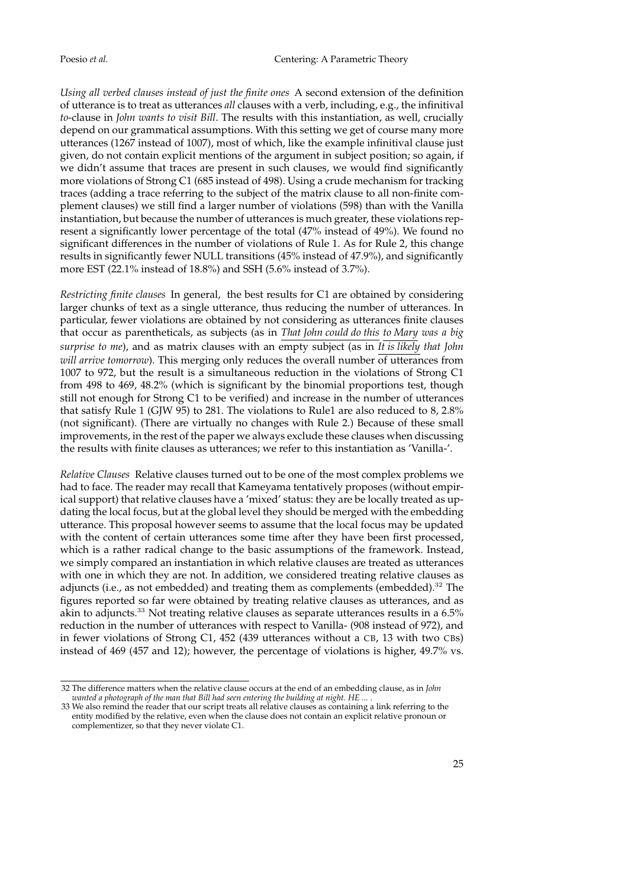*Using all verbed clauses instead of just the finite ones* A second extension of the definition of utterance is to treat as utterances *all* clauses with a verb, including, e.g., the infinitival *to*-clause in *John wants to visit Bill*. The results with this instantiation, as well, crucially depend on our grammatical assumptions. With this setting we get of course many more utterances (1267 instead of 1007), most of which, like the example infinitival clause just given, do not contain explicit mentions of the argument in subject position; so again, if we didn't assume that traces are present in such clauses, we would find significantly more violations of Strong C1 (685 instead of 498). Using a crude mechanism for tracking traces (adding a trace referring to the subject of the matrix clause to all non-finite complement clauses) we still find a larger number of violations (598) than with the Vanilla instantiation, but because the number of utterances is much greater, these violations represent a significantly lower percentage of the total (47% instead of 49%). We found no significant differences in the number of violations of Rule 1. As for Rule 2, this change results in significantly fewer NULL transitions (45% instead of 47.9%), and significantly more EST (22.1% instead of 18.8%) and SSH (5.6% instead of 3.7%).

*Restricting finite clauses* In general, the best results for C1 are obtained by considering larger chunks of text as a single utterance, thus reducing the number of utterances. In particular, fewer violations are obtained by not considering as utterances finite clauses that occur as parentheticals, as subjects (as in *That John could do this to Mary was a big surprise to me*), and as matrix clauses with an empty subject (as in *It is likely that John will arrive tomorrow*). This merging only reduces the overall number of utterances from 1007 to 972, but the result is a simultaneous reduction in the violations of Strong C1 from 498 to 469, 48.2% (which is significant by the binomial proportions test, though still not enough for Strong C1 to be verified) and increase in the number of utterances that satisfy Rule 1 (GJW 95) to 281. The violations to Rule1 are also reduced to 8, 2.8% (not significant). (There are virtually no changes with Rule 2.) Because of these small improvements, in the rest of the paper we always exclude these clauses when discussing the results with finite clauses as utterances; we refer to this instantiation as 'Vanilla-'.

*Relative Clauses* Relative clauses turned out to be one of the most complex problems we had to face. The reader may recall that Kameyama tentatively proposes (without empirical support) that relative clauses have a 'mixed' status: they are be locally treated as updating the local focus, but at the global level they should be merged with the embedding utterance. This proposal however seems to assume that the local focus may be updated with the content of certain utterances some time after they have been first processed, which is a rather radical change to the basic assumptions of the framework. Instead, we simply compared an instantiation in which relative clauses are treated as utterances with one in which they are not. In addition, we considered treating relative clauses as adjuncts (i.e., as not embedded) and treating them as complements (embedded).[32] The figures reported so far were obtained by treating relative clauses as utterances, and as akin to adjuncts.[33] Not treating relative clauses as separate utterances results in a 6.5% reduction in the number of utterances with respect to Vanilla- (908 instead of 972), and in fewer violations of Strong C1, 452 (439 utterances without a CB, 13 with two CBs) instead of 469 (457 and 12); however, the percentage of violations is higher, 49.7% vs.

32 The difference matters when the relative clause occurs at the end of an embedding clause, as in *John wanted a photograph of the man that Bill had seen entering the building at night. HE ... .*

33 We also remind the reader that our script treats all relative clauses as containing a link referring to the entity modified by the relative, even when the clause does not contain an explicit relative pronoun or complementizer, so that they never violate C1.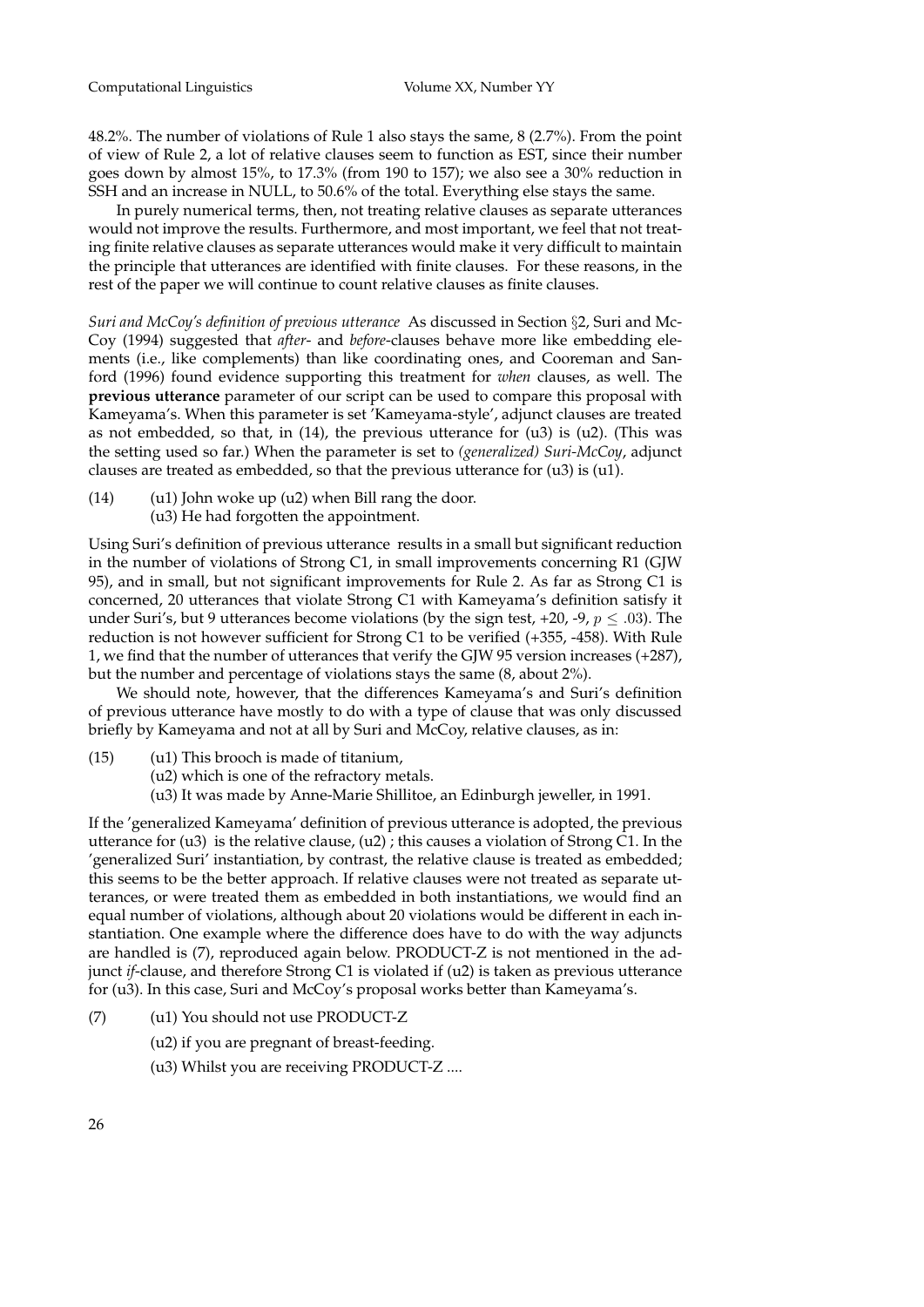48.2%. The number of violations of Rule 1 also stays the same, 8 (2.7%). From the point of view of Rule 2, a lot of relative clauses seem to function as EST, since their number goes down by almost 15%, to 17.3% (from 190 to 157); we also see a 30% reduction in SSH and an increase in NULL, to 50.6% of the total. Everything else stays the same.

In purely numerical terms, then, not treating relative clauses as separate utterances would not improve the results. Furthermore, and most important, we feel that not treating finite relative clauses as separate utterances would make it very difficult to maintain the principle that utterances are identified with finite clauses. For these reasons, in the rest of the paper we will continue to count relative clauses as finite clauses.

*Suri and McCoy's definition of previous utterance* As discussed in Section §2, Suri and McCoy (1994) suggested that *after-* and *before-*clauses behave more like embedding elements (i.e., like complements) than like coordinating ones, and Cooreman and Sanford (1996) found evidence supporting this treatment for *when* clauses, as well. The **previous utterance** parameter of our script can be used to compare this proposal with Kameyama's. When this parameter is set 'Kameyama-style', adjunct clauses are treated as not embedded, so that, in (14), the previous utterance for (u3) is (u2). (This was the setting used so far.) When the parameter is set to *(generalized) Suri-McCoy*, adjunct clauses are treated as embedded, so that the previous utterance for (u3) is (u1).

(14) (u1) John woke up (u2) when Bill rang the door.
(u3) He had forgotten the appointment.

Using Suri's definition of previous utterance results in a small but significant reduction in the number of violations of Strong C1, in small improvements concerning R1 (GJW 95), and in small, but not significant improvements for Rule 2. As far as Strong C1 is concerned, 20 utterances that violate Strong C1 with Kameyama's definition satisfy it under Suri's, but 9 utterances become violations (by the sign test, +20, -9, $p \leq .03$). The reduction is not however sufficient for Strong C1 to be verified (+355, -458). With Rule 1, we find that the number of utterances that verify the GJW 95 version increases (+287), but the number and percentage of violations stays the same (8, about 2%).

We should note, however, that the differences Kameyama's and Suri's definition of previous utterance have mostly to do with a type of clause that was only discussed briefly by Kameyama and not at all by Suri and McCoy, relative clauses, as in:

(15) (u1) This brooch is made of titanium,
(u2) which is one of the refractory metals.
(u3) It was made by Anne-Marie Shillitoe, an Edinburgh jeweller, in 1991.

If the 'generalized Kameyama' definition of previous utterance is adopted, the previous utterance for (u3) is the relative clause, (u2) ; this causes a violation of Strong C1. In the 'generalized Suri' instantiation, by contrast, the relative clause is treated as embedded; this seems to be the better approach. If relative clauses were not treated as separate utterances, or were treated them as embedded in both instantiations, we would find an equal number of violations, although about 20 violations would be different in each instantiation. One example where the difference does have to do with the way adjuncts are handled is (7), reproduced again below. PRODUCT-Z is not mentioned in the adjunct *if*-clause, and therefore Strong C1 is violated if (u2) is taken as previous utterance for (u3). In this case, Suri and McCoy's proposal works better than Kameyama's.

(7) (u1) You should not use PRODUCT-Z

(u2) if you are pregnant of breast-feeding.

(u3) Whilst you are receiving PRODUCT-Z ....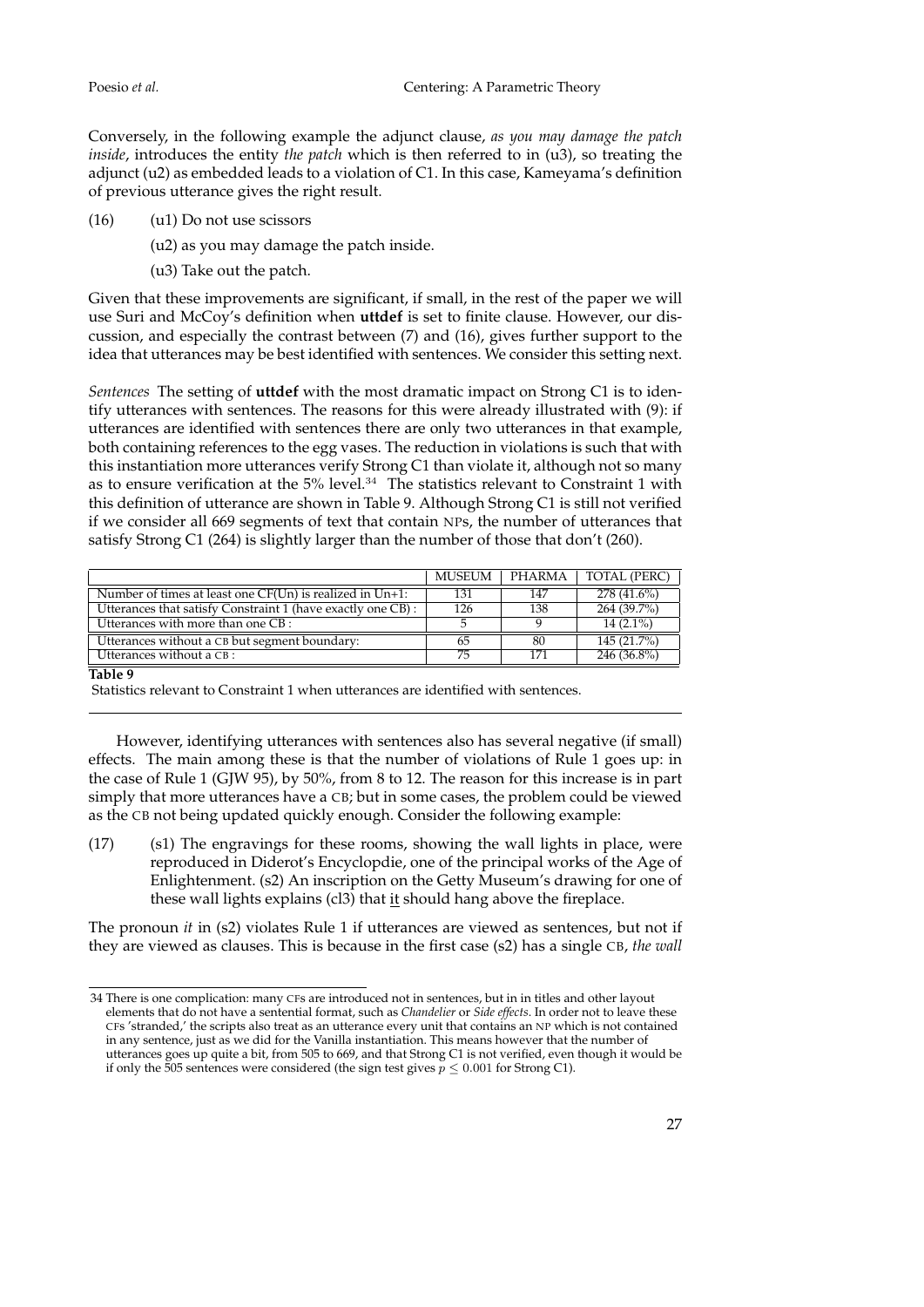Conversely, in the following example the adjunct clause, *as you may damage the patch inside*, introduces the entity *the patch* which is then referred to in (u3), so treating the adjunct (u2) as embedded leads to a violation of C1. In this case, Kameyama's definition of previous utterance gives the right result.

(16) (u1) Do not use scissors

(u2) as you may damage the patch inside.

(u3) Take out the patch.

Given that these improvements are significant, if small, in the rest of the paper we will use Suri and McCoy's definition when **uttdef** is set to finite clause. However, our discussion, and especially the contrast between (7) and (16), gives further support to the idea that utterances may be best identified with sentences. We consider this setting next.

*Sentences* The setting of **uttdef** with the most dramatic impact on Strong C1 is to identify utterances with sentences. The reasons for this were already illustrated with (9): if utterances are identified with sentences there are only two utterances in that example, both containing references to the egg vases. The reduction in violations is such that with this instantiation more utterances verify Strong C1 than violate it, although not so many as to ensure verification at the 5% level.[34] The statistics relevant to Constraint 1 with this definition of utterance are shown in Table 9. Although Strong C1 is still not verified if we consider all 669 segments of text that contain NPs, the number of utterances that satisfy Strong C1 (264) is slightly larger than the number of those that don't (260).

| | MUSEUM | PHARMA | TOTAL (PERC) |
|---|---|---|---|
| Number of times at least one CF(Un) is realized in Un+1: | 131 | 147 | 278 (41.6%) |
| Utterances that satisfy Constraint 1 (have exactly one CB) : | 126 | 138 | 264 (39.7%) |
| Utterances with more than one CB : | 5 | 9 | 14 (2.1%) |
| Utterances without a CB but segment boundary: | 65 | 80 | 145 (21.7%) |
| Utterances without a CB : | 75 | 171 | 246 (36.8%) |

**Table 9**

Statistics relevant to Constraint 1 when utterances are identified with sentences.

However, identifying utterances with sentences also has several negative (if small) effects. The main among these is that the number of violations of Rule 1 goes up: in the case of Rule 1 (GJW 95), by 50%, from 8 to 12. The reason for this increase is in part simply that more utterances have a CB; but in some cases, the problem could be viewed as the CB not being updated quickly enough. Consider the following example:

(17) (s1) The engravings for these rooms, showing the wall lights in place, were reproduced in Diderot's Encyclopdie, one of the principal works of the Age of Enlightenment. (s2) An inscription on the Getty Museum's drawing for one of these wall lights explains (cl3) that it should hang above the fireplace.

The pronoun *it* in (s2) violates Rule 1 if utterances are viewed as sentences, but not if they are viewed as clauses. This is because in the first case (s2) has a single CB, *the wall*

---

34 There is one complication: many CFs are introduced not in sentences, but in in titles and other layout elements that do not have a sentential format, such as *Chandelier* or *Side effects*. In order not to leave these CFs 'stranded,' the scripts also treat as an utterance every unit that contains an NP which is not contained in any sentence, just as we did for the Vanilla instantiation. This means however that the number of utterances goes up quite a bit, from 505 to 669, and that Strong C1 is not verified, even though it would be if only the 505 sentences were considered (the sign test gives $p \leq 0.001$ for Strong C1).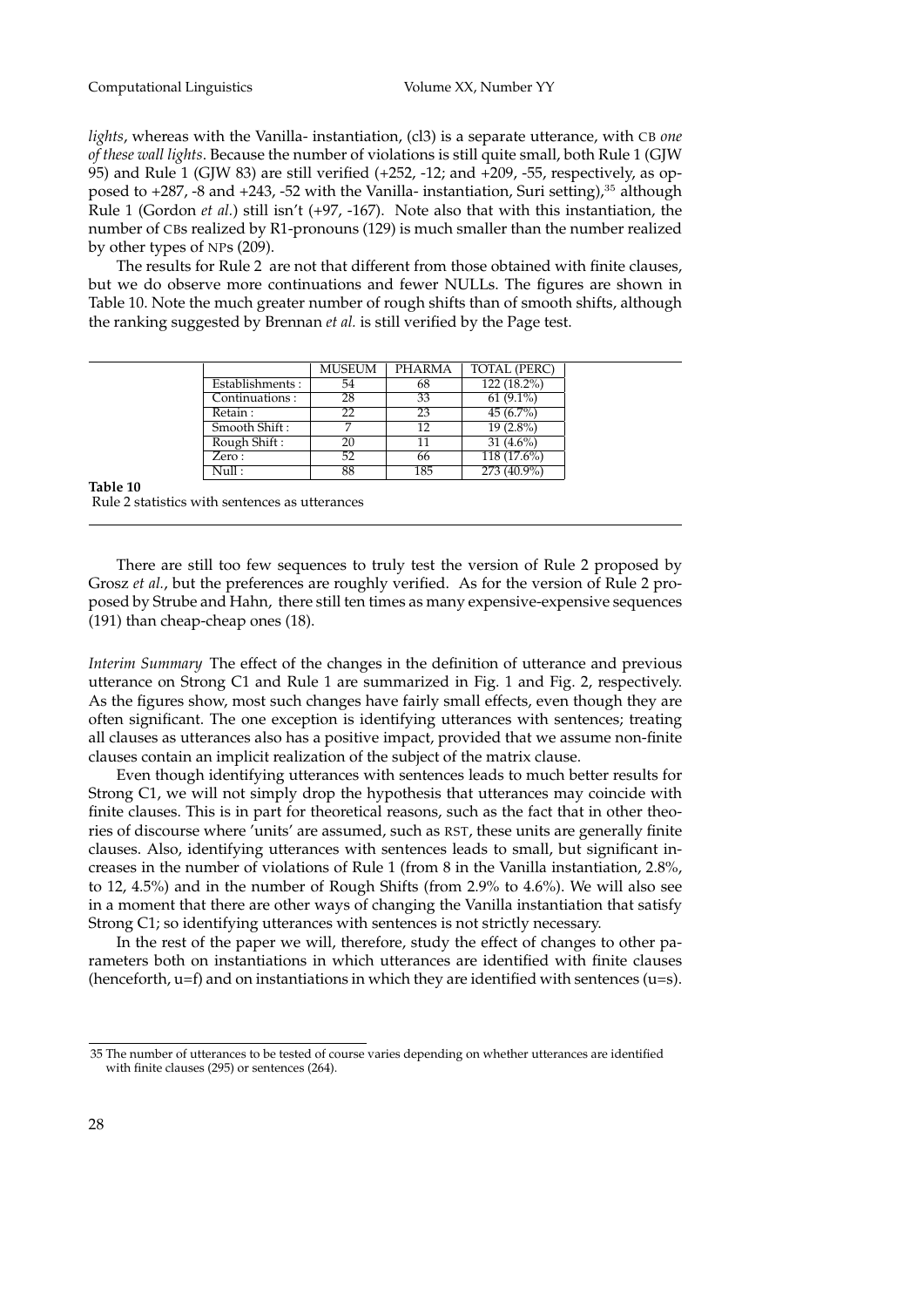*lights*, whereas with the Vanilla- instantiation, (cl3) is a separate utterance, with CB *one of these wall lights*. Because the number of violations is still quite small, both Rule 1 (GJW 95) and Rule 1 (GJW 83) are still verified (+252, -12; and +209, -55, respectively, as opposed to +287, -8 and +243, -52 with the Vanilla- instantiation, Suri setting),[35] although Rule 1 (Gordon *et al.*) still isn't (+97, -167). Note also that with this instantiation, the number of CBs realized by R1-pronouns (129) is much smaller than the number realized by other types of NPs (209).

The results for Rule 2 are not that different from those obtained with finite clauses, but we do observe more continuations and fewer NULLs. The figures are shown in Table 10. Note the much greater number of rough shifts than of smooth shifts, although the ranking suggested by Brennan *et al.* is still verified by the Page test.

| | MUSEUM | PHARMA | TOTAL (PERC) |
|---|---|---|---|
| Establishments : | 54 | 68 | 122 (18.2%) |
| Continuations : | 28 | 33 | 61 (9.1%) |
| Retain : | 22 | 23 | 45 (6.7%) |
| Smooth Shift : | 7 | 12 | 19 (2.8%) |
| Rough Shift : | 20 | 11 | 31 (4.6%) |
| Zero : | 52 | 66 | 118 (17.6%) |
| Null : | 88 | 185 | 273 (40.9%) |

**Table 10**
Rule 2 statistics with sentences as utterances

There are still too few sequences to truly test the version of Rule 2 proposed by Grosz *et al.*, but the preferences are roughly verified. As for the version of Rule 2 proposed by Strube and Hahn, there still ten times as many expensive-expensive sequences (191) than cheap-cheap ones (18).

*Interim Summary* The effect of the changes in the definition of utterance and previous utterance on Strong C1 and Rule 1 are summarized in Fig. 1 and Fig. 2, respectively. As the figures show, most such changes have fairly small effects, even though they are often significant. The one exception is identifying utterances with sentences; treating all clauses as utterances also has a positive impact, provided that we assume non-finite clauses contain an implicit realization of the subject of the matrix clause.

Even though identifying utterances with sentences leads to much better results for Strong C1, we will not simply drop the hypothesis that utterances may coincide with finite clauses. This is in part for theoretical reasons, such as the fact that in other theories of discourse where 'units' are assumed, such as RST, these units are generally finite clauses. Also, identifying utterances with sentences leads to small, but significant increases in the number of violations of Rule 1 (from 8 in the Vanilla instantiation, 2.8%, to 12, 4.5%) and in the number of Rough Shifts (from 2.9% to 4.6%). We will also see in a moment that there are other ways of changing the Vanilla instantiation that satisfy Strong C1; so identifying utterances with sentences is not strictly necessary.

In the rest of the paper we will, therefore, study the effect of changes to other parameters both on instantiations in which utterances are identified with finite clauses (henceforth, u=f) and on instantiations in which they are identified with sentences (u=s).

35 The number of utterances to be tested of course varies depending on whether utterances are identified with finite clauses (295) or sentences (264).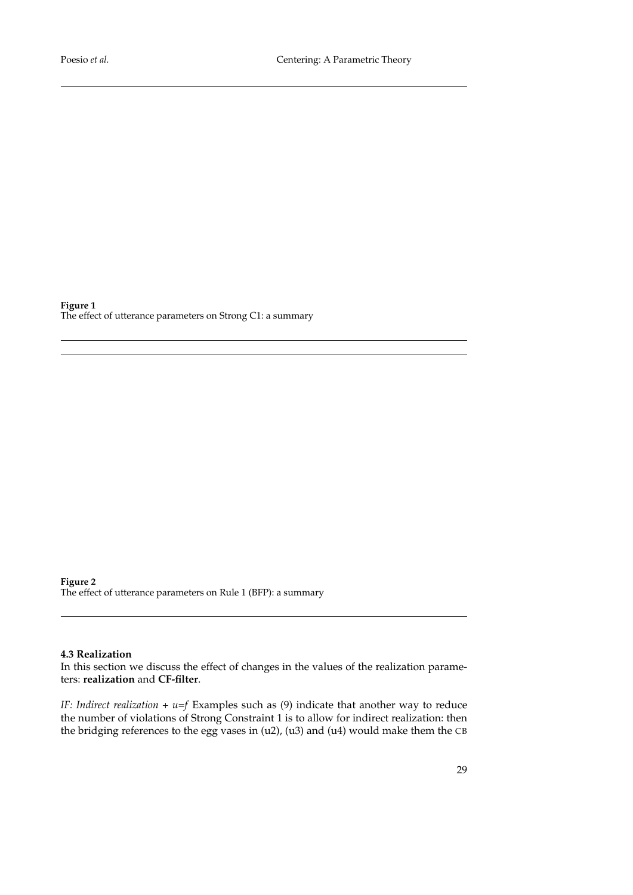**Figure 1**
The effect of utterance parameters on Strong C1: a summary

**Figure 2**
The effect of utterance parameters on Rule 1 (BFP): a summary

### 4.3 Realization

In this section we discuss the effect of changes in the values of the realization parameters: **realization** and **CF-filter**.

*IF: Indirect realization + u=f* Examples such as (9) indicate that another way to reduce the number of violations of Strong Constraint 1 is to allow for indirect realization: then the bridging references to the egg vases in (u2), (u3) and (u4) would make them the CB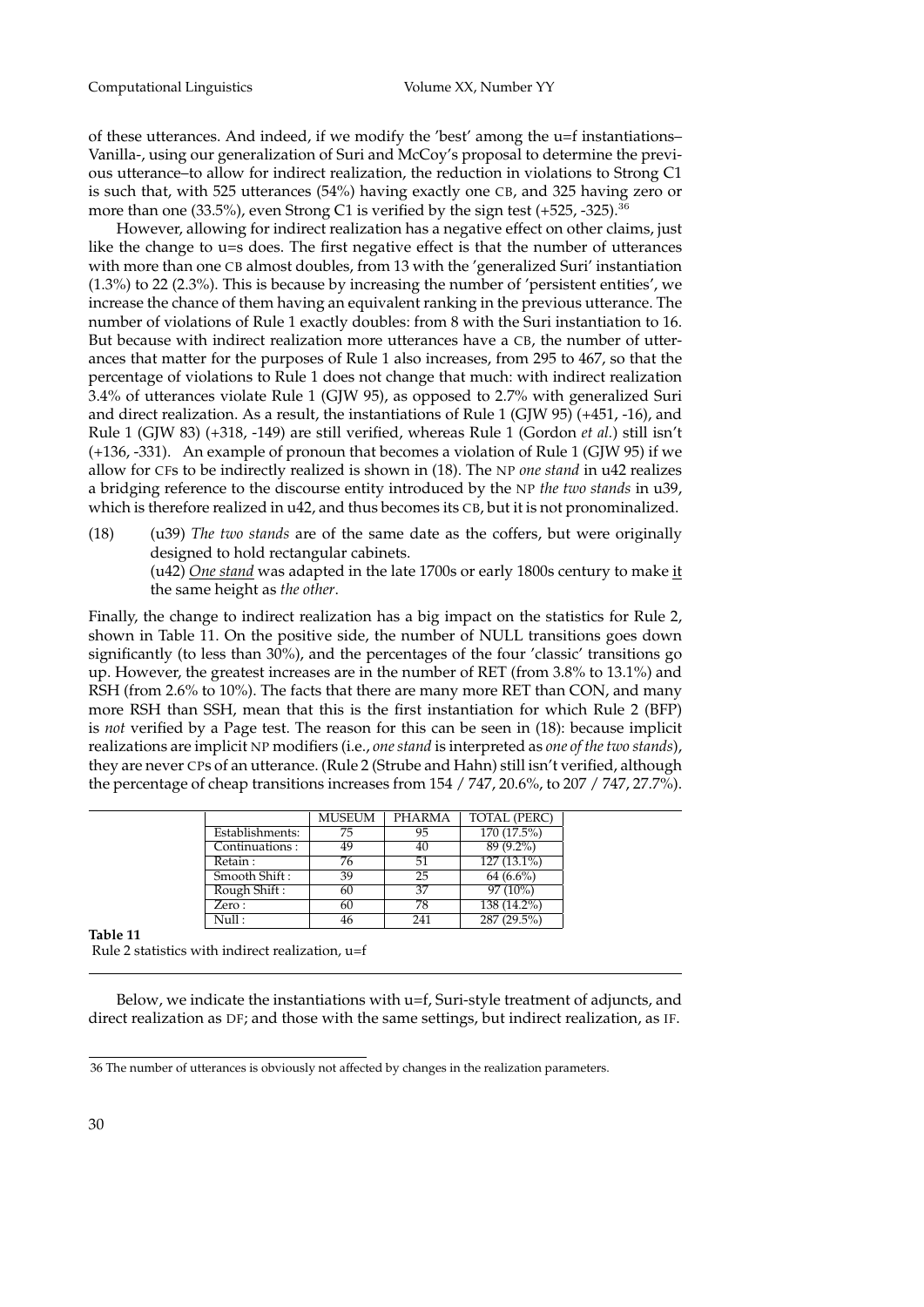of these utterances. And indeed, if we modify the 'best' among the u=f instantiations– Vanilla-, using our generalization of Suri and McCoy's proposal to determine the previous utterance–to allow for indirect realization, the reduction in violations to Strong C1 is such that, with 525 utterances (54%) having exactly one CB, and 325 having zero or more than one (33.5%), even Strong C1 is verified by the sign test (+525, -325).[36]

However, allowing for indirect realization has a negative effect on other claims, just like the change to u=s does. The first negative effect is that the number of utterances with more than one CB almost doubles, from 13 with the 'generalized Suri' instantiation (1.3%) to 22 (2.3%). This is because by increasing the number of 'persistent entities', we increase the chance of them having an equivalent ranking in the previous utterance. The number of violations of Rule 1 exactly doubles: from 8 with the Suri instantiation to 16. But because with indirect realization more utterances have a CB, the number of utterances that matter for the purposes of Rule 1 also increases, from 295 to 467, so that the percentage of violations to Rule 1 does not change that much: with indirect realization 3.4% of utterances violate Rule 1 (GJW 95), as opposed to 2.7% with generalized Suri and direct realization. As a result, the instantiations of Rule 1 (GJW 95) (+451, -16), and Rule 1 (GJW 83) (+318, -149) are still verified, whereas Rule 1 (Gordon *et al.*) still isn't (+136, -331). An example of pronoun that becomes a violation of Rule 1 (GJW 95) if we allow for CFs to be indirectly realized is shown in (18). The NP *one stand* in u42 realizes a bridging reference to the discourse entity introduced by the NP *the two stands* in u39, which is therefore realized in u42, and thus becomes its CB, but it is not pronominalized.

(18) (u39) *The two stands* are of the same date as the coffers, but were originally designed to hold rectangular cabinets.
(u42) <u>*One stand*</u> was adapted in the late 1700s or early 1800s century to make <u>it</u> the same height as *the other*.

Finally, the change to indirect realization has a big impact on the statistics for Rule 2, shown in Table 11. On the positive side, the number of NULL transitions goes down significantly (to less than 30%), and the percentages of the four 'classic' transitions go up. However, the greatest increases are in the number of RET (from 3.8% to 13.1%) and RSH (from 2.6% to 10%). The facts that there are many more RET than CON, and many more RSH than SSH, mean that this is the first instantiation for which Rule 2 (BFP) is *not* verified by a Page test. The reason for this can be seen in (18): because implicit realizations are implicit NP modifiers (i.e., *one stand* is interpreted as *one of the two stands*), they are never CPs of an utterance. (Rule 2 (Strube and Hahn) still isn't verified, although the percentage of cheap transitions increases from 154 / 747, 20.6%, to 207 / 747, 27.7%).

| | MUSEUM | PHARMA | TOTAL (PERC) |
|---|---|---|---|
| Establishments: | 75 | 95 | 170 (17.5%) |
| Continuations : | 49 | 40 | 89 (9.2%) |
| Retain : | 76 | 51 | 127 (13.1%) |
| Smooth Shift : | 39 | 25 | 64 (6.6%) |
| Rough Shift : | 60 | 37 | 97 (10%) |
| Zero : | 60 | 78 | 138 (14.2%) |
| Null : | 46 | 241 | 287 (29.5%) |

**Table 11**
Rule 2 statistics with indirect realization, u=f

Below, we indicate the instantiations with u=f, Suri-style treatment of adjuncts, and direct realization as DF; and those with the same settings, but indirect realization, as IF.

36 The number of utterances is obviously not affected by changes in the realization parameters.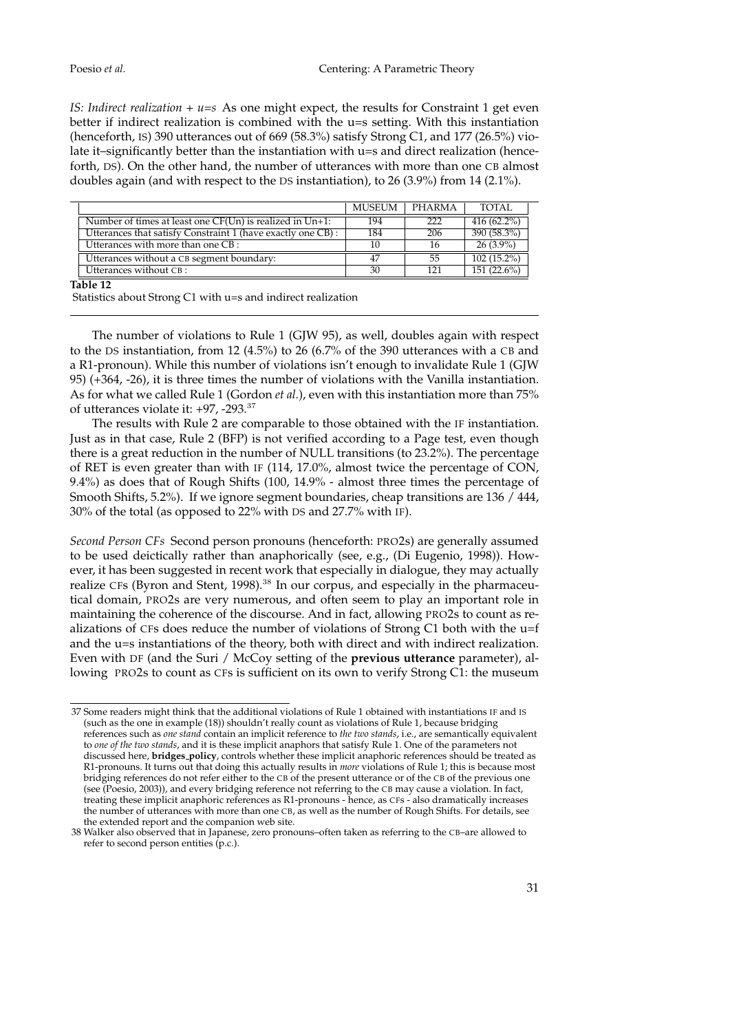*IS: Indirect realization + u=s* As one might expect, the results for Constraint 1 get even better if indirect realization is combined with the u=s setting. With this instantiation (henceforth, IS) 390 utterances out of 669 (58.3%) satisfy Strong C1, and 177 (26.5%) violate it–significantly better than the instantiation with u=s and direct realization (henceforth, DS). On the other hand, the number of utterances with more than one CB almost doubles again (and with respect to the DS instantiation), to 26 (3.9%) from 14 (2.1%).

| | MUSEUM | PHARMA | TOTAL |
|---|---|---|---|
| Number of times at least one CF(Un) is realized in Un+1: | 194 | 222 | 416 (62.2%) |
| Utterances that satisfy Constraint 1 (have exactly one CB) : | 184 | 206 | 390 (58.3%) |
| Utterances with more than one CB : | 10 | 16 | 26 (3.9%) |
| Utterances without a CB segment boundary: | 47 | 55 | 102 (15.2%) |
| Utterances without CB : | 30 | 121 | 151 (22.6%) |

**Table 12**

Statistics about Strong C1 with u=s and indirect realization

The number of violations to Rule 1 (GJW 95), as well, doubles again with respect to the DS instantiation, from 12 (4.5%) to 26 (6.7% of the 390 utterances with a CB and a R1-pronoun). While this number of violations isn't enough to invalidate Rule 1 (GJW 95) (+364, -26), it is three times the number of violations with the Vanilla instantiation. As for what we called Rule 1 (Gordon *et al.*), even with this instantiation more than 75% of utterances violate it: +97, -293.[37]

The results with Rule 2 are comparable to those obtained with the IF instantiation. Just as in that case, Rule 2 (BFP) is not verified according to a Page test, even though there is a great reduction in the number of NULL transitions (to 23.2%). The percentage of RET is even greater than with IF (114, 17.0%, almost twice the percentage of CON, 9.4%) as does that of Rough Shifts (100, 14.9% - almost three times the percentage of Smooth Shifts, 5.2%). If we ignore segment boundaries, cheap transitions are 136 / 444, 30% of the total (as opposed to 22% with DS and 27.7% with IF).

*Second Person CFs* Second person pronouns (henceforth: PRO2s) are generally assumed to be used deictically rather than anaphorically (see, e.g., (Di Eugenio, 1998)). However, it has been suggested in recent work that especially in dialogue, they may actually realize CFs (Byron and Stent, 1998).[38] In our corpus, and especially in the pharmaceutical domain, PRO2s are very numerous, and often seem to play an important role in maintaining the coherence of the discourse. And in fact, allowing PRO2s to count as realizations of CFs does reduce the number of violations of Strong C1 both with the u=f and the u=s instantiations of the theory, both with direct and with indirect realization. Even with DF (and the Suri / McCoy setting of the **previous utterance** parameter), allowing PRO2s to count as CFs is sufficient on its own to verify Strong C1: the museum

37 Some readers might think that the additional violations of Rule 1 obtained with instantiations IF and IS (such as the one in example (18)) shouldn't really count as violations of Rule 1, because bridging references such as *one stand* contain an implicit reference to *the two stands*, i.e., are semantically equivalent to *one of the two stands*, and it is these implicit anaphors that satisfy Rule 1. One of the parameters not discussed here, **bridges_policy**, controls whether these implicit anaphoric references should be treated as R1-pronouns. It turns out that doing this actually results in *more* violations of Rule 1; this is because most bridging references do not refer either to the CB of the present utterance or of the CB of the previous one (see (Poesio, 2003)), and every bridging reference not referring to the CB may cause a violation. In fact, treating these implicit anaphoric references as R1-pronouns - hence, as CFs - also dramatically increases the number of utterances with more than one CB, as well as the number of Rough Shifts. For details, see the extended report and the companion web site.

38 Walker also observed that in Japanese, zero pronouns–often taken as referring to the CB–are allowed to refer to second person entities (p.c.).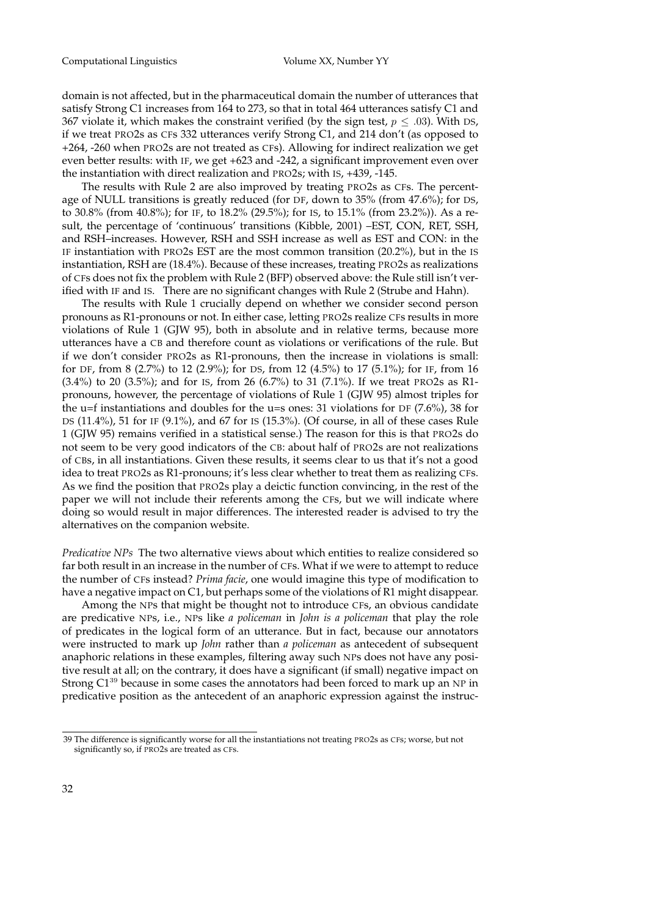domain is not affected, but in the pharmaceutical domain the number of utterances that satisfy Strong C1 increases from 164 to 273, so that in total 464 utterances satisfy C1 and 367 violate it, which makes the constraint verified (by the sign test, $p \leq .03$). With DS, if we treat PRO2s as CFs 332 utterances verify Strong C1, and 214 don't (as opposed to +264, -260 when PRO2s are not treated as CFs). Allowing for indirect realization we get even better results: with IF, we get +623 and -242, a significant improvement even over the instantiation with direct realization and PRO2s; with IS, +439, -145.

The results with Rule 2 are also improved by treating PRO2s as CFs. The percentage of NULL transitions is greatly reduced (for DF, down to 35% (from 47.6%); for DS, to 30.8% (from 40.8%); for IF, to 18.2% (29.5%); for IS, to 15.1% (from 23.2%)). As a result, the percentage of 'continuous' transitions (Kibble, 2001) –EST, CON, RET, SSH, and RSH–increases. However, RSH and SSH increase as well as EST and CON: in the IF instantiation with PRO2s EST are the most common transition (20.2%), but in the IS instantiation, RSH are (18.4%). Because of these increases, treating PRO2s as realizations of CFs does not fix the problem with Rule 2 (BFP) observed above: the Rule still isn't verified with IF and IS. There are no significant changes with Rule 2 (Strube and Hahn).

The results with Rule 1 crucially depend on whether we consider second person pronouns as R1-pronouns or not. In either case, letting PRO2s realize CFs results in more violations of Rule 1 (GJW 95), both in absolute and in relative terms, because more utterances have a CB and therefore count as violations or verifications of the rule. But if we don't consider PRO2s as R1-pronouns, then the increase in violations is small: for DF, from 8 (2.7%) to 12 (2.9%); for DS, from 12 (4.5%) to 17 (5.1%); for IF, from 16 (3.4%) to 20 (3.5%); and for IS, from 26 (6.7%) to 31 (7.1%). If we treat PRO2s as R1-pronouns, however, the percentage of violations of Rule 1 (GJW 95) almost triples for the u=f instantiations and doubles for the u=s ones: 31 violations for DF (7.6%), 38 for DS (11.4%), 51 for IF (9.1%), and 67 for IS (15.3%). (Of course, in all of these cases Rule 1 (GJW 95) remains verified in a statistical sense.) The reason for this is that PRO2s do not seem to be very good indicators of the CB: about half of PRO2s are not realizations of CBs, in all instantiations. Given these results, it seems clear to us that it's not a good idea to treat PRO2s as R1-pronouns; it's less clear whether to treat them as realizing CFs. As we find the position that PRO2s play a deictic function convincing, in the rest of the paper we will not include their referents among the CFs, but we will indicate where doing so would result in major differences. The interested reader is advised to try the alternatives on the companion website.

*Predicative NPs* The two alternative views about which entities to realize considered so far both result in an increase in the number of CFs. What if we were to attempt to reduce the number of CFs instead? *Prima facie*, one would imagine this type of modification to have a negative impact on C1, but perhaps some of the violations of R1 might disappear.

Among the NPs that might be thought not to introduce CFs, an obvious candidate are predicative NPs, i.e., NPs like *a policeman* in *John is a policeman* that play the role of predicates in the logical form of an utterance. But in fact, because our annotators were instructed to mark up *John* rather than *a policeman* as antecedent of subsequent anaphoric relations in these examples, filtering away such NPs does not have any positive result at all; on the contrary, it does have a significant (if small) negative impact on Strong C1[39] because in some cases the annotators had been forced to mark up an NP in predicative position as the antecedent of an anaphoric expression against the instruc-

39 The difference is significantly worse for all the instantiations not treating PRO2s as CFs; worse, but not significantly so, if PRO2s are treated as CFs.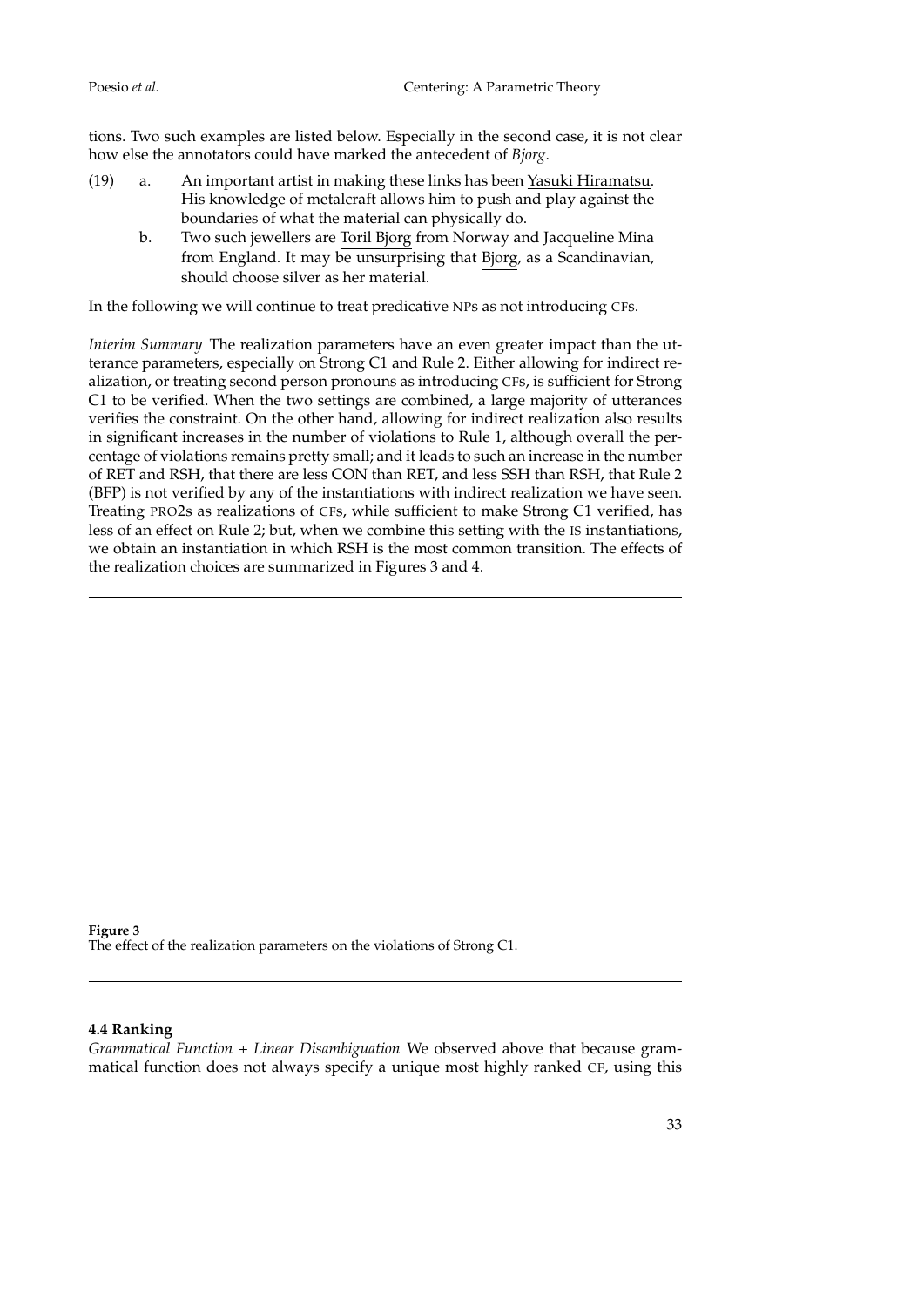tions. Two such examples are listed below. Especially in the second case, it is not clear how else the annotators could have marked the antecedent of *Bjorg*.

(19) a. An important artist in making these links has been Yasuki Hiramatsu. His knowledge of metalcraft allows him to push and play against the boundaries of what the material can physically do.

b. Two such jewellers are Toril Bjorg from Norway and Jacqueline Mina from England. It may be unsurprising that Bjorg, as a Scandinavian, should choose silver as her material.

In the following we will continue to treat predicative NPs as not introducing CFs.

*Interim Summary* The realization parameters have an even greater impact than the utterance parameters, especially on Strong C1 and Rule 2. Either allowing for indirect realization, or treating second person pronouns as introducing CFs, is sufficient for Strong C1 to be verified. When the two settings are combined, a large majority of utterances verifies the constraint. On the other hand, allowing for indirect realization also results in significant increases in the number of violations to Rule 1, although overall the percentage of violations remains pretty small; and it leads to such an increase in the number of RET and RSH, that there are less CON than RET, and less SSH than RSH, that Rule 2 (BFP) is not verified by any of the instantiations with indirect realization we have seen. Treating PRO2s as realizations of CFs, while sufficient to make Strong C1 verified, has less of an effect on Rule 2; but, when we combine this setting with the IS instantiations, we obtain an instantiation in which RSH is the most common transition. The effects of the realization choices are summarized in Figures 3 and 4.

**Figure 3**
The effect of the realization parameters on the violations of Strong C1.

### 4.4 Ranking

*Grammatical Function + Linear Disambiguation* We observed above that because grammatical function does not always specify a unique most highly ranked CF, using this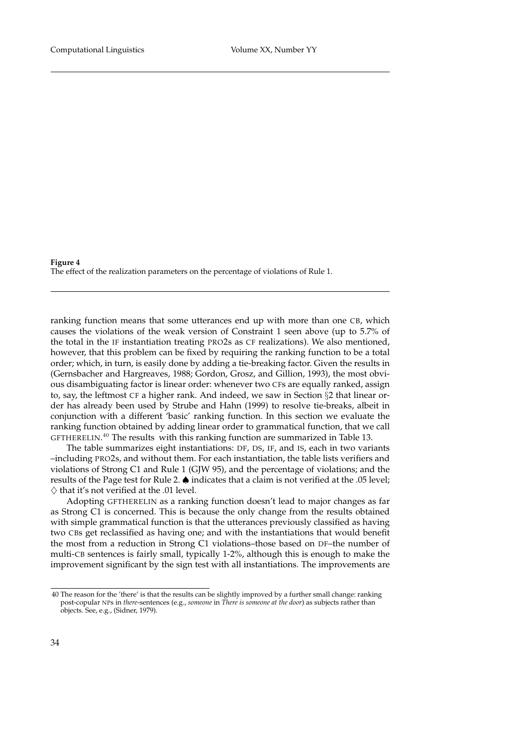**Figure 4**
The effect of the realization parameters on the percentage of violations of Rule 1.

ranking function means that some utterances end up with more than one CB, which causes the violations of the weak version of Constraint 1 seen above (up to 5.7% of the total in the IF instantiation treating PRO2s as CF realizations). We also mentioned, however, that this problem can be fixed by requiring the ranking function to be a total order; which, in turn, is easily done by adding a tie-breaking factor. Given the results in (Gernsbacher and Hargreaves, 1988; Gordon, Grosz, and Gillion, 1993), the most obvious disambiguating factor is linear order: whenever two CFs are equally ranked, assign to, say, the leftmost CF a higher rank. And indeed, we saw in Section §2 that linear order has already been used by Strube and Hahn (1999) to resolve tie-breaks, albeit in conjunction with a different 'basic' ranking function. In this section we evaluate the ranking function obtained by adding linear order to grammatical function, that we call GFTHERELIN.[40] The results with this ranking function are summarized in Table 13.

The table summarizes eight instantiations: DF, DS, IF, and IS, each in two variants –including PRO2s, and without them. For each instantiation, the table lists verifiers and violations of Strong C1 and Rule 1 (GJW 95), and the percentage of violations; and the results of the Page test for Rule 2. ♠ indicates that a claim is not verified at the .05 level; ♢ that it's not verified at the .01 level.

Adopting GFTHERELIN as a ranking function doesn't lead to major changes as far as Strong C1 is concerned. This is because the only change from the results obtained with simple grammatical function is that the utterances previously classified as having two CBs get reclassified as having one; and with the instantiations that would benefit the most from a reduction in Strong C1 violations–those based on DF–the number of multi-CB sentences is fairly small, typically 1-2%, although this is enough to make the improvement significant by the sign test with all instantiations. The improvements are

[40] The reason for the 'there' is that the results can be slightly improved by a further small change: ranking post-copular NPs in *there*-sentences (e.g., *someone* in *There is someone at the door*) as subjects rather than objects. See, e.g., (Sidner, 1979).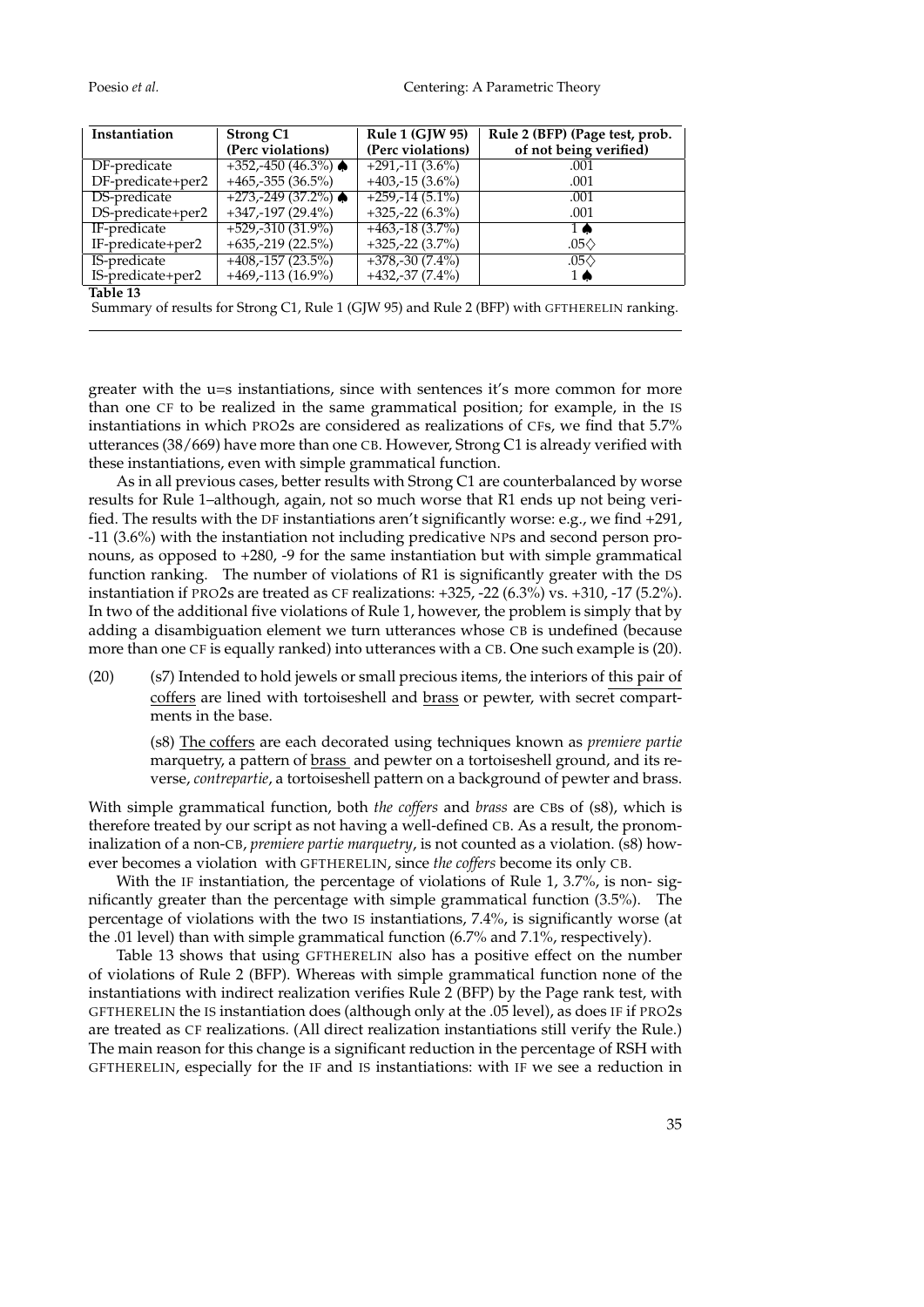| Instantiation | Strong C1 (Perc violations) | Rule 1 (GJW 95) (Perc violations) | Rule 2 (BFP) (Page test, prob. of not being verified) |
| --- | --- | --- | --- |
| DF-predicate | +352,-450 (46.3%) ♠ | +291,-11 (3.6%) | .001 |
| DF-predicate+per2 | +465,-355 (36.5%) | +403,-15 (3.6%) | .001 |
| DS-predicate | +273,-249 (37.2%) ♠ | +259,-14 (5.1%) | .001 |
| DS-predicate+per2 | +347,-197 (29.4%) | +325,-22 (6.3%) | .001 |
| IF-predicate | +529,-310 (31.9%) | +463,-18 (3.7%) | 1 ♠ |
| IF-predicate+per2 | +635,-219 (22.5%) | +325,-22 (3.7%) | .05♢ |
| IS-predicate | +408,-157 (23.5%) | +378,-30 (7.4%) | .05♢ |
| IS-predicate+per2 | +469,-113 (16.9%) | +432,-37 (7.4%) | 1 ♠ |

**Table 13**
Summary of results for Strong C1, Rule 1 (GJW 95) and Rule 2 (BFP) with GFTHERELIN ranking.

greater with the u=s instantiations, since with sentences it's more common for more than one CF to be realized in the same grammatical position; for example, in the IS instantiations in which PRO2s are considered as realizations of CFs, we find that 5.7% utterances (38/669) have more than one CB. However, Strong C1 is already verified with these instantiations, even with simple grammatical function.

As in all previous cases, better results with Strong C1 are counterbalanced by worse results for Rule 1–although, again, not so much worse that R1 ends up not being verified. The results with the DF instantiations aren't significantly worse: e.g., we find +291, -11 (3.6%) with the instantiation not including predicative NPs and second person pronouns, as opposed to +280, -9 for the same instantiation but with simple grammatical function ranking. The number of violations of R1 is significantly greater with the DS instantiation if PRO2s are treated as CF realizations: +325, -22 (6.3%) vs. +310, -17 (5.2%). In two of the additional five violations of Rule 1, however, the problem is simply that by adding a disambiguation element we turn utterances whose CB is undefined (because more than one CF is equally ranked) into utterances with a CB. One such example is (20).

(20) (s7) Intended to hold jewels or small precious items, the interiors of this pair of coffers are lined with tortoiseshell and brass or pewter, with secret compartments in the base.

(s8) The coffers are each decorated using techniques known as *premiere partie* marquetry, a pattern of brass and pewter on a tortoiseshell ground, and its reverse, *contrepartie*, a tortoiseshell pattern on a background of pewter and brass.

With simple grammatical function, both *the coffers* and *brass* are CBs of (s8), which is therefore treated by our script as not having a well-defined CB. As a result, the pronominalization of a non-CB, *premiere partie marquetry*, is not counted as a violation. (s8) however becomes a violation with GFTHERELIN, since *the coffers* become its only CB.

With the IF instantiation, the percentage of violations of Rule 1, 3.7%, is non- significantly greater than the percentage with simple grammatical function (3.5%). The percentage of violations with the two IS instantiations, 7.4%, is significantly worse (at the .01 level) than with simple grammatical function (6.7% and 7.1%, respectively).

Table 13 shows that using GFTHERELIN also has a positive effect on the number of violations of Rule 2 (BFP). Whereas with simple grammatical function none of the instantiations with indirect realization verifies Rule 2 (BFP) by the Page rank test, with GFTHERELIN the IS instantiation does (although only at the .05 level), as does IF if PRO2s are treated as CF realizations. (All direct realization instantiations still verify the Rule.) The main reason for this change is a significant reduction in the percentage of RSH with GFTHERELIN, especially for the IF and IS instantiations: with IF we see a reduction in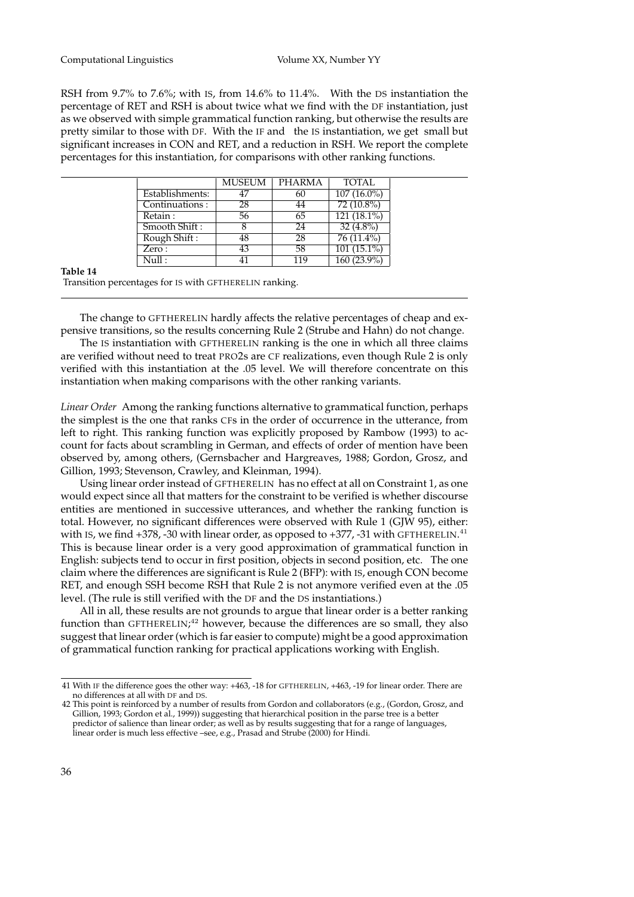RSH from 9.7% to 7.6%; with IS, from 14.6% to 11.4%. With the DS instantiation the percentage of RET and RSH is about twice what we find with the DF instantiation, just as we observed with simple grammatical function ranking, but otherwise the results are pretty similar to those with DF. With the IF and the IS instantiation, we get small but significant increases in CON and RET, and a reduction in RSH. We report the complete percentages for this instantiation, for comparisons with other ranking functions.

| | MUSEUM | PHARMA | TOTAL |
|---|---|---|---|
| Establishments: | 47 | 60 | 107 (16.0%) |
| Continuations : | 28 | 44 | 72 (10.8%) |
| Retain : | 56 | 65 | 121 (18.1%) |
| Smooth Shift : | 8 | 24 | 32 (4.8%) |
| Rough Shift : | 48 | 28 | 76 (11.4%) |
| Zero : | 43 | 58 | 101 (15.1%) |
| Null : | 41 | 119 | 160 (23.9%) |

**Table 14**
Transition percentages for IS with GFTHERELIN ranking.

The change to GFTHERELIN hardly affects the relative percentages of cheap and expensive transitions, so the results concerning Rule 2 (Strube and Hahn) do not change.

The IS instantiation with GFTHERELIN ranking is the one in which all three claims are verified without need to treat PRO2s are CF realizations, even though Rule 2 is only verified with this instantiation at the .05 level. We will therefore concentrate on this instantiation when making comparisons with the other ranking variants.

*Linear Order* Among the ranking functions alternative to grammatical function, perhaps the simplest is the one that ranks CFs in the order of occurrence in the utterance, from left to right. This ranking function was explicitly proposed by Rambow (1993) to account for facts about scrambling in German, and effects of order of mention have been observed by, among others, (Gernsbacher and Hargreaves, 1988; Gordon, Grosz, and Gillion, 1993; Stevenson, Crawley, and Kleinman, 1994).

Using linear order instead of GFTHERELIN has no effect at all on Constraint 1, as one would expect since all that matters for the constraint to be verified is whether discourse entities are mentioned in successive utterances, and whether the ranking function is total. However, no significant differences were observed with Rule 1 (GJW 95), either: with IS, we find +378, -30 with linear order, as opposed to +377, -31 with GFTHERELIN.[41] This is because linear order is a very good approximation of grammatical function in English: subjects tend to occur in first position, objects in second position, etc. The one claim where the differences are significant is Rule 2 (BFP): with IS, enough CON become RET, and enough SSH become RSH that Rule 2 is not anymore verified even at the .05 level. (The rule is still verified with the DF and the DS instantiations.)

All in all, these results are not grounds to argue that linear order is a better ranking function than GFTHERELIN;[42] however, because the differences are so small, they also suggest that linear order (which is far easier to compute) might be a good approximation of grammatical function ranking for practical applications working with English.

---

41 With IF the difference goes the other way: +463, -18 for GFTHERELIN, +463, -19 for linear order. There are no differences at all with DF and DS.

42 This point is reinforced by a number of results from Gordon and collaborators (e.g., (Gordon, Grosz, and Gillion, 1993; Gordon et al., 1999)) suggesting that hierarchical position in the parse tree is a better predictor of salience than linear order; as well as by results suggesting that for a range of languages, linear order is much less effective –see, e.g., Prasad and Strube (2000) for Hindi.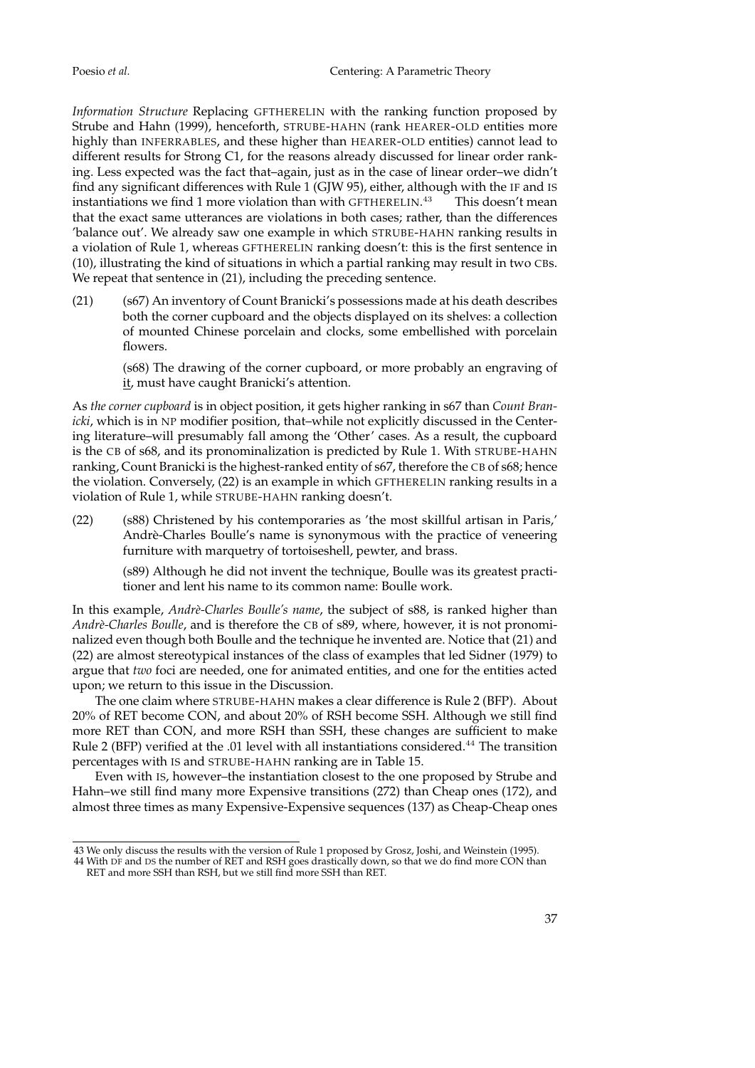*Information Structure* Replacing GFTHERELIN with the ranking function proposed by Strube and Hahn (1999), henceforth, STRUBE-HAHN (rank HEARER-OLD entities more highly than INFERRABLES, and these higher than HEARER-OLD entities) cannot lead to different results for Strong C1, for the reasons already discussed for linear order ranking. Less expected was the fact that–again, just as in the case of linear order–we didn't find any significant differences with Rule 1 (GJW 95), either, although with the IF and IS instantiations we find 1 more violation than with GFTHERELIN.[43] This doesn't mean that the exact same utterances are violations in both cases; rather, than the differences 'balance out'. We already saw one example in which STRUBE-HAHN ranking results in a violation of Rule 1, whereas GFTHERELIN ranking doesn't: this is the first sentence in (10), illustrating the kind of situations in which a partial ranking may result in two CBs. We repeat that sentence in (21), including the preceding sentence.

(21) (s67) An inventory of Count Branicki's possessions made at his death describes both the corner cupboard and the objects displayed on its shelves: a collection of mounted Chinese porcelain and clocks, some embellished with porcelain flowers.

(s68) The drawing of the corner cupboard, or more probably an engraving of <u>it</u>, must have caught Branicki's attention.

As *the corner cupboard* is in object position, it gets higher ranking in s67 than *Count Branicki*, which is in NP modifier position, that–while not explicitly discussed in the Centering literature–will presumably fall among the 'Other' cases. As a result, the cupboard is the CB of s68, and its pronominalization is predicted by Rule 1. With STRUBE-HAHN ranking, Count Branicki is the highest-ranked entity of s67, therefore the CB of s68; hence the violation. Conversely, (22) is an example in which GFTHERELIN ranking results in a violation of Rule 1, while STRUBE-HAHN ranking doesn't.

(22) (s88) Christened by his contemporaries as 'the most skillful artisan in Paris,' Andrè-Charles Boulle's name is synonymous with the practice of veneering furniture with marquetry of tortoiseshell, pewter, and brass.

(s89) Although he did not invent the technique, Boulle was its greatest practitioner and lent his name to its common name: Boulle work.

In this example, *Andrè-Charles Boulle's name*, the subject of s88, is ranked higher than *Andrè-Charles Boulle*, and is therefore the CB of s89, where, however, it is not pronominalized even though both Boulle and the technique he invented are. Notice that (21) and (22) are almost stereotypical instances of the class of examples that led Sidner (1979) to argue that *two* foci are needed, one for animated entities, and one for the entities acted upon; we return to this issue in the Discussion.

The one claim where STRUBE-HAHN makes a clear difference is Rule 2 (BFP). About 20% of RET become CON, and about 20% of RSH become SSH. Although we still find more RET than CON, and more RSH than SSH, these changes are sufficient to make Rule 2 (BFP) verified at the .01 level with all instantiations considered.[44] The transition percentages with IS and STRUBE-HAHN ranking are in Table 15.

Even with IS, however–the instantiation closest to the one proposed by Strube and Hahn–we still find many more Expensive transitions (272) than Cheap ones (172), and almost three times as many Expensive-Expensive sequences (137) as Cheap-Cheap ones

43 We only discuss the results with the version of Rule 1 proposed by Grosz, Joshi, and Weinstein (1995).

44 With DF and DS the number of RET and RSH goes drastically down, so that we do find more CON than RET and more SSH than RSH, but we still find more SSH than RET.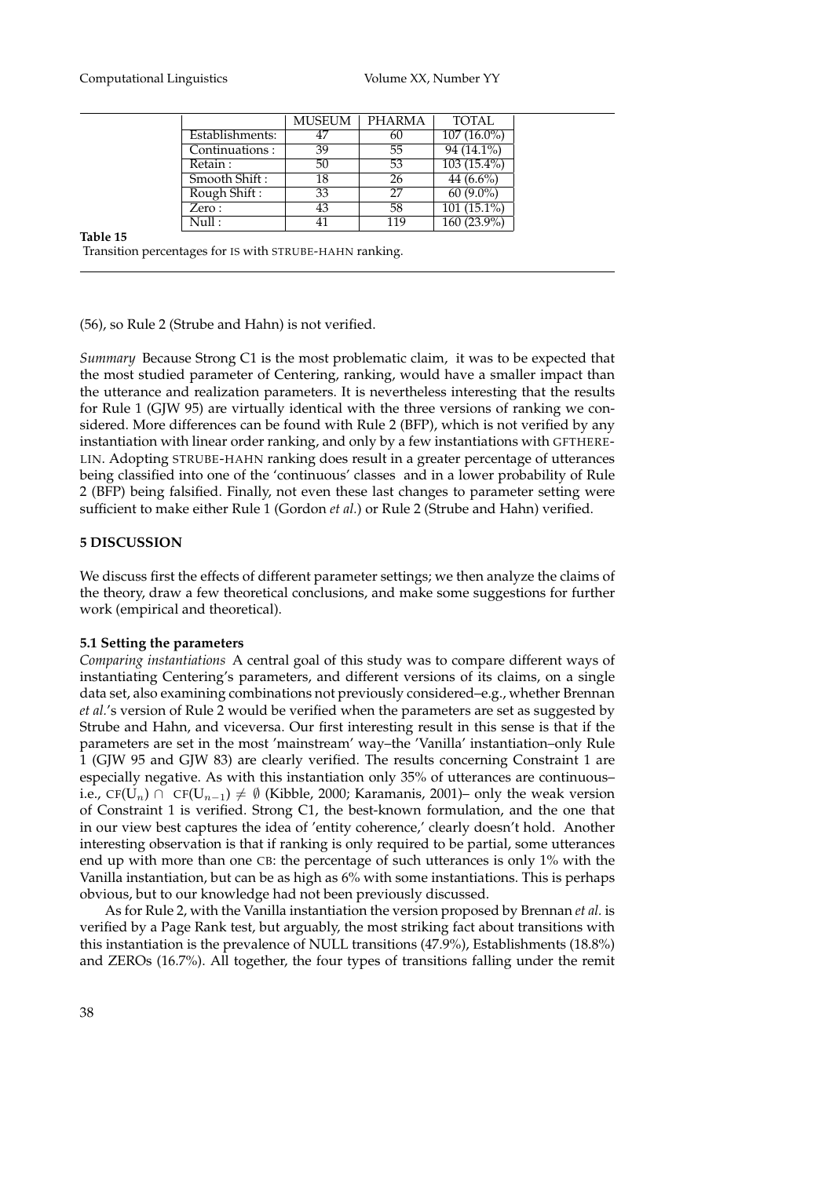| | MUSEUM | PHARMA | TOTAL |
|---|---|---|---|
| Establishments: | 47 | 60 | 107 (16.0%) |
| Continuations : | 39 | 55 | 94 (14.1%) |
| Retain : | 50 | 53 | 103 (15.4%) |
| Smooth Shift : | 18 | 26 | 44 (6.6%) |
| Rough Shift : | 33 | 27 | 60 (9.0%) |
| Zero : | 43 | 58 | 101 (15.1%) |
| Null : | 41 | 119 | 160 (23.9%) |

**Table 15**
Transition percentages for IS with STRUBE-HAHN ranking.

(56), so Rule 2 (Strube and Hahn) is not verified.

*Summary* Because Strong C1 is the most problematic claim, it was to be expected that the most studied parameter of Centering, ranking, would have a smaller impact than the utterance and realization parameters. It is nevertheless interesting that the results for Rule 1 (GJW 95) are virtually identical with the three versions of ranking we considered. More differences can be found with Rule 2 (BFP), which is not verified by any instantiation with linear order ranking, and only by a few instantiations with GFTHERELIN. Adopting STRUBE-HAHN ranking does result in a greater percentage of utterances being classified into one of the 'continuous' classes and in a lower probability of Rule 2 (BFP) being falsified. Finally, not even these last changes to parameter setting were sufficient to make either Rule 1 (Gordon *et al.*) or Rule 2 (Strube and Hahn) verified.

## 5 DISCUSSION

We discuss first the effects of different parameter settings; we then analyze the claims of the theory, draw a few theoretical conclusions, and make some suggestions for further work (empirical and theoretical).

### 5.1 Setting the parameters

*Comparing instantiations* A central goal of this study was to compare different ways of instantiating Centering's parameters, and different versions of its claims, on a single data set, also examining combinations not previously considered–e.g., whether Brennan *et al.*'s version of Rule 2 would be verified when the parameters are set as suggested by Strube and Hahn, and viceversa. Our first interesting result in this sense is that if the parameters are set in the most 'mainstream' way–the 'Vanilla' instantiation–only Rule 1 (GJW 95 and GJW 83) are clearly verified. The results concerning Constraint 1 are especially negative. As with this instantiation only 35% of utterances are continuous– i.e., $\text{CF}(U_n) \cap \text{CF}(U_{n-1}) \neq \emptyset$ (Kibble, 2000; Karamanis, 2001)– only the weak version of Constraint 1 is verified. Strong C1, the best-known formulation, and the one that in our view best captures the idea of 'entity coherence,' clearly doesn't hold. Another interesting observation is that if ranking is only required to be partial, some utterances end up with more than one CB: the percentage of such utterances is only 1% with the Vanilla instantiation, but can be as high as 6% with some instantiations. This is perhaps obvious, but to our knowledge had not been previously discussed.

As for Rule 2, with the Vanilla instantiation the version proposed by Brennan *et al.* is verified by a Page Rank test, but arguably, the most striking fact about transitions with this instantiation is the prevalence of NULL transitions (47.9%), Establishments (18.8%) and ZEROs (16.7%). All together, the four types of transitions falling under the remit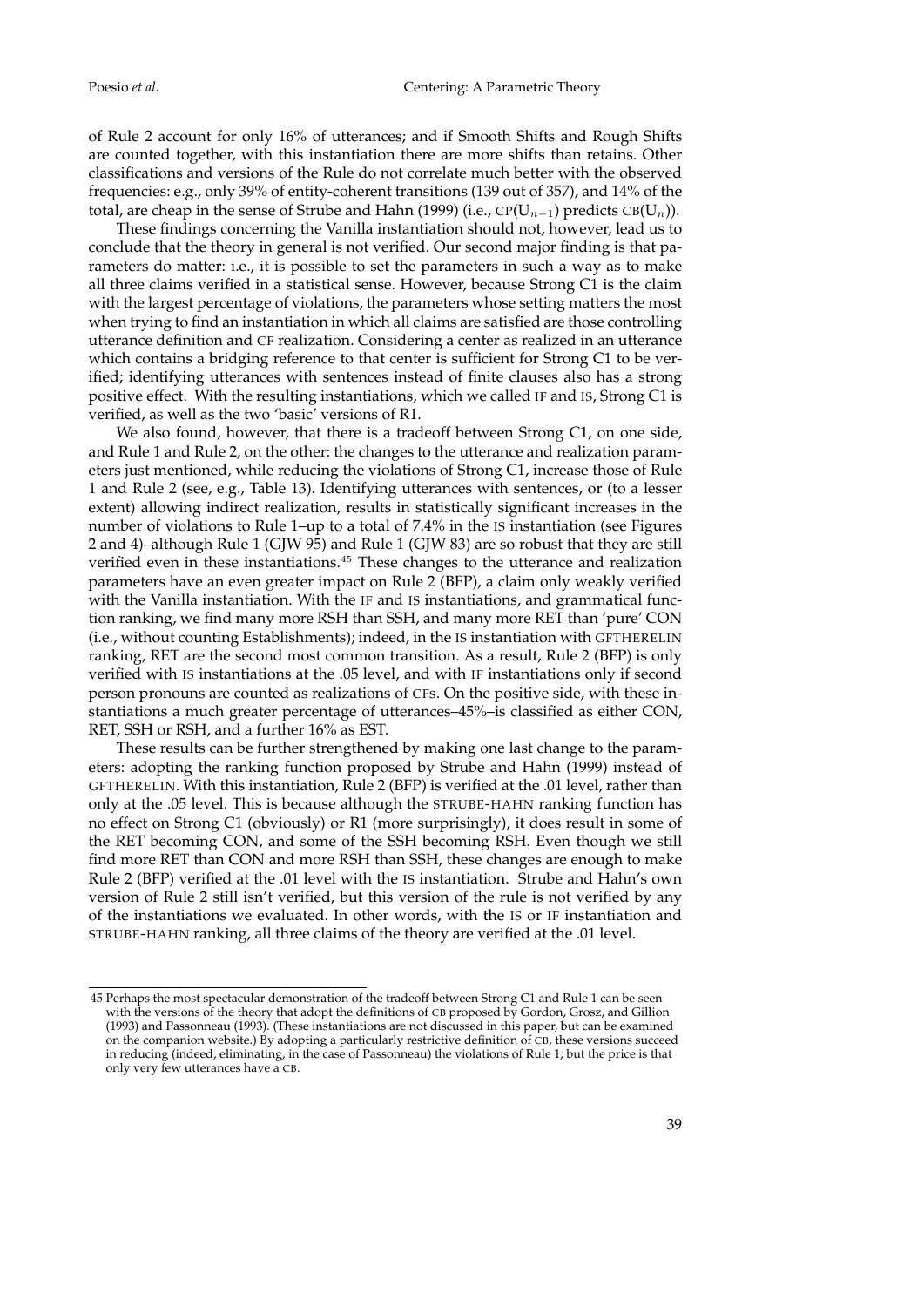of Rule 2 account for only 16% of utterances; and if Smooth Shifts and Rough Shifts are counted together, with this instantiation there are more shifts than retains. Other classifications and versions of the Rule do not correlate much better with the observed frequencies: e.g., only 39% of entity-coherent transitions (139 out of 357), and 14% of the total, are cheap in the sense of Strube and Hahn (1999) (i.e., CP($U_{n-1}$) predicts CB($U_n$)).

These findings concerning the Vanilla instantiation should not, however, lead us to conclude that the theory in general is not verified. Our second major finding is that parameters do matter: i.e., it is possible to set the parameters in such a way as to make all three claims verified in a statistical sense. However, because Strong C1 is the claim with the largest percentage of violations, the parameters whose setting matters the most when trying to find an instantiation in which all claims are satisfied are those controlling utterance definition and CF realization. Considering a center as realized in an utterance which contains a bridging reference to that center is sufficient for Strong C1 to be verified; identifying utterances with sentences instead of finite clauses also has a strong positive effect. With the resulting instantiations, which we called IF and IS, Strong C1 is verified, as well as the two 'basic' versions of R1.

We also found, however, that there is a tradeoff between Strong C1, on one side, and Rule 1 and Rule 2, on the other: the changes to the utterance and realization parameters just mentioned, while reducing the violations of Strong C1, increase those of Rule 1 and Rule 2 (see, e.g., Table 13). Identifying utterances with sentences, or (to a lesser extent) allowing indirect realization, results in statistically significant increases in the number of violations to Rule 1–up to a total of 7.4% in the IS instantiation (see Figures 2 and 4)–although Rule 1 (GJW 95) and Rule 1 (GJW 83) are so robust that they are still verified even in these instantiations.[45] These changes to the utterance and realization parameters have an even greater impact on Rule 2 (BFP), a claim only weakly verified with the Vanilla instantiation. With the IF and IS instantiations, and grammatical function ranking, we find many more RSH than SSH, and many more RET than 'pure' CON (i.e., without counting Establishments); indeed, in the IS instantiation with GFTHERELIN ranking, RET are the second most common transition. As a result, Rule 2 (BFP) is only verified with IS instantiations at the .05 level, and with IF instantiations only if second person pronouns are counted as realizations of CFs. On the positive side, with these instantiations a much greater percentage of utterances–45%–is classified as either CON, RET, SSH or RSH, and a further 16% as EST.

These results can be further strengthened by making one last change to the parameters: adopting the ranking function proposed by Strube and Hahn (1999) instead of GFTHERELIN. With this instantiation, Rule 2 (BFP) is verified at the .01 level, rather than only at the .05 level. This is because although the STRUBE-HAHN ranking function has no effect on Strong C1 (obviously) or R1 (more surprisingly), it does result in some of the RET becoming CON, and some of the SSH becoming RSH. Even though we still find more RET than CON and more RSH than SSH, these changes are enough to make Rule 2 (BFP) verified at the .01 level with the IS instantiation. Strube and Hahn's own version of Rule 2 still isn't verified, but this version of the rule is not verified by any of the instantiations we evaluated. In other words, with the IS or IF instantiation and STRUBE-HAHN ranking, all three claims of the theory are verified at the .01 level.

---

45 Perhaps the most spectacular demonstration of the tradeoff between Strong C1 and Rule 1 can be seen with the versions of the theory that adopt the definitions of CB proposed by Gordon, Grosz, and Gillion (1993) and Passonneau (1993). (These instantiations are not discussed in this paper, but can be examined on the companion website.) By adopting a particularly restrictive definition of CB, these versions succeed in reducing (indeed, eliminating, in the case of Passonneau) the violations of Rule 1; but the price is that only very few utterances have a CB.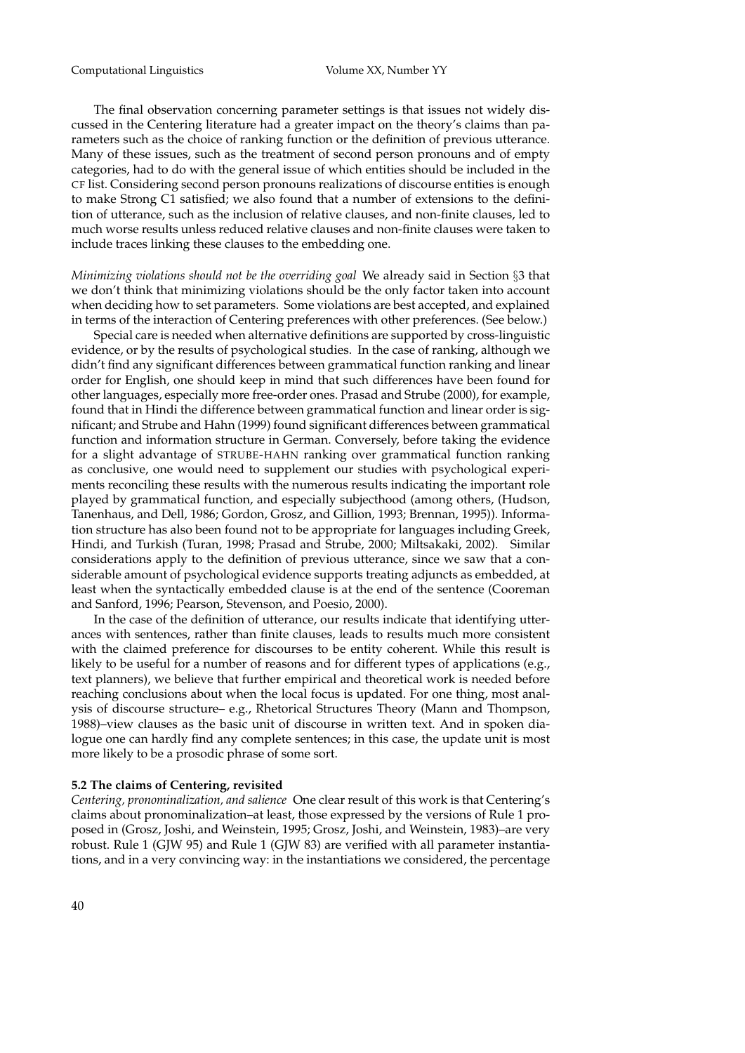The final observation concerning parameter settings is that issues not widely discussed in the Centering literature had a greater impact on the theory's claims than parameters such as the choice of ranking function or the definition of previous utterance. Many of these issues, such as the treatment of second person pronouns and of empty categories, had to do with the general issue of which entities should be included in the CF list. Considering second person pronouns realizations of discourse entities is enough to make Strong C1 satisfied; we also found that a number of extensions to the definition of utterance, such as the inclusion of relative clauses, and non-finite clauses, led to much worse results unless reduced relative clauses and non-finite clauses were taken to include traces linking these clauses to the embedding one.

*Minimizing violations should not be the overriding goal* We already said in Section §3 that we don't think that minimizing violations should be the only factor taken into account when deciding how to set parameters. Some violations are best accepted, and explained in terms of the interaction of Centering preferences with other preferences. (See below.)

Special care is needed when alternative definitions are supported by cross-linguistic evidence, or by the results of psychological studies. In the case of ranking, although we didn't find any significant differences between grammatical function ranking and linear order for English, one should keep in mind that such differences have been found for other languages, especially more free-order ones. Prasad and Strube (2000), for example, found that in Hindi the difference between grammatical function and linear order is significant; and Strube and Hahn (1999) found significant differences between grammatical function and information structure in German. Conversely, before taking the evidence for a slight advantage of STRUBE-HAHN ranking over grammatical function ranking as conclusive, one would need to supplement our studies with psychological experiments reconciling these results with the numerous results indicating the important role played by grammatical function, and especially subjecthood (among others, (Hudson, Tanenhaus, and Dell, 1986; Gordon, Grosz, and Gillion, 1993; Brennan, 1995)). Information structure has also been found not to be appropriate for languages including Greek, Hindi, and Turkish (Turan, 1998; Prasad and Strube, 2000; Miltsakaki, 2002). Similar considerations apply to the definition of previous utterance, since we saw that a considerable amount of psychological evidence supports treating adjuncts as embedded, at least when the syntactically embedded clause is at the end of the sentence (Cooreman and Sanford, 1996; Pearson, Stevenson, and Poesio, 2000).

In the case of the definition of utterance, our results indicate that identifying utterances with sentences, rather than finite clauses, leads to results much more consistent with the claimed preference for discourses to be entity coherent. While this result is likely to be useful for a number of reasons and for different types of applications (e.g., text planners), we believe that further empirical and theoretical work is needed before reaching conclusions about when the local focus is updated. For one thing, most analysis of discourse structure– e.g., Rhetorical Structures Theory (Mann and Thompson, 1988)–view clauses as the basic unit of discourse in written text. And in spoken dialogue one can hardly find any complete sentences; in this case, the update unit is most more likely to be a prosodic phrase of some sort.

### 5.2 The claims of Centering, revisited

*Centering, pronominalization, and salience* One clear result of this work is that Centering's claims about pronominalization–at least, those expressed by the versions of Rule 1 proposed in (Grosz, Joshi, and Weinstein, 1995; Grosz, Joshi, and Weinstein, 1983)–are very robust. Rule 1 (GJW 95) and Rule 1 (GJW 83) are verified with all parameter instantiations, and in a very convincing way: in the instantiations we considered, the percentage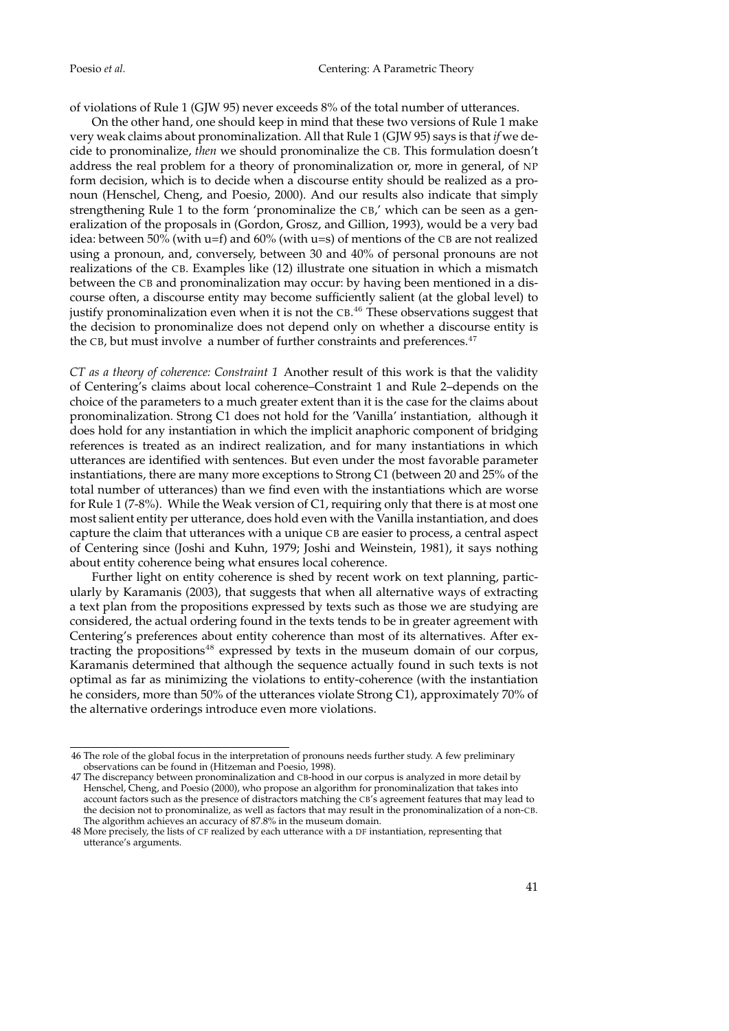of violations of Rule 1 (GJW 95) never exceeds 8% of the total number of utterances.

On the other hand, one should keep in mind that these two versions of Rule 1 make very weak claims about pronominalization. All that Rule 1 (GJW 95) says is that *if* we decide to pronominalize, *then* we should pronominalize the CB. This formulation doesn't address the real problem for a theory of pronominalization or, more in general, of NP form decision, which is to decide when a discourse entity should be realized as a pronoun (Henschel, Cheng, and Poesio, 2000). And our results also indicate that simply strengthening Rule 1 to the form 'pronominalize the CB,' which can be seen as a generalization of the proposals in (Gordon, Grosz, and Gillion, 1993), would be a very bad idea: between 50% (with u=f) and 60% (with u=s) of mentions of the CB are not realized using a pronoun, and, conversely, between 30 and 40% of personal pronouns are not realizations of the CB. Examples like (12) illustrate one situation in which a mismatch between the CB and pronominalization may occur: by having been mentioned in a discourse often, a discourse entity may become sufficiently salient (at the global level) to justify pronominalization even when it is not the CB.[46] These observations suggest that the decision to pronominalize does not depend only on whether a discourse entity is the CB, but must involve a number of further constraints and preferences.[47]

*CT as a theory of coherence: Constraint 1* Another result of this work is that the validity of Centering's claims about local coherence–Constraint 1 and Rule 2–depends on the choice of the parameters to a much greater extent than it is the case for the claims about pronominalization. Strong C1 does not hold for the 'Vanilla' instantiation, although it does hold for any instantiation in which the implicit anaphoric component of bridging references is treated as an indirect realization, and for many instantiations in which utterances are identified with sentences. But even under the most favorable parameter instantiations, there are many more exceptions to Strong C1 (between 20 and 25% of the total number of utterances) than we find even with the instantiations which are worse for Rule 1 (7-8%). While the Weak version of C1, requiring only that there is at most one most salient entity per utterance, does hold even with the Vanilla instantiation, and does capture the claim that utterances with a unique CB are easier to process, a central aspect of Centering since (Joshi and Kuhn, 1979; Joshi and Weinstein, 1981), it says nothing about entity coherence being what ensures local coherence.

Further light on entity coherence is shed by recent work on text planning, particularly by Karamanis (2003), that suggests that when all alternative ways of extracting a text plan from the propositions expressed by texts such as those we are studying are considered, the actual ordering found in the texts tends to be in greater agreement with Centering's preferences about entity coherence than most of its alternatives. After extracting the propositions[48] expressed by texts in the museum domain of our corpus, Karamanis determined that although the sequence actually found in such texts is not optimal as far as minimizing the violations to entity-coherence (with the instantiation he considers, more than 50% of the utterances violate Strong C1), approximately 70% of the alternative orderings introduce even more violations.

---

46 The role of the global focus in the interpretation of pronouns needs further study. A few preliminary observations can be found in (Hitzeman and Poesio, 1998).

47 The discrepancy between pronominalization and CB-hood in our corpus is analyzed in more detail by Henschel, Cheng, and Poesio (2000), who propose an algorithm for pronominalization that takes into account factors such as the presence of distractors matching the CB's agreement features that may lead to the decision not to pronominalize, as well as factors that may result in the pronominalization of a non-CB. The algorithm achieves an accuracy of 87.8% in the museum domain.

48 More precisely, the lists of CF realized by each utterance with a DF instantiation, representing that utterance's arguments.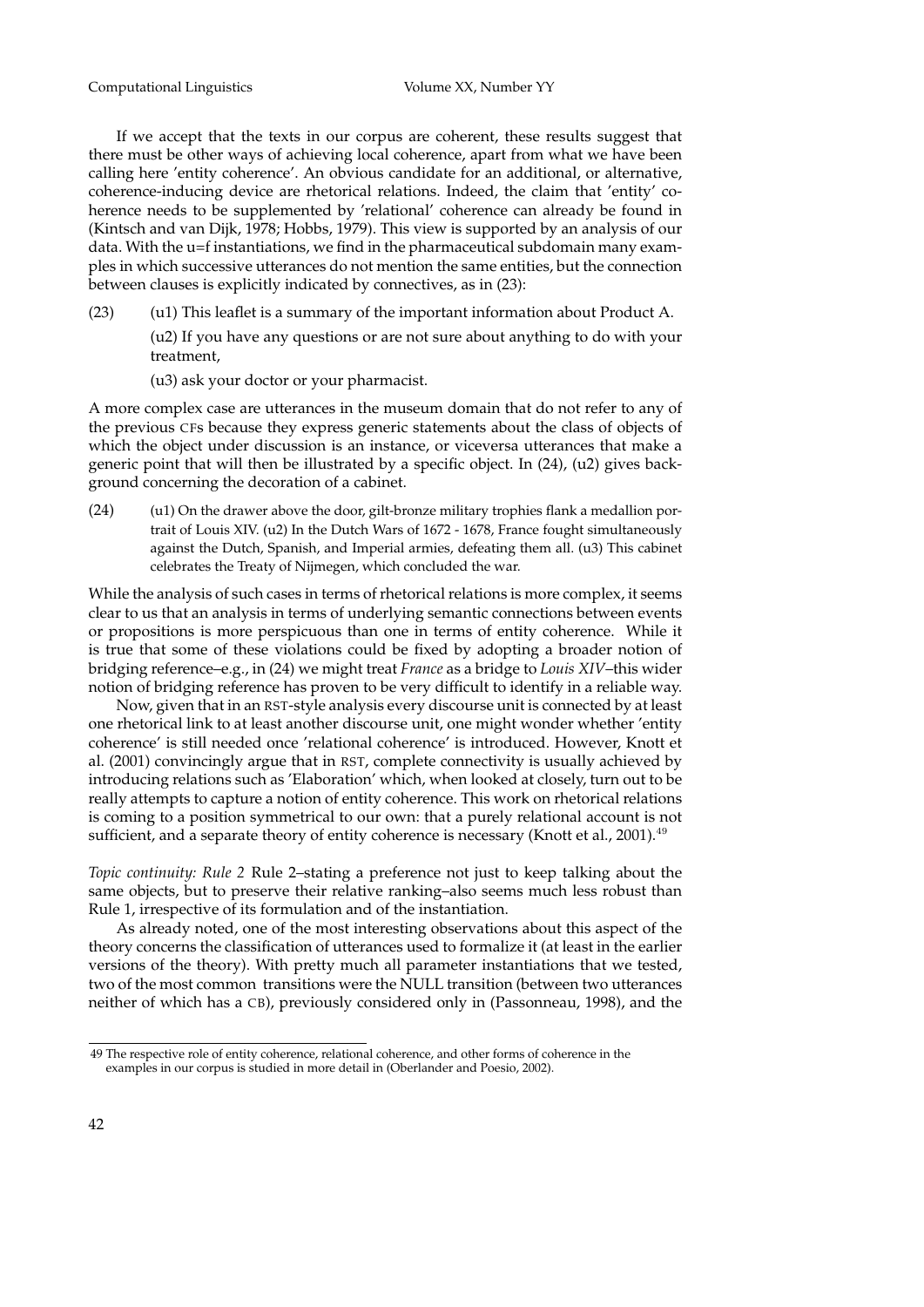If we accept that the texts in our corpus are coherent, these results suggest that there must be other ways of achieving local coherence, apart from what we have been calling here 'entity coherence'. An obvious candidate for an additional, or alternative, coherence-inducing device are rhetorical relations. Indeed, the claim that 'entity' coherence needs to be supplemented by 'relational' coherence can already be found in (Kintsch and van Dijk, 1978; Hobbs, 1979). This view is supported by an analysis of our data. With the u=f instantiations, we find in the pharmaceutical subdomain many examples in which successive utterances do not mention the same entities, but the connection between clauses is explicitly indicated by connectives, as in (23):

(23) (u1) This leaflet is a summary of the important information about Product A.

(u2) If you have any questions or are not sure about anything to do with your treatment,

(u3) ask your doctor or your pharmacist.

A more complex case are utterances in the museum domain that do not refer to any of the previous CFs because they express generic statements about the class of objects of which the object under discussion is an instance, or viceversa utterances that make a generic point that will then be illustrated by a specific object. In (24), (u2) gives background concerning the decoration of a cabinet.

(24) (u1) On the drawer above the door, gilt-bronze military trophies flank a medallion portrait of Louis XIV. (u2) In the Dutch Wars of 1672 - 1678, France fought simultaneously against the Dutch, Spanish, and Imperial armies, defeating them all. (u3) This cabinet celebrates the Treaty of Nijmegen, which concluded the war.

While the analysis of such cases in terms of rhetorical relations is more complex, it seems clear to us that an analysis in terms of underlying semantic connections between events or propositions is more perspicuous than one in terms of entity coherence. While it is true that some of these violations could be fixed by adopting a broader notion of bridging reference–e.g., in (24) we might treat *France* as a bridge to *Louis XIV*–this wider notion of bridging reference has proven to be very difficult to identify in a reliable way.

Now, given that in an RST-style analysis every discourse unit is connected by at least one rhetorical link to at least another discourse unit, one might wonder whether 'entity coherence' is still needed once 'relational coherence' is introduced. However, Knott et al. (2001) convincingly argue that in RST, complete connectivity is usually achieved by introducing relations such as 'Elaboration' which, when looked at closely, turn out to be really attempts to capture a notion of entity coherence. This work on rhetorical relations is coming to a position symmetrical to our own: that a purely relational account is not sufficient, and a separate theory of entity coherence is necessary (Knott et al., 2001).[49]

*Topic continuity: Rule 2* Rule 2–stating a preference not just to keep talking about the same objects, but to preserve their relative ranking–also seems much less robust than Rule 1, irrespective of its formulation and of the instantiation.

As already noted, one of the most interesting observations about this aspect of the theory concerns the classification of utterances used to formalize it (at least in the earlier versions of the theory). With pretty much all parameter instantiations that we tested, two of the most common transitions were the NULL transition (between two utterances neither of which has a CB), previously considered only in (Passonneau, 1998), and the

49 The respective role of entity coherence, relational coherence, and other forms of coherence in the examples in our corpus is studied in more detail in (Oberlander and Poesio, 2002).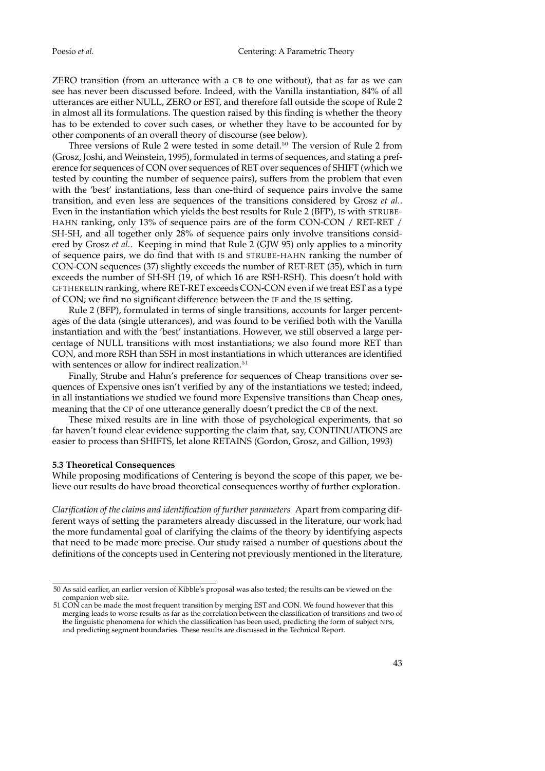ZERO transition (from an utterance with a CB to one without), that as far as we can see has never been discussed before. Indeed, with the Vanilla instantiation, 84% of all utterances are either NULL, ZERO or EST, and therefore fall outside the scope of Rule 2 in almost all its formulations. The question raised by this finding is whether the theory has to be extended to cover such cases, or whether they have to be accounted for by other components of an overall theory of discourse (see below).

Three versions of Rule 2 were tested in some detail.[50] The version of Rule 2 from (Grosz, Joshi, and Weinstein, 1995), formulated in terms of sequences, and stating a preference for sequences of CON over sequences of RET over sequences of SHIFT (which we tested by counting the number of sequence pairs), suffers from the problem that even with the 'best' instantiations, less than one-third of sequence pairs involve the same transition, and even less are sequences of the transitions considered by Grosz *et al.*. Even in the instantiation which yields the best results for Rule 2 (BFP), IS with STRUBE-HAHN ranking, only 13% of sequence pairs are of the form CON-CON / RET-RET / SH-SH, and all together only 28% of sequence pairs only involve transitions considered by Grosz *et al.*. Keeping in mind that Rule 2 (GJW 95) only applies to a minority of sequence pairs, we do find that with IS and STRUBE-HAHN ranking the number of CON-CON sequences (37) slightly exceeds the number of RET-RET (35), which in turn exceeds the number of SH-SH (19, of which 16 are RSH-RSH). This doesn't hold with GFTHERELIN ranking, where RET-RET exceeds CON-CON even if we treat EST as a type of CON; we find no significant difference between the IF and the IS setting.

Rule 2 (BFP), formulated in terms of single transitions, accounts for larger percentages of the data (single utterances), and was found to be verified both with the Vanilla instantiation and with the 'best' instantiations. However, we still observed a large percentage of NULL transitions with most instantiations; we also found more RET than CON, and more RSH than SSH in most instantiations in which utterances are identified with sentences or allow for indirect realization.[51]

Finally, Strube and Hahn's preference for sequences of Cheap transitions over sequences of Expensive ones isn't verified by any of the instantiations we tested; indeed, in all instantiations we studied we found more Expensive transitions than Cheap ones, meaning that the CP of one utterance generally doesn't predict the CB of the next.

These mixed results are in line with those of psychological experiments, that so far haven't found clear evidence supporting the claim that, say, CONTINUATIONS are easier to process than SHIFTS, let alone RETAINS (Gordon, Grosz, and Gillion, 1993)

**5.3 Theoretical Consequences**

While proposing modifications of Centering is beyond the scope of this paper, we believe our results do have broad theoretical consequences worthy of further exploration.

*Clarification of the claims and identification of further parameters* Apart from comparing different ways of setting the parameters already discussed in the literature, our work had the more fundamental goal of clarifying the claims of the theory by identifying aspects that need to be made more precise. Our study raised a number of questions about the definitions of the concepts used in Centering not previously mentioned in the literature,

---

[50] As said earlier, an earlier version of Kibble's proposal was also tested; the results can be viewed on the companion web site.

[51] CON can be made the most frequent transition by merging EST and CON. We found however that this merging leads to worse results as far as the correlation between the classification of transitions and two of the linguistic phenomena for which the classification has been used, predicting the form of subject NPs, and predicting segment boundaries. These results are discussed in the Technical Report.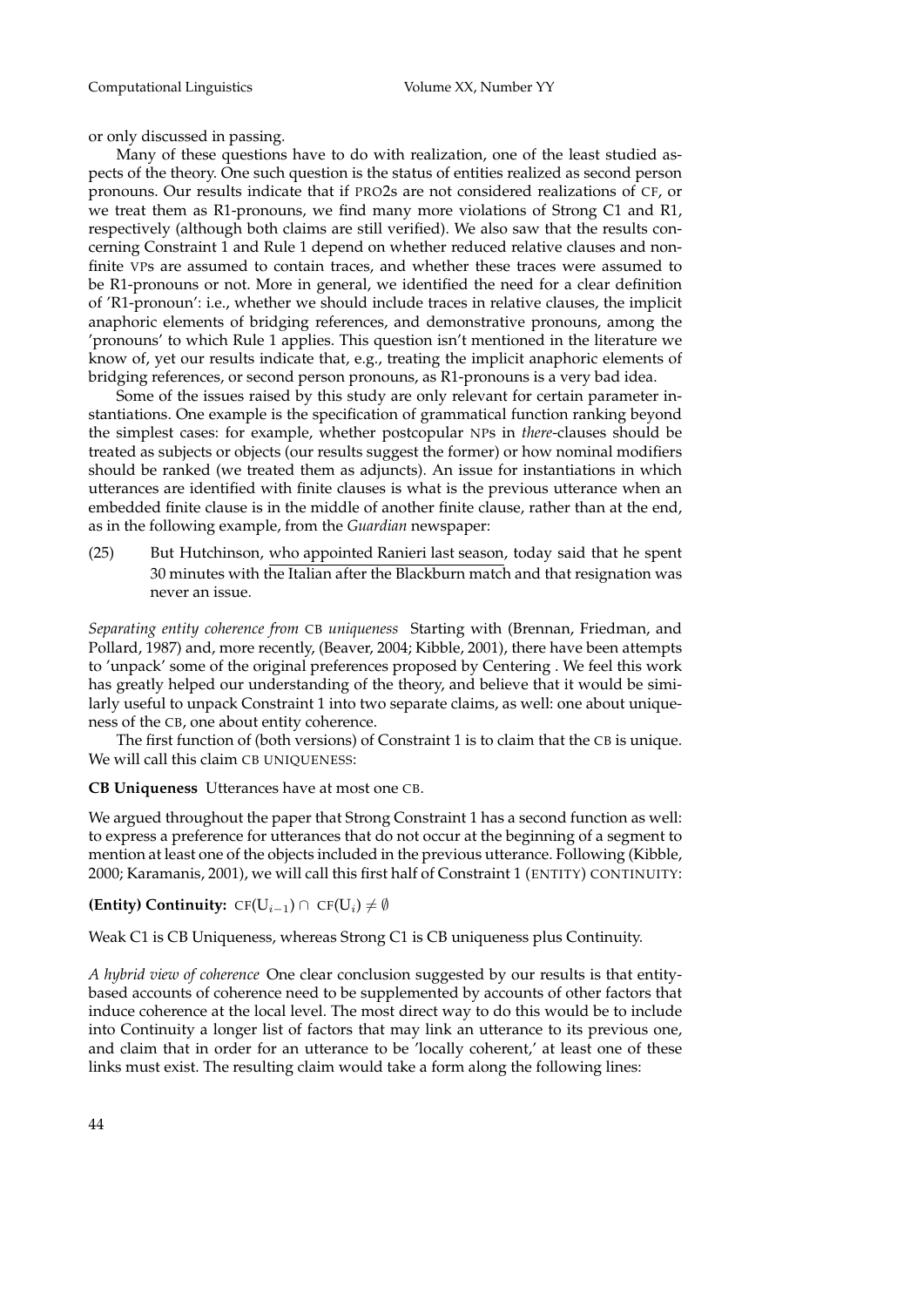or only discussed in passing.

Many of these questions have to do with realization, one of the least studied aspects of the theory. One such question is the status of entities realized as second person pronouns. Our results indicate that if PRO2s are not considered realizations of CF, or we treat them as R1-pronouns, we find many more violations of Strong C1 and R1, respectively (although both claims are still verified). We also saw that the results concerning Constraint 1 and Rule 1 depend on whether reduced relative clauses and non-finite VPs are assumed to contain traces, and whether these traces were assumed to be R1-pronouns or not. More in general, we identified the need for a clear definition of 'R1-pronoun': i.e., whether we should include traces in relative clauses, the implicit anaphoric elements of bridging references, and demonstrative pronouns, among the 'pronouns' to which Rule 1 applies. This question isn't mentioned in the literature we know of, yet our results indicate that, e.g., treating the implicit anaphoric elements of bridging references, or second person pronouns, as R1-pronouns is a very bad idea.

Some of the issues raised by this study are only relevant for certain parameter instantiations. One example is the specification of grammatical function ranking beyond the simplest cases: for example, whether postcopular NPs in *there*-clauses should be treated as subjects or objects (our results suggest the former) or how nominal modifiers should be ranked (we treated them as adjuncts). An issue for instantiations in which utterances are identified with finite clauses is what is the previous utterance when an embedded finite clause is in the middle of another finite clause, rather than at the end, as in the following example, from the *Guardian* newspaper:

(25) But Hutchinson, who appointed Ranieri last season, today said that he spent 30 minutes with the Italian after the Blackburn match and that resignation was never an issue.

*Separating entity coherence from* CB *uniqueness* Starting with (Brennan, Friedman, and Pollard, 1987) and, more recently, (Beaver, 2004; Kibble, 2001), there have been attempts to 'unpack' some of the original preferences proposed by Centering . We feel this work has greatly helped our understanding of the theory, and believe that it would be similarly useful to unpack Constraint 1 into two separate claims, as well: one about uniqueness of the CB, one about entity coherence.

The first function of (both versions) of Constraint 1 is to claim that the CB is unique. We will call this claim CB UNIQUENESS:

**CB Uniqueness** Utterances have at most one CB.

We argued throughout the paper that Strong Constraint 1 has a second function as well: to express a preference for utterances that do not occur at the beginning of a segment to mention at least one of the objects included in the previous utterance. Following (Kibble, 2000; Karamanis, 2001), we will call this first half of Constraint 1 (ENTITY) CONTINUITY:

**(Entity) Continuity:** $\text{CF}(U_{i-1}) \cap \text{CF}(U_i) \neq \emptyset$

Weak C1 is CB Uniqueness, whereas Strong C1 is CB uniqueness plus Continuity.

*A hybrid view of coherence* One clear conclusion suggested by our results is that entity-based accounts of coherence need to be supplemented by accounts of other factors that induce coherence at the local level. The most direct way to do this would be to include into Continuity a longer list of factors that may link an utterance to its previous one, and claim that in order for an utterance to be 'locally coherent,' at least one of these links must exist. The resulting claim would take a form along the following lines: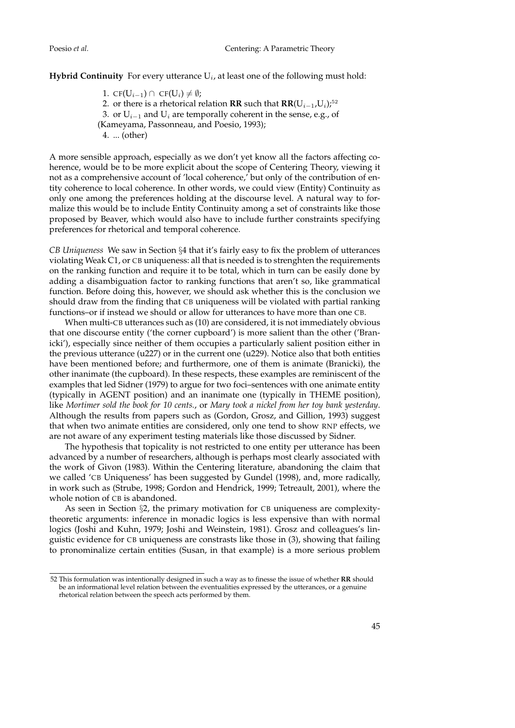**Hybrid Continuity** For every utterance $U_i$, at least one of the following must hold:

1. $\text{CF}(U_{i-1}) \cap \text{CF}(U_i) \neq \emptyset$;
2. or there is a rhetorical relation **RR** such that $\textbf{RR}(U_{i-1}, U_i)$;[52]
3. or $U_{i-1}$ and $U_i$ are temporally coherent in the sense, e.g., of (Kameyama, Passonneau, and Poesio, 1993);
4. ... (other)

A more sensible approach, especially as we don't yet know all the factors affecting coherence, would be to be more explicit about the scope of Centering Theory, viewing it not as a comprehensive account of 'local coherence,' but only of the contribution of entity coherence to local coherence. In other words, we could view (Entity) Continuity as only one among the preferences holding at the discourse level. A natural way to formalize this would be to include Entity Continuity among a set of constraints like those proposed by Beaver, which would also have to include further constraints specifying preferences for rhetorical and temporal coherence.

*CB Uniqueness* We saw in Section §4 that it's fairly easy to fix the problem of utterances violating Weak C1, or CB uniqueness: all that is needed is to strenghten the requirements on the ranking function and require it to be total, which in turn can be easily done by adding a disambiguation factor to ranking functions that aren't so, like grammatical function. Before doing this, however, we should ask whether this is the conclusion we should draw from the finding that CB uniqueness will be violated with partial ranking functions–or if instead we should or allow for utterances to have more than one CB.

When multi-CB utterances such as (10) are considered, it is not immediately obvious that one discourse entity ('the corner cupboard') is more salient than the other ('Branicki'), especially since neither of them occupies a particularly salient position either in the previous utterance (u227) or in the current one (u229). Notice also that both entities have been mentioned before; and furthermore, one of them is animate (Branicki), the other inanimate (the cupboard). In these respects, these examples are reminiscent of the examples that led Sidner (1979) to argue for two foci–sentences with one animate entity (typically in AGENT position) and an inanimate one (typically in THEME position), like *Mortimer sold the book for 10 cents.*, or *Mary took a nickel from her toy bank yesterday*. Although the results from papers such as (Gordon, Grosz, and Gillion, 1993) suggest that when two animate entities are considered, only one tend to show RNP effects, we are not aware of any experiment testing materials like those discussed by Sidner.

The hypothesis that topicality is not restricted to one entity per utterance has been advanced by a number of researchers, although is perhaps most clearly associated with the work of Givon (1983). Within the Centering literature, abandoning the claim that we called 'CB Uniqueness' has been suggested by Gundel (1998), and, more radically, in work such as (Strube, 1998; Gordon and Hendrick, 1999; Tetreault, 2001), where the whole notion of CB is abandoned.

As seen in Section §2, the primary motivation for CB uniqueness are complexity-theoretic arguments: inference in monadic logics is less expensive than with normal logics (Joshi and Kuhn, 1979; Joshi and Weinstein, 1981). Grosz and colleagues's linguistic evidence for CB uniqueness are constrasts like those in (3), showing that failing to pronominalize certain entities (Susan, in that example) is a more serious problem

[52] This formulation was intentionally designed in such a way as to finesse the issue of whether **RR** should be an informational level relation between the eventualities expressed by the utterances, or a genuine rhetorical relation between the speech acts performed by them.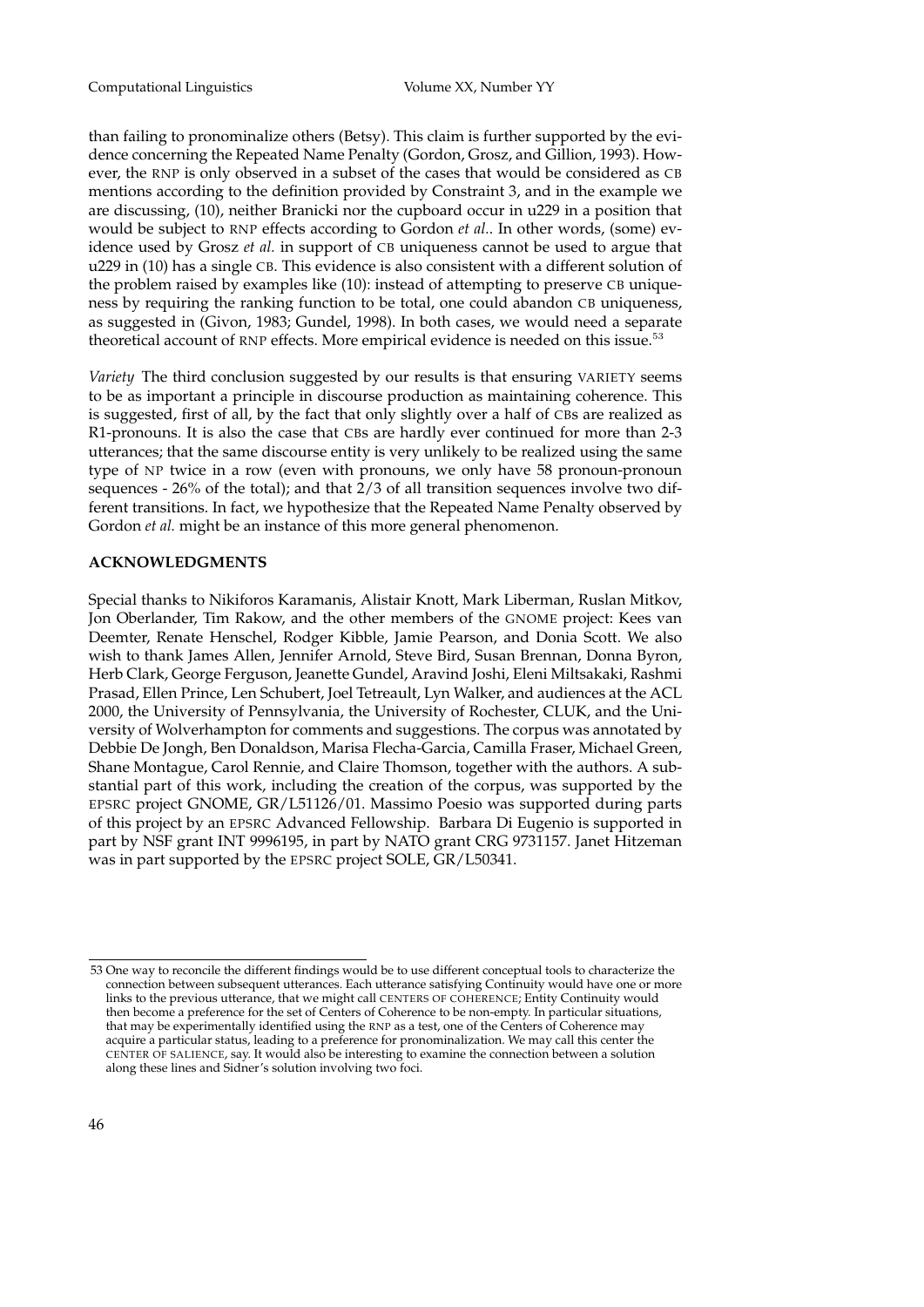than failing to pronominalize others (Betsy). This claim is further supported by the evidence concerning the Repeated Name Penalty (Gordon, Grosz, and Gillion, 1993). However, the RNP is only observed in a subset of the cases that would be considered as CB mentions according to the definition provided by Constraint 3, and in the example we are discussing, (10), neither Branicki nor the cupboard occur in u229 in a position that would be subject to RNP effects according to Gordon *et al.*. In other words, (some) evidence used by Grosz *et al.* in support of CB uniqueness cannot be used to argue that u229 in (10) has a single CB. This evidence is also consistent with a different solution of the problem raised by examples like (10): instead of attempting to preserve CB uniqueness by requiring the ranking function to be total, one could abandon CB uniqueness, as suggested in (Givon, 1983; Gundel, 1998). In both cases, we would need a separate theoretical account of RNP effects. More empirical evidence is needed on this issue.[53]

*Variety* The third conclusion suggested by our results is that ensuring VARIETY seems to be as important a principle in discourse production as maintaining coherence. This is suggested, first of all, by the fact that only slightly over a half of CBs are realized as R1-pronouns. It is also the case that CBs are hardly ever continued for more than 2-3 utterances; that the same discourse entity is very unlikely to be realized using the same type of NP twice in a row (even with pronouns, we only have 58 pronoun-pronoun sequences - 26% of the total); and that 2/3 of all transition sequences involve two different transitions. In fact, we hypothesize that the Repeated Name Penalty observed by Gordon *et al.* might be an instance of this more general phenomenon.

## ACKNOWLEDGMENTS

Special thanks to Nikiforos Karamanis, Alistair Knott, Mark Liberman, Ruslan Mitkov, Jon Oberlander, Tim Rakow, and the other members of the GNOME project: Kees van Deemter, Renate Henschel, Rodger Kibble, Jamie Pearson, and Donia Scott. We also wish to thank James Allen, Jennifer Arnold, Steve Bird, Susan Brennan, Donna Byron, Herb Clark, George Ferguson, Jeanette Gundel, Aravind Joshi, Eleni Miltsakaki, Rashmi Prasad, Ellen Prince, Len Schubert, Joel Tetreault, Lyn Walker, and audiences at the ACL 2000, the University of Pennsylvania, the University of Rochester, CLUK, and the University of Wolverhampton for comments and suggestions. The corpus was annotated by Debbie De Jongh, Ben Donaldson, Marisa Flecha-Garcia, Camilla Fraser, Michael Green, Shane Montague, Carol Rennie, and Claire Thomson, together with the authors. A substantial part of this work, including the creation of the corpus, was supported by the EPSRC project GNOME, GR/L51126/01. Massimo Poesio was supported during parts of this project by an EPSRC Advanced Fellowship. Barbara Di Eugenio is supported in part by NSF grant INT 9996195, in part by NATO grant CRG 9731157. Janet Hitzeman was in part supported by the EPSRC project SOLE, GR/L50341.

---

53 One way to reconcile the different findings would be to use different conceptual tools to characterize the connection between subsequent utterances. Each utterance satisfying Continuity would have one or more links to the previous utterance, that we might call CENTERS OF COHERENCE; Entity Continuity would then become a preference for the set of Centers of Coherence to be non-empty. In particular situations, that may be experimentally identified using the RNP as a test, one of the Centers of Coherence may acquire a particular status, leading to a preference for pronominalization. We may call this center the CENTER OF SALIENCE, say. It would also be interesting to examine the connection between a solution along these lines and Sidner's solution involving two foci.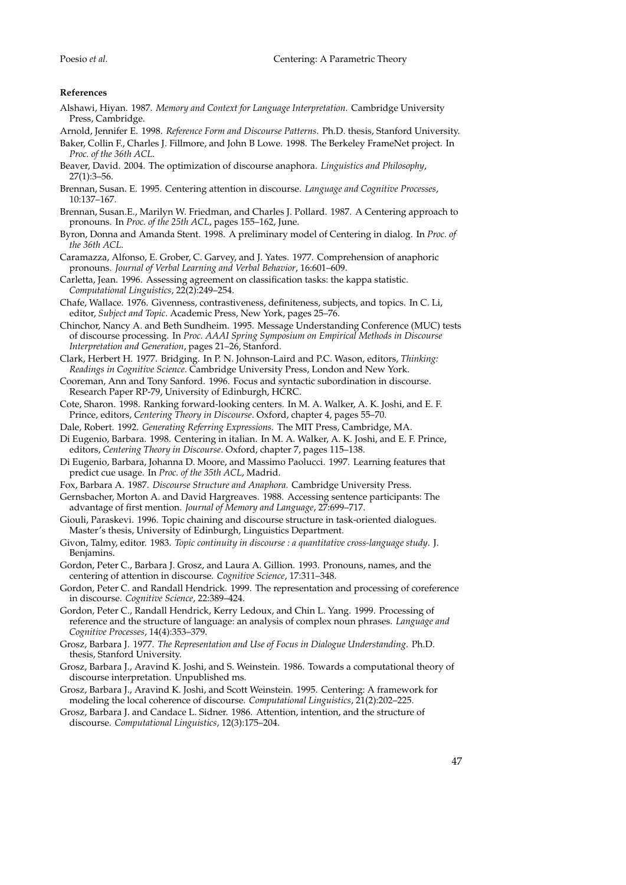**References**

Alshawi, Hiyan. 1987. *Memory and Context for Language Interpretation*. Cambridge University Press, Cambridge.

Arnold, Jennifer E. 1998. *Reference Form and Discourse Patterns*. Ph.D. thesis, Stanford University.

Baker, Collin F., Charles J. Fillmore, and John B Lowe. 1998. The Berkeley FrameNet project. In *Proc. of the 36th ACL*.

Beaver, David. 2004. The optimization of discourse anaphora. *Linguistics and Philosophy*, 27(1):3–56.

Brennan, Susan. E. 1995. Centering attention in discourse. *Language and Cognitive Processes*, 10:137–167.

Brennan, Susan.E., Marilyn W. Friedman, and Charles J. Pollard. 1987. A Centering approach to pronouns. In *Proc. of the 25th ACL*, pages 155–162, June.

Byron, Donna and Amanda Stent. 1998. A preliminary model of Centering in dialog. In *Proc. of the 36th ACL*.

Caramazza, Alfonso, E. Grober, C. Garvey, and J. Yates. 1977. Comprehension of anaphoric pronouns. *Journal of Verbal Learning and Verbal Behavior*, 16:601–609.

Carletta, Jean. 1996. Assessing agreement on classification tasks: the kappa statistic. *Computational Linguistics*, 22(2):249–254.

Chafe, Wallace. 1976. Givenness, contrastiveness, definiteness, subjects, and topics. In C. Li, editor, *Subject and Topic*. Academic Press, New York, pages 25–76.

Chinchor, Nancy A. and Beth Sundheim. 1995. Message Understanding Conference (MUC) tests of discourse processing. In *Proc. AAAI Spring Symposium on Empirical Methods in Discourse Interpretation and Generation*, pages 21–26, Stanford.

Clark, Herbert H. 1977. Bridging. In P. N. Johnson-Laird and P.C. Wason, editors, *Thinking: Readings in Cognitive Science*. Cambridge University Press, London and New York.

Cooreman, Ann and Tony Sanford. 1996. Focus and syntactic subordination in discourse. Research Paper RP-79, University of Edinburgh, HCRC.

Cote, Sharon. 1998. Ranking forward-looking centers. In M. A. Walker, A. K. Joshi, and E. F. Prince, editors, *Centering Theory in Discourse*. Oxford, chapter 4, pages 55–70.

Dale, Robert. 1992. *Generating Referring Expressions*. The MIT Press, Cambridge, MA.

Di Eugenio, Barbara. 1998. Centering in italian. In M. A. Walker, A. K. Joshi, and E. F. Prince, editors, *Centering Theory in Discourse*. Oxford, chapter 7, pages 115–138.

Di Eugenio, Barbara, Johanna D. Moore, and Massimo Paolucci. 1997. Learning features that predict cue usage. In *Proc. of the 35th ACL*, Madrid.

Fox, Barbara A. 1987. *Discourse Structure and Anaphora*. Cambridge University Press.

Gernsbacher, Morton A. and David Hargreaves. 1988. Accessing sentence participants: The advantage of first mention. *Journal of Memory and Language*, 27:699–717.

Giouli, Paraskevi. 1996. Topic chaining and discourse structure in task-oriented dialogues. Master's thesis, University of Edinburgh, Linguistics Department.

Givon, Talmy, editor. 1983. *Topic continuity in discourse : a quantitative cross-language study*. J. Benjamins.

Gordon, Peter C., Barbara J. Grosz, and Laura A. Gillion. 1993. Pronouns, names, and the centering of attention in discourse. *Cognitive Science*, 17:311–348.

Gordon, Peter C. and Randall Hendrick. 1999. The representation and processing of coreference in discourse. *Cognitive Science*, 22:389–424.

Gordon, Peter C., Randall Hendrick, Kerry Ledoux, and Chin L. Yang. 1999. Processing of reference and the structure of language: an analysis of complex noun phrases. *Language and Cognitive Processes*, 14(4):353–379.

Grosz, Barbara J. 1977. *The Representation and Use of Focus in Dialogue Understanding*. Ph.D. thesis, Stanford University.

Grosz, Barbara J., Aravind K. Joshi, and S. Weinstein. 1986. Towards a computational theory of discourse interpretation. Unpublished ms.

Grosz, Barbara J., Aravind K. Joshi, and Scott Weinstein. 1995. Centering: A framework for modeling the local coherence of discourse. *Computational Linguistics*, 21(2):202–225.

Grosz, Barbara J. and Candace L. Sidner. 1986. Attention, intention, and the structure of discourse. *Computational Linguistics*, 12(3):175–204.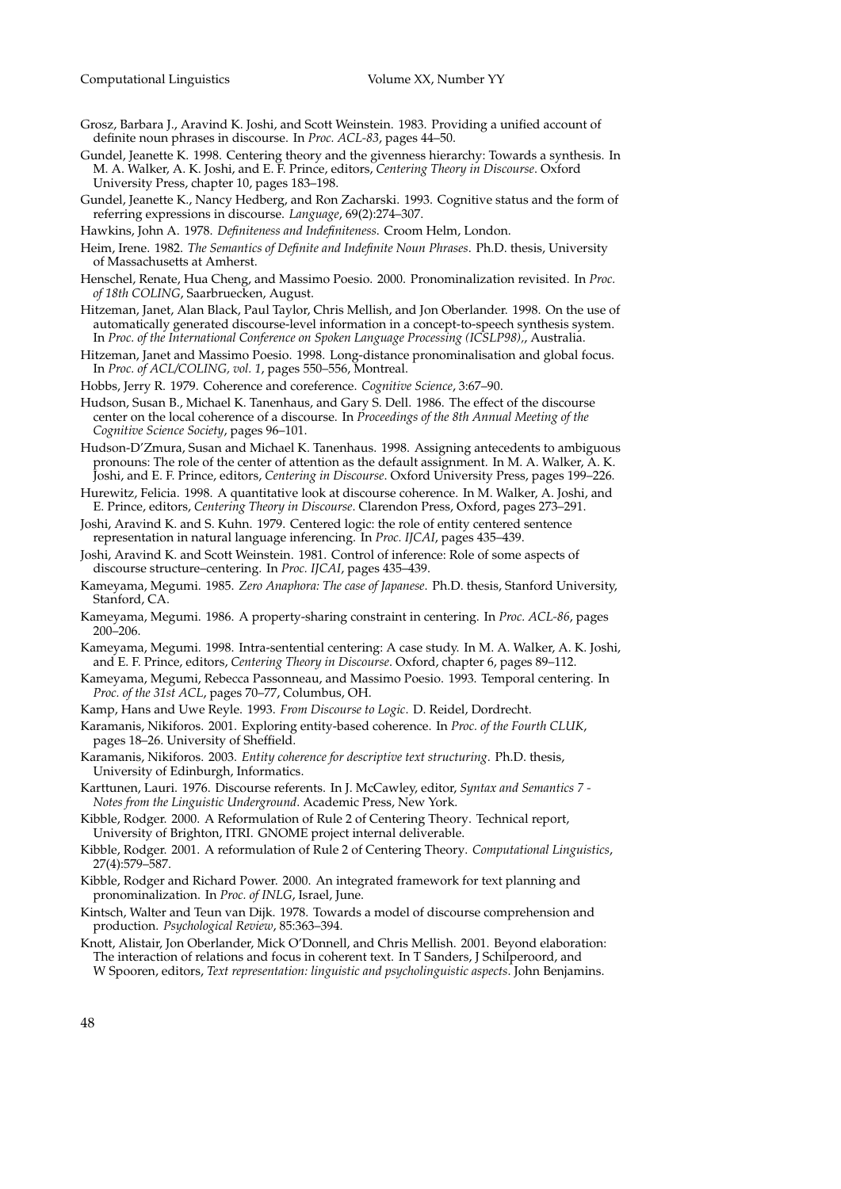Grosz, Barbara J., Aravind K. Joshi, and Scott Weinstein. 1983. Providing a unified account of definite noun phrases in discourse. In *Proc. ACL-83*, pages 44–50.

Gundel, Jeanette K. 1998. Centering theory and the givenness hierarchy: Towards a synthesis. In M. A. Walker, A. K. Joshi, and E. F. Prince, editors, *Centering Theory in Discourse*. Oxford University Press, chapter 10, pages 183–198.

Gundel, Jeanette K., Nancy Hedberg, and Ron Zacharski. 1993. Cognitive status and the form of referring expressions in discourse. *Language*, 69(2):274–307.

Hawkins, John A. 1978. *Definiteness and Indefiniteness*. Croom Helm, London.

Heim, Irene. 1982. *The Semantics of Definite and Indefinite Noun Phrases*. Ph.D. thesis, University of Massachusetts at Amherst.

Henschel, Renate, Hua Cheng, and Massimo Poesio. 2000. Pronominalization revisited. In *Proc. of 18th COLING*, Saarbruecken, August.

Hitzeman, Janet, Alan Black, Paul Taylor, Chris Mellish, and Jon Oberlander. 1998. On the use of automatically generated discourse-level information in a concept-to-speech synthesis system. In *Proc. of the International Conference on Spoken Language Processing (ICSLP98),*, Australia.

Hitzeman, Janet and Massimo Poesio. 1998. Long-distance pronominalisation and global focus. In *Proc. of ACL/COLING, vol. 1*, pages 550–556, Montreal.

Hobbs, Jerry R. 1979. Coherence and coreference. *Cognitive Science*, 3:67–90.

Hudson, Susan B., Michael K. Tanenhaus, and Gary S. Dell. 1986. The effect of the discourse center on the local coherence of a discourse. In *Proceedings of the 8th Annual Meeting of the Cognitive Science Society*, pages 96–101.

Hudson-D'Zmura, Susan and Michael K. Tanenhaus. 1998. Assigning antecedents to ambiguous pronouns: The role of the center of attention as the default assignment. In M. A. Walker, A. K. Joshi, and E. F. Prince, editors, *Centering in Discourse*. Oxford University Press, pages 199–226.

Hurewitz, Felicia. 1998. A quantitative look at discourse coherence. In M. Walker, A. Joshi, and E. Prince, editors, *Centering Theory in Discourse*. Clarendon Press, Oxford, pages 273–291.

Joshi, Aravind K. and S. Kuhn. 1979. Centered logic: the role of entity centered sentence representation in natural language inferencing. In *Proc. IJCAI*, pages 435–439.

Joshi, Aravind K. and Scott Weinstein. 1981. Control of inference: Role of some aspects of discourse structure–centering. In *Proc. IJCAI*, pages 435–439.

Kameyama, Megumi. 1985. *Zero Anaphora: The case of Japanese*. Ph.D. thesis, Stanford University, Stanford, CA.

Kameyama, Megumi. 1986. A property-sharing constraint in centering. In *Proc. ACL-86*, pages 200–206.

Kameyama, Megumi. 1998. Intra-sentential centering: A case study. In M. A. Walker, A. K. Joshi, and E. F. Prince, editors, *Centering Theory in Discourse*. Oxford, chapter 6, pages 89–112.

Kameyama, Megumi, Rebecca Passonneau, and Massimo Poesio. 1993. Temporal centering. In *Proc. of the 31st ACL*, pages 70–77, Columbus, OH.

Kamp, Hans and Uwe Reyle. 1993. *From Discourse to Logic*. D. Reidel, Dordrecht.

Karamanis, Nikiforos. 2001. Exploring entity-based coherence. In *Proc. of the Fourth CLUK*, pages 18–26. University of Sheffield.

Karamanis, Nikiforos. 2003. *Entity coherence for descriptive text structuring*. Ph.D. thesis, University of Edinburgh, Informatics.

Karttunen, Lauri. 1976. Discourse referents. In J. McCawley, editor, *Syntax and Semantics 7 - Notes from the Linguistic Underground*. Academic Press, New York.

Kibble, Rodger. 2000. A Reformulation of Rule 2 of Centering Theory. Technical report, University of Brighton, ITRI. GNOME project internal deliverable.

Kibble, Rodger. 2001. A reformulation of Rule 2 of Centering Theory. *Computational Linguistics*, 27(4):579–587.

Kibble, Rodger and Richard Power. 2000. An integrated framework for text planning and pronominalization. In *Proc. of INLG*, Israel, June.

Kintsch, Walter and Teun van Dijk. 1978. Towards a model of discourse comprehension and production. *Psychological Review*, 85:363–394.

Knott, Alistair, Jon Oberlander, Mick O'Donnell, and Chris Mellish. 2001. Beyond elaboration: The interaction of relations and focus in coherent text. In T Sanders, J Schilperoord, and W Spooren, editors, *Text representation: linguistic and psycholinguistic aspects*. John Benjamins.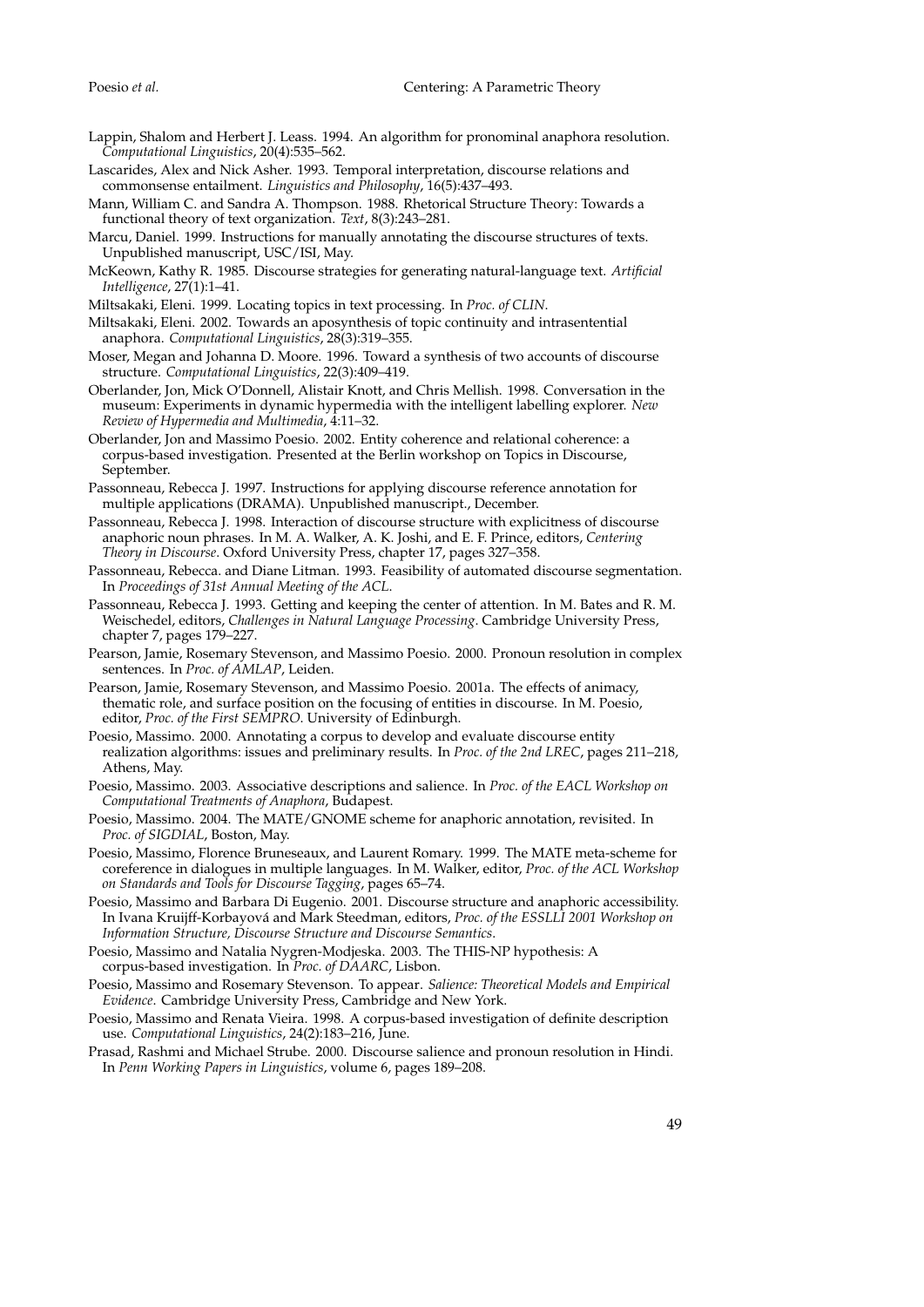Lappin, Shalom and Herbert J. Leass. 1994. An algorithm for pronominal anaphora resolution. *Computational Linguistics*, 20(4):535–562.

Lascarides, Alex and Nick Asher. 1993. Temporal interpretation, discourse relations and commonsense entailment. *Linguistics and Philosophy*, 16(5):437–493.

Mann, William C. and Sandra A. Thompson. 1988. Rhetorical Structure Theory: Towards a functional theory of text organization. *Text*, 8(3):243–281.

Marcu, Daniel. 1999. Instructions for manually annotating the discourse structures of texts. Unpublished manuscript, USC/ISI, May.

McKeown, Kathy R. 1985. Discourse strategies for generating natural-language text. *Artificial Intelligence*, 27(1):1–41.

Miltsakaki, Eleni. 1999. Locating topics in text processing. In *Proc. of CLIN*.

Miltsakaki, Eleni. 2002. Towards an aposynthesis of topic continuity and intrasentential anaphora. *Computational Linguistics*, 28(3):319–355.

Moser, Megan and Johanna D. Moore. 1996. Toward a synthesis of two accounts of discourse structure. *Computational Linguistics*, 22(3):409–419.

Oberlander, Jon, Mick O'Donnell, Alistair Knott, and Chris Mellish. 1998. Conversation in the museum: Experiments in dynamic hypermedia with the intelligent labelling explorer. *New Review of Hypermedia and Multimedia*, 4:11–32.

Oberlander, Jon and Massimo Poesio. 2002. Entity coherence and relational coherence: a corpus-based investigation. Presented at the Berlin workshop on Topics in Discourse, September.

Passonneau, Rebecca J. 1997. Instructions for applying discourse reference annotation for multiple applications (DRAMA). Unpublished manuscript., December.

Passonneau, Rebecca J. 1998. Interaction of discourse structure with explicitness of discourse anaphoric noun phrases. In M. A. Walker, A. K. Joshi, and E. F. Prince, editors, *Centering Theory in Discourse*. Oxford University Press, chapter 17, pages 327–358.

Passonneau, Rebecca. and Diane Litman. 1993. Feasibility of automated discourse segmentation. In *Proceedings of 31st Annual Meeting of the ACL*.

Passonneau, Rebecca J. 1993. Getting and keeping the center of attention. In M. Bates and R. M. Weischedel, editors, *Challenges in Natural Language Processing*. Cambridge University Press, chapter 7, pages 179–227.

Pearson, Jamie, Rosemary Stevenson, and Massimo Poesio. 2000. Pronoun resolution in complex sentences. In *Proc. of AMLAP*, Leiden.

Pearson, Jamie, Rosemary Stevenson, and Massimo Poesio. 2001a. The effects of animacy, thematic role, and surface position on the focusing of entities in discourse. In M. Poesio, editor, *Proc. of the First SEMPRO*. University of Edinburgh.

Poesio, Massimo. 2000. Annotating a corpus to develop and evaluate discourse entity realization algorithms: issues and preliminary results. In *Proc. of the 2nd LREC*, pages 211–218, Athens, May.

Poesio, Massimo. 2003. Associative descriptions and salience. In *Proc. of the EACL Workshop on Computational Treatments of Anaphora*, Budapest.

Poesio, Massimo. 2004. The MATE/GNOME scheme for anaphoric annotation, revisited. In *Proc. of SIGDIAL*, Boston, May.

Poesio, Massimo, Florence Bruneseaux, and Laurent Romary. 1999. The MATE meta-scheme for coreference in dialogues in multiple languages. In M. Walker, editor, *Proc. of the ACL Workshop on Standards and Tools for Discourse Tagging*, pages 65–74.

Poesio, Massimo and Barbara Di Eugenio. 2001. Discourse structure and anaphoric accessibility. In Ivana Kruijff-Korbayová and Mark Steedman, editors, *Proc. of the ESSLLI 2001 Workshop on Information Structure, Discourse Structure and Discourse Semantics*.

Poesio, Massimo and Natalia Nygren-Modjeska. 2003. The THIS-NP hypothesis: A corpus-based investigation. In *Proc. of DAARC*, Lisbon.

Poesio, Massimo and Rosemary Stevenson. To appear. *Salience: Theoretical Models and Empirical Evidence*. Cambridge University Press, Cambridge and New York.

Poesio, Massimo and Renata Vieira. 1998. A corpus-based investigation of definite description use. *Computational Linguistics*, 24(2):183–216, June.

Prasad, Rashmi and Michael Strube. 2000. Discourse salience and pronoun resolution in Hindi. In *Penn Working Papers in Linguistics*, volume 6, pages 189–208.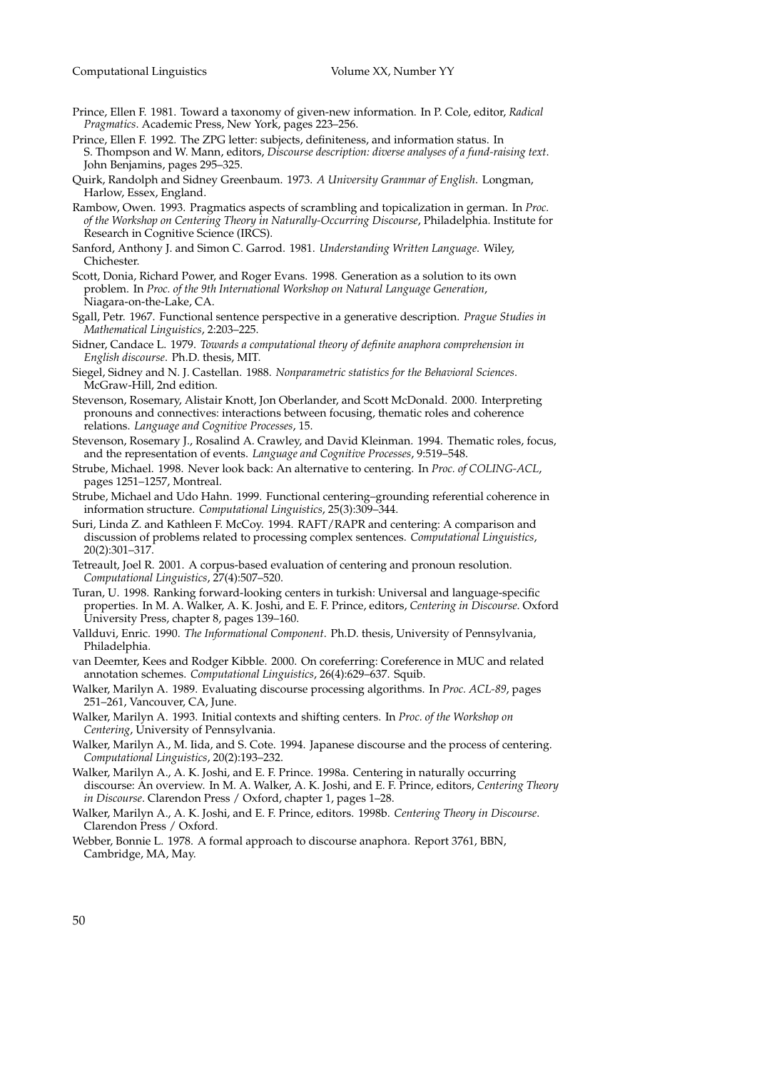Prince, Ellen F. 1981. Toward a taxonomy of given-new information. In P. Cole, editor, *Radical Pragmatics*. Academic Press, New York, pages 223–256.

Prince, Ellen F. 1992. The ZPG letter: subjects, definiteness, and information status. In S. Thompson and W. Mann, editors, *Discourse description: diverse analyses of a fund-raising text*. John Benjamins, pages 295–325.

Quirk, Randolph and Sidney Greenbaum. 1973. *A University Grammar of English*. Longman, Harlow, Essex, England.

Rambow, Owen. 1993. Pragmatics aspects of scrambling and topicalization in german. In *Proc. of the Workshop on Centering Theory in Naturally-Occurring Discourse*, Philadelphia. Institute for Research in Cognitive Science (IRCS).

Sanford, Anthony J. and Simon C. Garrod. 1981. *Understanding Written Language*. Wiley, Chichester.

Scott, Donia, Richard Power, and Roger Evans. 1998. Generation as a solution to its own problem. In *Proc. of the 9th International Workshop on Natural Language Generation*, Niagara-on-the-Lake, CA.

Sgall, Petr. 1967. Functional sentence perspective in a generative description. *Prague Studies in Mathematical Linguistics*, 2:203–225.

Sidner, Candace L. 1979. *Towards a computational theory of definite anaphora comprehension in English discourse*. Ph.D. thesis, MIT.

Siegel, Sidney and N. J. Castellan. 1988. *Nonparametric statistics for the Behavioral Sciences*. McGraw-Hill, 2nd edition.

Stevenson, Rosemary, Alistair Knott, Jon Oberlander, and Scott McDonald. 2000. Interpreting pronouns and connectives: interactions between focusing, thematic roles and coherence relations. *Language and Cognitive Processes*, 15.

Stevenson, Rosemary J., Rosalind A. Crawley, and David Kleinman. 1994. Thematic roles, focus, and the representation of events. *Language and Cognitive Processes*, 9:519–548.

Strube, Michael. 1998. Never look back: An alternative to centering. In *Proc. of COLING-ACL*, pages 1251–1257, Montreal.

Strube, Michael and Udo Hahn. 1999. Functional centering–grounding referential coherence in information structure. *Computational Linguistics*, 25(3):309–344.

Suri, Linda Z. and Kathleen F. McCoy. 1994. RAFT/RAPR and centering: A comparison and discussion of problems related to processing complex sentences. *Computational Linguistics*, 20(2):301–317.

Tetreault, Joel R. 2001. A corpus-based evaluation of centering and pronoun resolution. *Computational Linguistics*, 27(4):507–520.

Turan, U. 1998. Ranking forward-looking centers in turkish: Universal and language-specific properties. In M. A. Walker, A. K. Joshi, and E. F. Prince, editors, *Centering in Discourse*. Oxford University Press, chapter 8, pages 139–160.

Vallduvi, Enric. 1990. *The Informational Component*. Ph.D. thesis, University of Pennsylvania, Philadelphia.

van Deemter, Kees and Rodger Kibble. 2000. On coreferring: Coreference in MUC and related annotation schemes. *Computational Linguistics*, 26(4):629–637. Squib.

Walker, Marilyn A. 1989. Evaluating discourse processing algorithms. In *Proc. ACL-89*, pages 251–261, Vancouver, CA, June.

Walker, Marilyn A. 1993. Initial contexts and shifting centers. In *Proc. of the Workshop on Centering*, University of Pennsylvania.

Walker, Marilyn A., M. Iida, and S. Cote. 1994. Japanese discourse and the process of centering. *Computational Linguistics*, 20(2):193–232.

Walker, Marilyn A., A. K. Joshi, and E. F. Prince. 1998a. Centering in naturally occurring discourse: An overview. In M. A. Walker, A. K. Joshi, and E. F. Prince, editors, *Centering Theory in Discourse*. Clarendon Press / Oxford, chapter 1, pages 1–28.

Walker, Marilyn A., A. K. Joshi, and E. F. Prince, editors. 1998b. *Centering Theory in Discourse*. Clarendon Press / Oxford.

Webber, Bonnie L. 1978. A formal approach to discourse anaphora. Report 3761, BBN, Cambridge, MA, May.